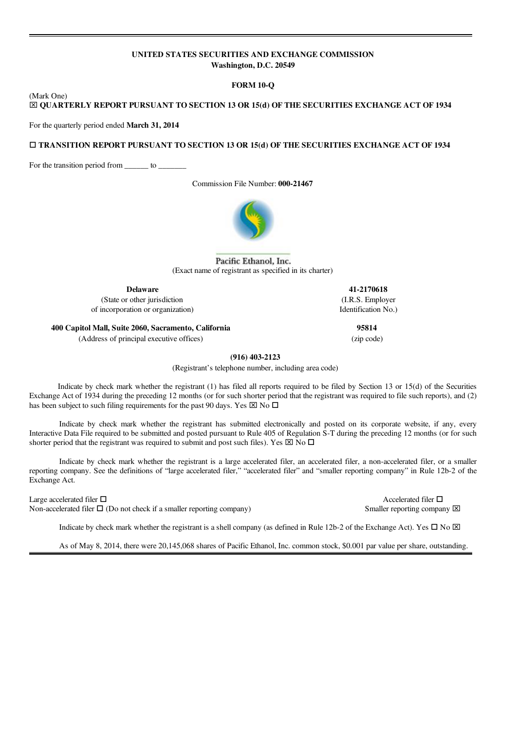**UNITED STATES SECURITIES AND EXCHANGE COMMISSION**
**Washington, D.C. 20549**

**FORM 10-Q**

(Mark One)

☒ **QUARTERLY REPORT PURSUANT TO SECTION 13 OR 15(d) OF THE SECURITIES EXCHANGE ACT OF 1934**

For the quarterly period ended **March 31, 2014**

☐ **TRANSITION REPORT PURSUANT TO SECTION 13 OR 15(d) OF THE SECURITIES EXCHANGE ACT OF 1934**

For the transition period from ______ to _______

Commission File Number: **000-21467**

Pacific Ethanol, Inc.
(Exact name of registrant as specified in its charter)

| **Delaware** | **41-2170618** |
|---|---|
| (State or other jurisdiction of incorporation or organization) | (I.R.S. Employer Identification No.) |
| **400 Capitol Mall, Suite 2060, Sacramento, California** | **95814** |
| (Address of principal executive offices) | (zip code) |

**(916) 403-2123**
(Registrant's telephone number, including area code)

Indicate by check mark whether the registrant (1) has filed all reports required to be filed by Section 13 or 15(d) of the Securities Exchange Act of 1934 during the preceding 12 months (or for such shorter period that the registrant was required to file such reports), and (2) has been subject to such filing requirements for the past 90 days. Yes ☒ No ☐

Indicate by check mark whether the registrant has submitted electronically and posted on its corporate website, if any, every Interactive Data File required to be submitted and posted pursuant to Rule 405 of Regulation S-T during the preceding 12 months (or for such shorter period that the registrant was required to submit and post such files). Yes ☒ No ☐

Indicate by check mark whether the registrant is a large accelerated filer, an accelerated filer, a non-accelerated filer, or a smaller reporting company. See the definitions of "large accelerated filer," "accelerated filer" and "smaller reporting company" in Rule 12b-2 of the Exchange Act.

| | |
|---|---|
| Large accelerated filer ☐ | Accelerated filer ☐ |
| Non-accelerated filer ☐ (Do not check if a smaller reporting company) | Smaller reporting company ☒ |

Indicate by check mark whether the registrant is a shell company (as defined in Rule 12b-2 of the Exchange Act). Yes ☐ No ☒

As of May 8, 2014, there were 20,145,068 shares of Pacific Ethanol, Inc. common stock, $0.001 par value per share, outstanding.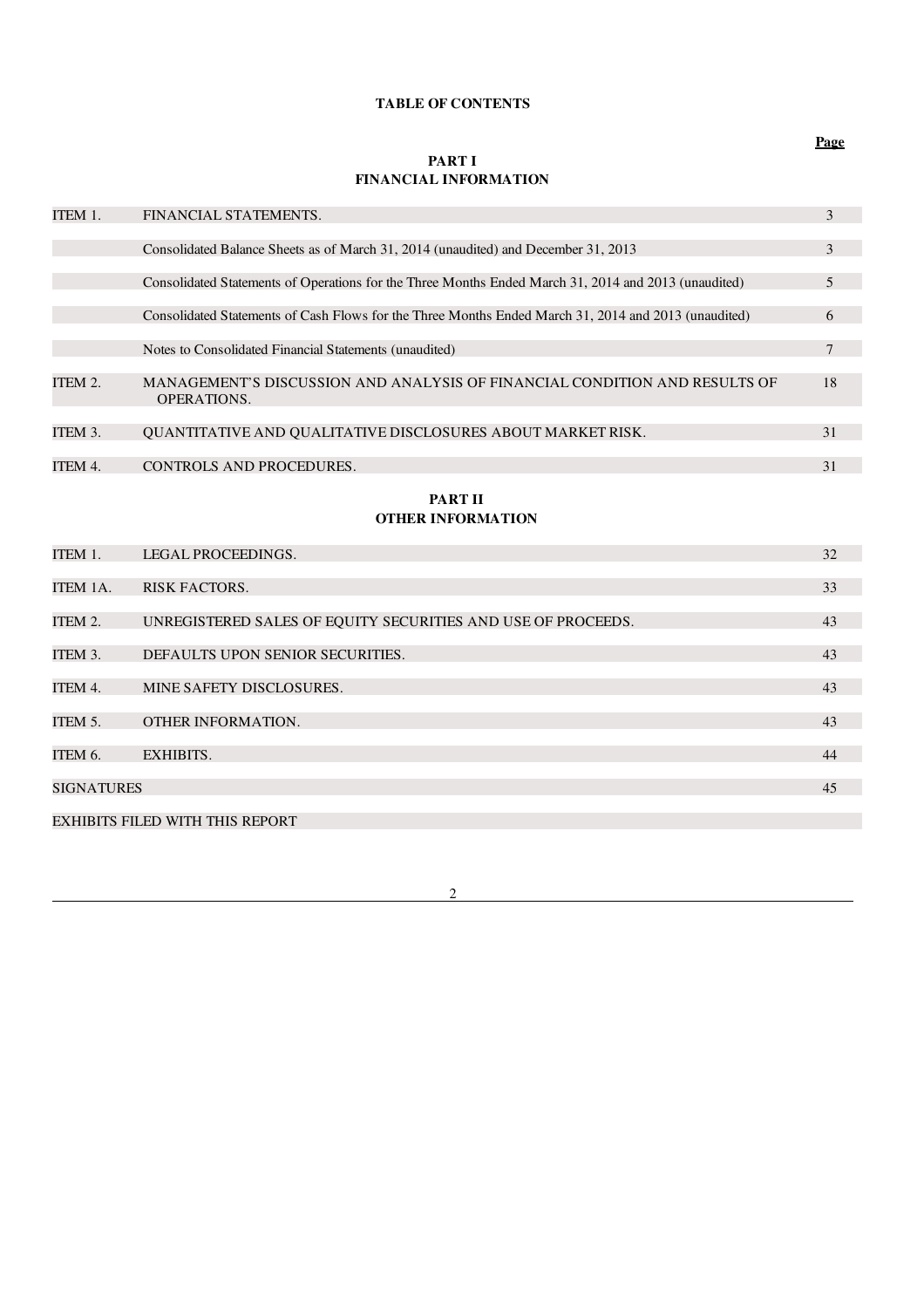# TABLE OF CONTENTS

## PART I
## FINANCIAL INFORMATION

| | | Page |
|---|---|---|
| ITEM 1. | FINANCIAL STATEMENTS. | 3 |
| | Consolidated Balance Sheets as of March 31, 2014 (unaudited) and December 31, 2013 | 3 |
| | Consolidated Statements of Operations for the Three Months Ended March 31, 2014 and 2013 (unaudited) | 5 |
| | Consolidated Statements of Cash Flows for the Three Months Ended March 31, 2014 and 2013 (unaudited) | 6 |
| | Notes to Consolidated Financial Statements (unaudited) | 7 |
| ITEM 2. | MANAGEMENT'S DISCUSSION AND ANALYSIS OF FINANCIAL CONDITION AND RESULTS OF OPERATIONS. | 18 |
| ITEM 3. | QUANTITATIVE AND QUALITATIVE DISCLOSURES ABOUT MARKET RISK. | 31 |
| ITEM 4. | CONTROLS AND PROCEDURES. | 31 |

## PART II
## OTHER INFORMATION

| | | Page |
|---|---|---|
| ITEM 1. | LEGAL PROCEEDINGS. | 32 |
| ITEM 1A. | RISK FACTORS. | 33 |
| ITEM 2. | UNREGISTERED SALES OF EQUITY SECURITIES AND USE OF PROCEEDS. | 43 |
| ITEM 3. | DEFAULTS UPON SENIOR SECURITIES. | 43 |
| ITEM 4. | MINE SAFETY DISCLOSURES. | 43 |
| ITEM 5. | OTHER INFORMATION. | 43 |
| ITEM 6. | EXHIBITS. | 44 |
| SIGNATURES | | 45 |
| EXHIBITS FILED WITH THIS REPORT | | |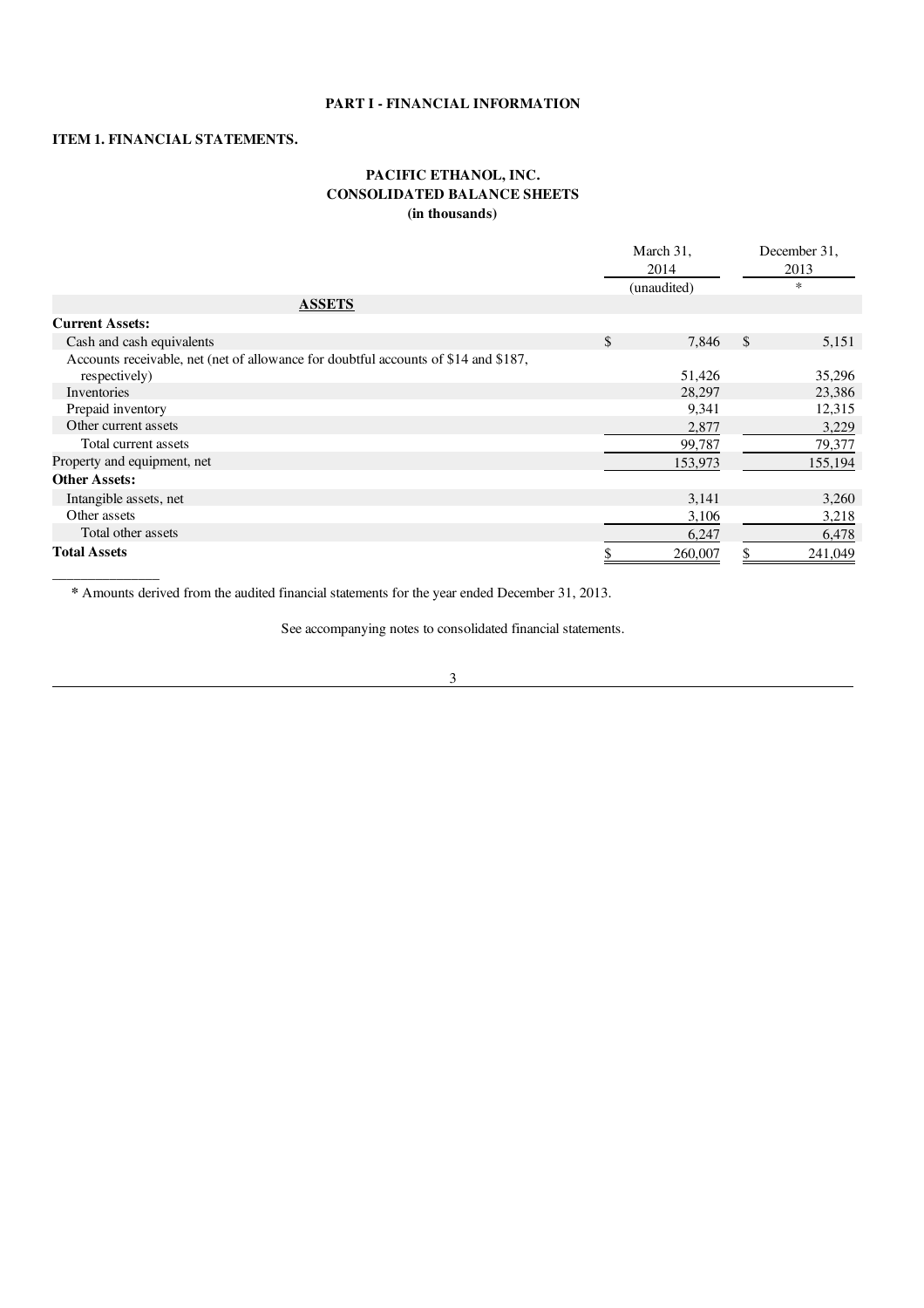# PART I - FINANCIAL INFORMATION

## ITEM 1. FINANCIAL STATEMENTS.

### PACIFIC ETHANOL, INC.
### CONSOLIDATED BALANCE SHEETS
### (in thousands)

| | March 31, 2014 (unaudited) | December 31, 2013 * |
|---|---|---|
| **ASSETS** | | |
| **Current Assets:** | | |
| Cash and cash equivalents | $ 7,846 | $ 5,151 |
| Accounts receivable, net (net of allowance for doubtful accounts of $14 and $187, respectively) | 51,426 | 35,296 |
| Inventories | 28,297 | 23,386 |
| Prepaid inventory | 9,341 | 12,315 |
| Other current assets | 2,877 | 3,229 |
| Total current assets | 99,787 | 79,377 |
| Property and equipment, net | 153,973 | 155,194 |
| **Other Assets:** | | |
| Intangible assets, net | 3,141 | 3,260 |
| Other assets | 3,106 | 3,218 |
| Total other assets | 6,247 | 6,478 |
| **Total Assets** | $ 260,007 | $ 241,049 |

---

**\*** Amounts derived from the audited financial statements for the year ended December 31, 2013.

See accompanying notes to consolidated financial statements.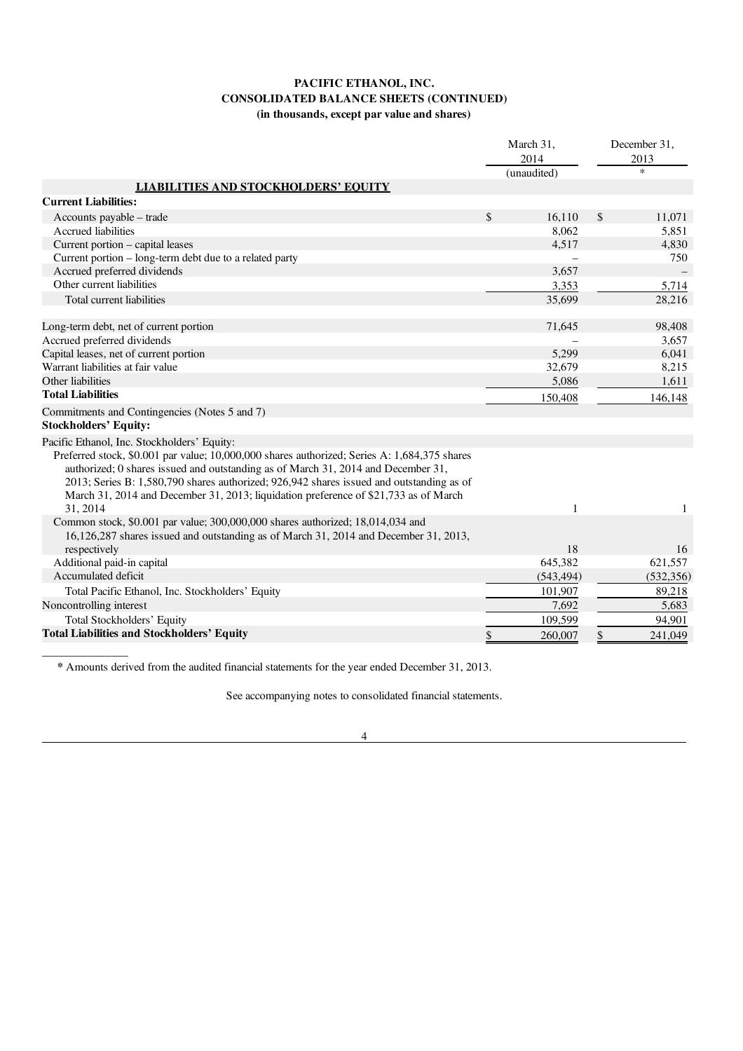# PACIFIC ETHANOL, INC.
## CONSOLIDATED BALANCE SHEETS (CONTINUED)
### (in thousands, except par value and shares)

| | March 31, 2014 (unaudited) | December 31, 2013 * |
|---|---|---|
| **LIABILITIES AND STOCKHOLDERS' EQUITY** | | |
| **Current Liabilities:** | | |
| Accounts payable – trade | $ 16,110 | $ 11,071 |
| Accrued liabilities | 8,062 | 5,851 |
| Current portion – capital leases | 4,517 | 4,830 |
| Current portion – long-term debt due to a related party | – | 750 |
| Accrued preferred dividends | 3,657 | – |
| Other current liabilities | 3,353 | 5,714 |
| Total current liabilities | 35,699 | 28,216 |
| | | |
| Long-term debt, net of current portion | 71,645 | 98,408 |
| Accrued preferred dividends | – | 3,657 |
| Capital leases, net of current portion | 5,299 | 6,041 |
| Warrant liabilities at fair value | 32,679 | 8,215 |
| Other liabilities | 5,086 | 1,611 |
| **Total Liabilities** | 150,408 | 146,148 |
| Commitments and Contingencies (Notes 5 and 7) | | |
| **Stockholders' Equity:** | | |
| Pacific Ethanol, Inc. Stockholders' Equity: | | |
| Preferred stock, $0.001 par value; 10,000,000 shares authorized; Series A: 1,684,375 shares authorized; 0 shares issued and outstanding as of March 31, 2014 and December 31, 2013; Series B: 1,580,790 shares authorized; 926,942 shares issued and outstanding as of March 31, 2014 and December 31, 2013; liquidation preference of $21,733 as of March 31, 2014 | 1 | 1 |
| Common stock, $0.001 par value; 300,000,000 shares authorized; 18,014,034 and 16,126,287 shares issued and outstanding as of March 31, 2014 and December 31, 2013, respectively | 18 | 16 |
| Additional paid-in capital | 645,382 | 621,557 |
| Accumulated deficit | (543,494) | (532,356) |
| Total Pacific Ethanol, Inc. Stockholders' Equity | 101,907 | 89,218 |
| Noncontrolling interest | 7,692 | 5,683 |
| Total Stockholders' Equity | 109,599 | 94,901 |
| **Total Liabilities and Stockholders' Equity** | $ 260,007 | $ 241,049 |

* Amounts derived from the audited financial statements for the year ended December 31, 2013.

See accompanying notes to consolidated financial statements.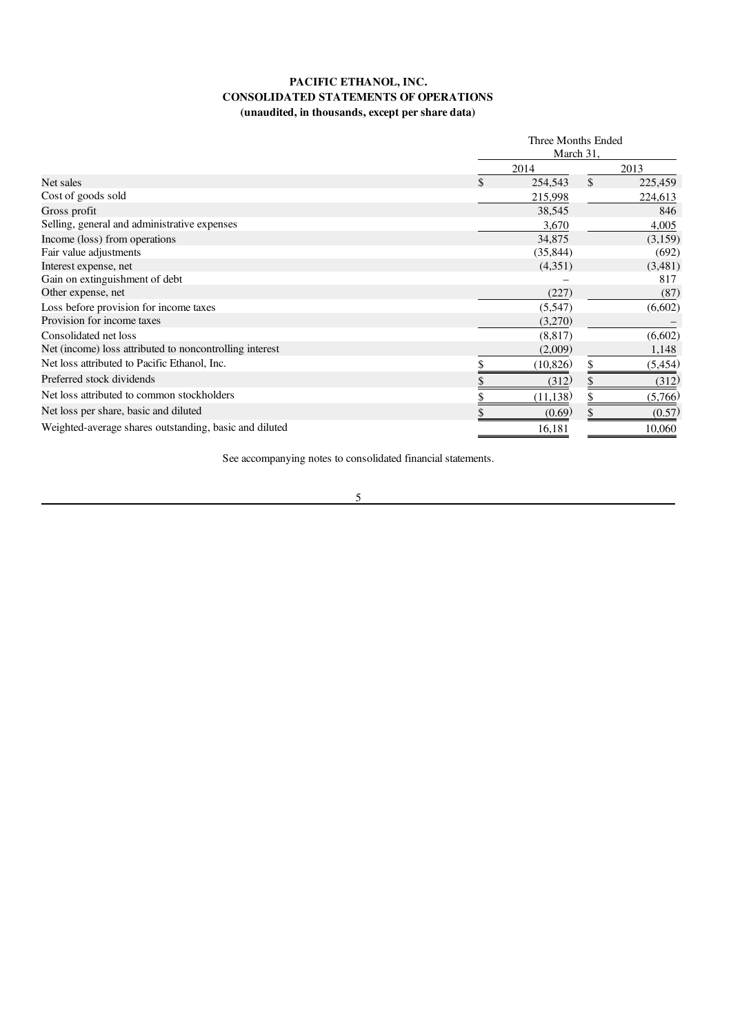**PACIFIC ETHANOL, INC.**
**CONSOLIDATED STATEMENTS OF OPERATIONS**
**(unaudited, in thousands, except per share data)**

| | Three Months Ended March 31, | |
|---|---|---|
| | 2014 | 2013 |
| Net sales | $ 254,543 | $ 225,459 |
| Cost of goods sold | 215,998 | 224,613 |
| Gross profit | 38,545 | 846 |
| Selling, general and administrative expenses | 3,670 | 4,005 |
| Income (loss) from operations | 34,875 | (3,159) |
| Fair value adjustments | (35,844) | (692) |
| Interest expense, net | (4,351) | (3,481) |
| Gain on extinguishment of debt | – | 817 |
| Other expense, net | (227) | (87) |
| Loss before provision for income taxes | (5,547) | (6,602) |
| Provision for income taxes | (3,270) | – |
| Consolidated net loss | (8,817) | (6,602) |
| Net (income) loss attributed to noncontrolling interest | (2,009) | 1,148 |
| Net loss attributed to Pacific Ethanol, Inc. | $ (10,826) | $ (5,454) |
| Preferred stock dividends | $ (312) | $ (312) |
| Net loss attributed to common stockholders | $ (11,138) | $ (5,766) |
| Net loss per share, basic and diluted | $ (0.69) | $ (0.57) |
| Weighted-average shares outstanding, basic and diluted | 16,181 | 10,060 |

See accompanying notes to consolidated financial statements.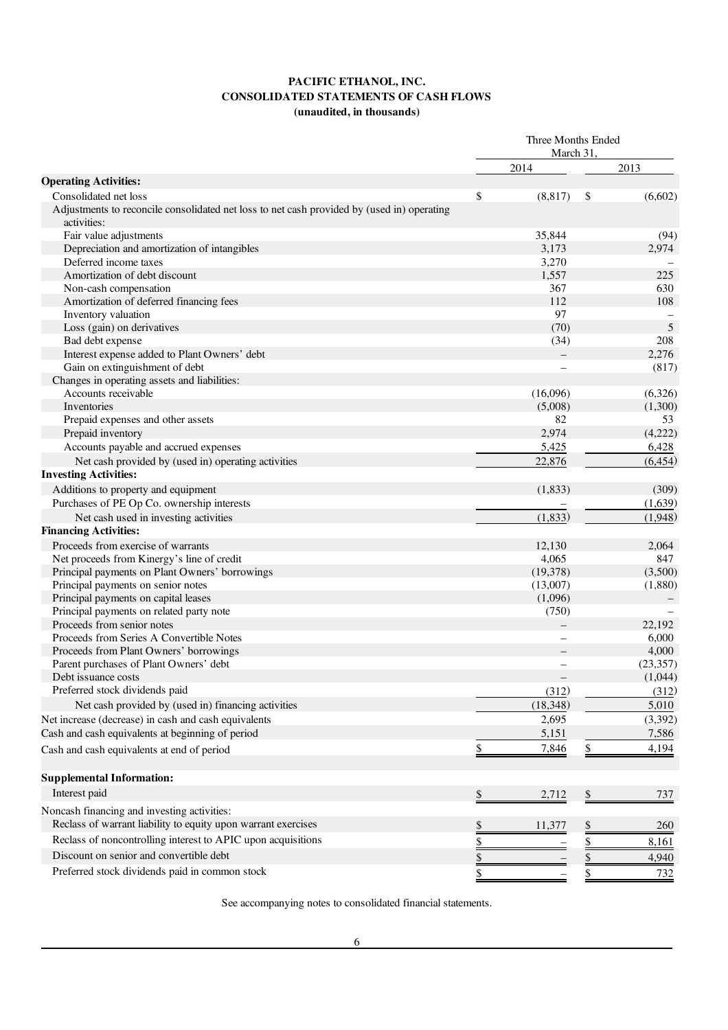**PACIFIC ETHANOL, INC.**
**CONSOLIDATED STATEMENTS OF CASH FLOWS**
**(unaudited, in thousands)**

| | Three Months Ended March 31, | |
|---|---|---|
| | 2014 | 2013 |
| **Operating Activities:** | | |
| Consolidated net loss | $ (8,817) | $ (6,602) |
| Adjustments to reconcile consolidated net loss to net cash provided by (used in) operating activities: | | |
| Fair value adjustments | 35,844 | (94) |
| Depreciation and amortization of intangibles | 3,173 | 2,974 |
| Deferred income taxes | 3,270 | – |
| Amortization of debt discount | 1,557 | 225 |
| Non-cash compensation | 367 | 630 |
| Amortization of deferred financing fees | 112 | 108 |
| Inventory valuation | 97 | – |
| Loss (gain) on derivatives | (70) | 5 |
| Bad debt expense | (34) | 208 |
| Interest expense added to Plant Owners' debt | – | 2,276 |
| Gain on extinguishment of debt | – | (817) |
| Changes in operating assets and liabilities: | | |
| Accounts receivable | (16,096) | (6,326) |
| Inventories | (5,008) | (1,300) |
| Prepaid expenses and other assets | 82 | 53 |
| Prepaid inventory | 2,974 | (4,222) |
| Accounts payable and accrued expenses | 5,425 | 6,428 |
| Net cash provided by (used in) operating activities | 22,876 | (6,454) |
| **Investing Activities:** | | |
| Additions to property and equipment | (1,833) | (309) |
| Purchases of PE Op Co. ownership interests | – | (1,639) |
| Net cash used in investing activities | (1,833) | (1,948) |
| **Financing Activities:** | | |
| Proceeds from exercise of warrants | 12,130 | 2,064 |
| Net proceeds from Kinergy's line of credit | 4,065 | 847 |
| Principal payments on Plant Owners' borrowings | (19,378) | (3,500) |
| Principal payments on senior notes | (13,007) | (1,880) |
| Principal payments on capital leases | (1,096) | – |
| Principal payments on related party note | (750) | – |
| Proceeds from senior notes | – | 22,192 |
| Proceeds from Series A Convertible Notes | – | 6,000 |
| Proceeds from Plant Owners' borrowings | – | 4,000 |
| Parent purchases of Plant Owners' debt | – | (23,357) |
| Debt issuance costs | – | (1,044) |
| Preferred stock dividends paid | (312) | (312) |
| Net cash provided by (used in) financing activities | (18,348) | 5,010 |
| Net increase (decrease) in cash and cash equivalents | 2,695 | (3,392) |
| Cash and cash equivalents at beginning of period | 5,151 | 7,586 |
| Cash and cash equivalents at end of period | $ 7,846 | $ 4,194 |
| | | |
| **Supplemental Information:** | | |
| Interest paid | $ 2,712 | $ 737 |
| Noncash financing and investing activities: | | |
| Reclass of warrant liability to equity upon warrant exercises | $ 11,377 | $ 260 |
| Reclass of noncontrolling interest to APIC upon acquisitions | $ – | $ 8,161 |
| Discount on senior and convertible debt | $ – | $ 4,940 |
| Preferred stock dividends paid in common stock | $ – | $ 732 |

See accompanying notes to consolidated financial statements.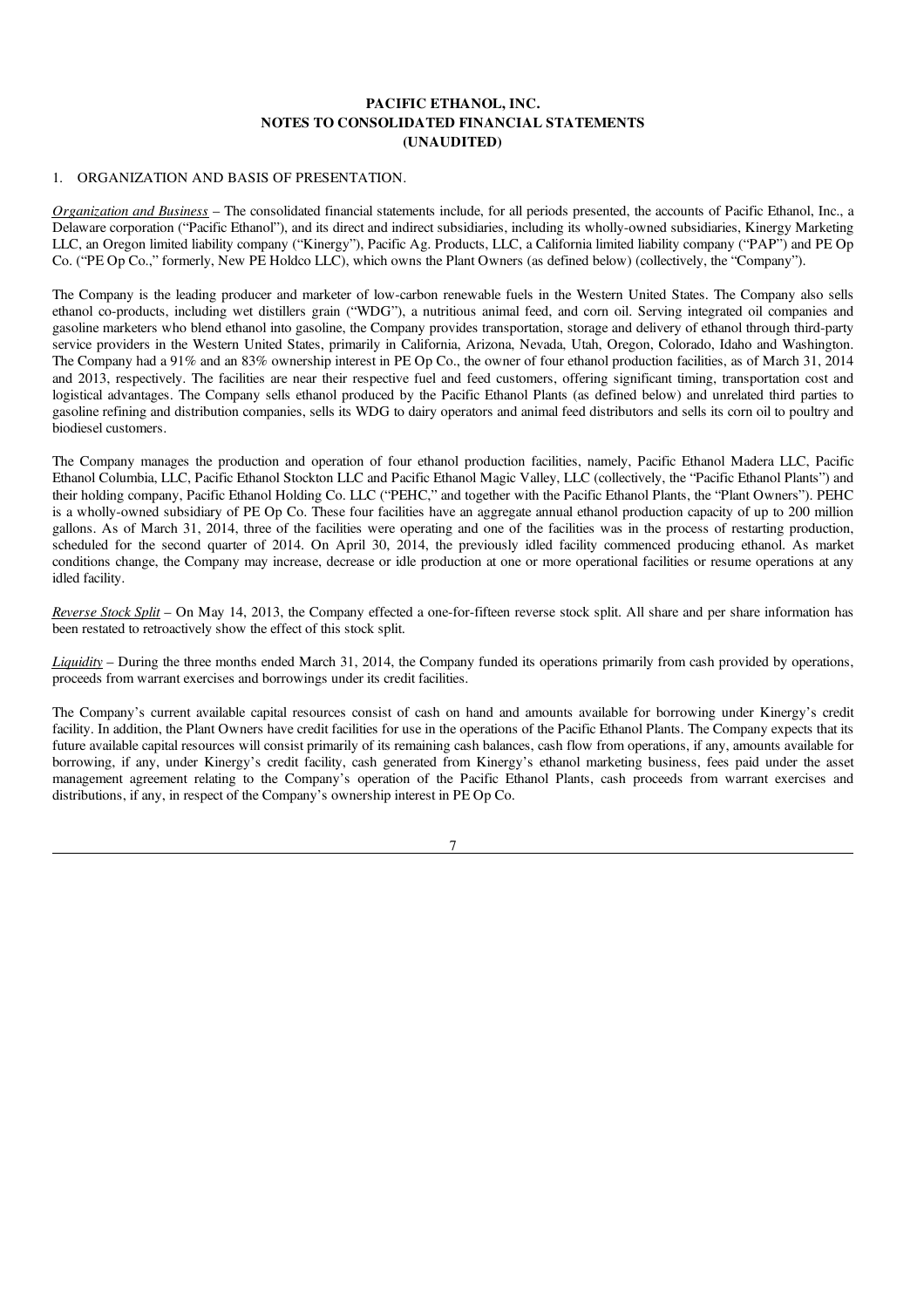**PACIFIC ETHANOL, INC.**
**NOTES TO CONSOLIDATED FINANCIAL STATEMENTS**
**(UNAUDITED)**

1. ORGANIZATION AND BASIS OF PRESENTATION.

*Organization and Business* – The consolidated financial statements include, for all periods presented, the accounts of Pacific Ethanol, Inc., a Delaware corporation ("Pacific Ethanol"), and its direct and indirect subsidiaries, including its wholly-owned subsidiaries, Kinergy Marketing LLC, an Oregon limited liability company ("Kinergy"), Pacific Ag. Products, LLC, a California limited liability company ("PAP") and PE Op Co. ("PE Op Co.," formerly, New PE Holdco LLC), which owns the Plant Owners (as defined below) (collectively, the "Company").

The Company is the leading producer and marketer of low-carbon renewable fuels in the Western United States. The Company also sells ethanol co-products, including wet distillers grain ("WDG"), a nutritious animal feed, and corn oil. Serving integrated oil companies and gasoline marketers who blend ethanol into gasoline, the Company provides transportation, storage and delivery of ethanol through third-party service providers in the Western United States, primarily in California, Arizona, Nevada, Utah, Oregon, Colorado, Idaho and Washington. The Company had a 91% and an 83% ownership interest in PE Op Co., the owner of four ethanol production facilities, as of March 31, 2014 and 2013, respectively. The facilities are near their respective fuel and feed customers, offering significant timing, transportation cost and logistical advantages. The Company sells ethanol produced by the Pacific Ethanol Plants (as defined below) and unrelated third parties to gasoline refining and distribution companies, sells its WDG to dairy operators and animal feed distributors and sells its corn oil to poultry and biodiesel customers.

The Company manages the production and operation of four ethanol production facilities, namely, Pacific Ethanol Madera LLC, Pacific Ethanol Columbia, LLC, Pacific Ethanol Stockton LLC and Pacific Ethanol Magic Valley, LLC (collectively, the "Pacific Ethanol Plants") and their holding company, Pacific Ethanol Holding Co. LLC ("PEHC," and together with the Pacific Ethanol Plants, the "Plant Owners"). PEHC is a wholly-owned subsidiary of PE Op Co. These four facilities have an aggregate annual ethanol production capacity of up to 200 million gallons. As of March 31, 2014, three of the facilities were operating and one of the facilities was in the process of restarting production, scheduled for the second quarter of 2014. On April 30, 2014, the previously idled facility commenced producing ethanol. As market conditions change, the Company may increase, decrease or idle production at one or more operational facilities or resume operations at any idled facility.

*Reverse Stock Split* – On May 14, 2013, the Company effected a one-for-fifteen reverse stock split. All share and per share information has been restated to retroactively show the effect of this stock split.

*Liquidity* – During the three months ended March 31, 2014, the Company funded its operations primarily from cash provided by operations, proceeds from warrant exercises and borrowings under its credit facilities.

The Company's current available capital resources consist of cash on hand and amounts available for borrowing under Kinergy's credit facility. In addition, the Plant Owners have credit facilities for use in the operations of the Pacific Ethanol Plants. The Company expects that its future available capital resources will consist primarily of its remaining cash balances, cash flow from operations, if any, amounts available for borrowing, if any, under Kinergy's credit facility, cash generated from Kinergy's ethanol marketing business, fees paid under the asset management agreement relating to the Company's operation of the Pacific Ethanol Plants, cash proceeds from warrant exercises and distributions, if any, in respect of the Company's ownership interest in PE Op Co.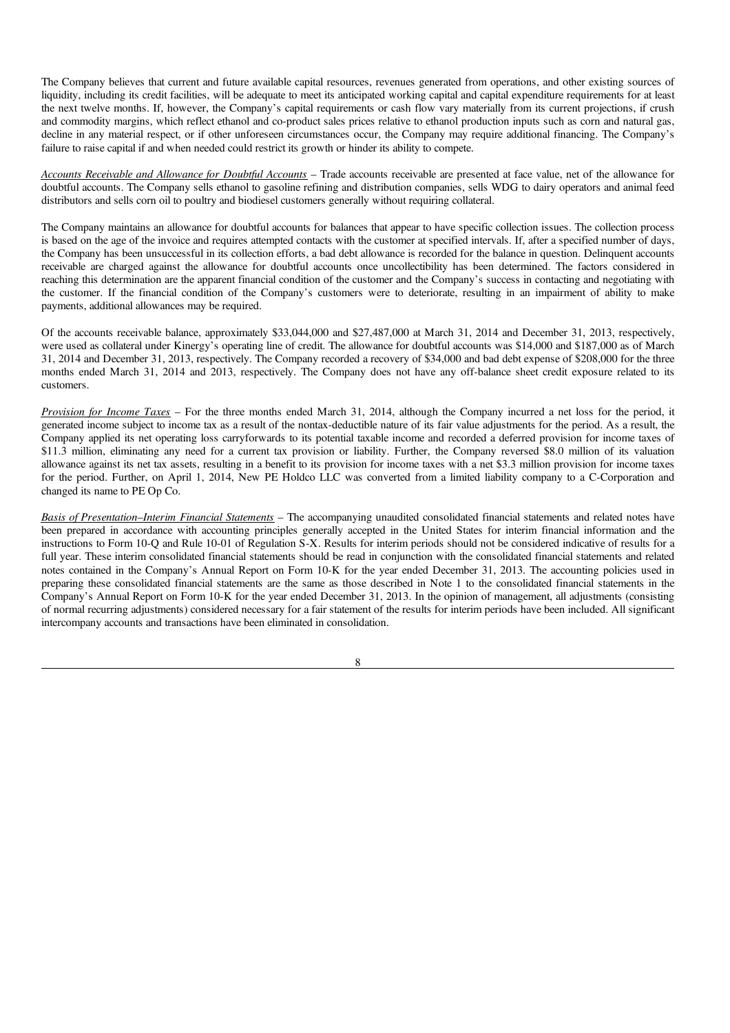The Company believes that current and future available capital resources, revenues generated from operations, and other existing sources of liquidity, including its credit facilities, will be adequate to meet its anticipated working capital and capital expenditure requirements for at least the next twelve months. If, however, the Company's capital requirements or cash flow vary materially from its current projections, if crush and commodity margins, which reflect ethanol and co-product sales prices relative to ethanol production inputs such as corn and natural gas, decline in any material respect, or if other unforeseen circumstances occur, the Company may require additional financing. The Company's failure to raise capital if and when needed could restrict its growth or hinder its ability to compete.

*Accounts Receivable and Allowance for Doubtful Accounts* – Trade accounts receivable are presented at face value, net of the allowance for doubtful accounts. The Company sells ethanol to gasoline refining and distribution companies, sells WDG to dairy operators and animal feed distributors and sells corn oil to poultry and biodiesel customers generally without requiring collateral.

The Company maintains an allowance for doubtful accounts for balances that appear to have specific collection issues. The collection process is based on the age of the invoice and requires attempted contacts with the customer at specified intervals. If, after a specified number of days, the Company has been unsuccessful in its collection efforts, a bad debt allowance is recorded for the balance in question. Delinquent accounts receivable are charged against the allowance for doubtful accounts once uncollectibility has been determined. The factors considered in reaching this determination are the apparent financial condition of the customer and the Company's success in contacting and negotiating with the customer. If the financial condition of the Company's customers were to deteriorate, resulting in an impairment of ability to make payments, additional allowances may be required.

Of the accounts receivable balance, approximately $33,044,000 and $27,487,000 at March 31, 2014 and December 31, 2013, respectively, were used as collateral under Kinergy's operating line of credit. The allowance for doubtful accounts was $14,000 and $187,000 as of March 31, 2014 and December 31, 2013, respectively. The Company recorded a recovery of $34,000 and bad debt expense of $208,000 for the three months ended March 31, 2014 and 2013, respectively. The Company does not have any off-balance sheet credit exposure related to its customers.

*Provision for Income Taxes* – For the three months ended March 31, 2014, although the Company incurred a net loss for the period, it generated income subject to income tax as a result of the nontax-deductible nature of its fair value adjustments for the period. As a result, the Company applied its net operating loss carryforwards to its potential taxable income and recorded a deferred provision for income taxes of $11.3 million, eliminating any need for a current tax provision or liability. Further, the Company reversed $8.0 million of its valuation allowance against its net tax assets, resulting in a benefit to its provision for income taxes with a net $3.3 million provision for income taxes for the period. Further, on April 1, 2014, New PE Holdco LLC was converted from a limited liability company to a C-Corporation and changed its name to PE Op Co.

*Basis of Presentation–Interim Financial Statements* – The accompanying unaudited consolidated financial statements and related notes have been prepared in accordance with accounting principles generally accepted in the United States for interim financial information and the instructions to Form 10-Q and Rule 10-01 of Regulation S-X. Results for interim periods should not be considered indicative of results for a full year. These interim consolidated financial statements should be read in conjunction with the consolidated financial statements and related notes contained in the Company's Annual Report on Form 10-K for the year ended December 31, 2013. The accounting policies used in preparing these consolidated financial statements are the same as those described in Note 1 to the consolidated financial statements in the Company's Annual Report on Form 10-K for the year ended December 31, 2013. In the opinion of management, all adjustments (consisting of normal recurring adjustments) considered necessary for a fair statement of the results for interim periods have been included. All significant intercompany accounts and transactions have been eliminated in consolidation.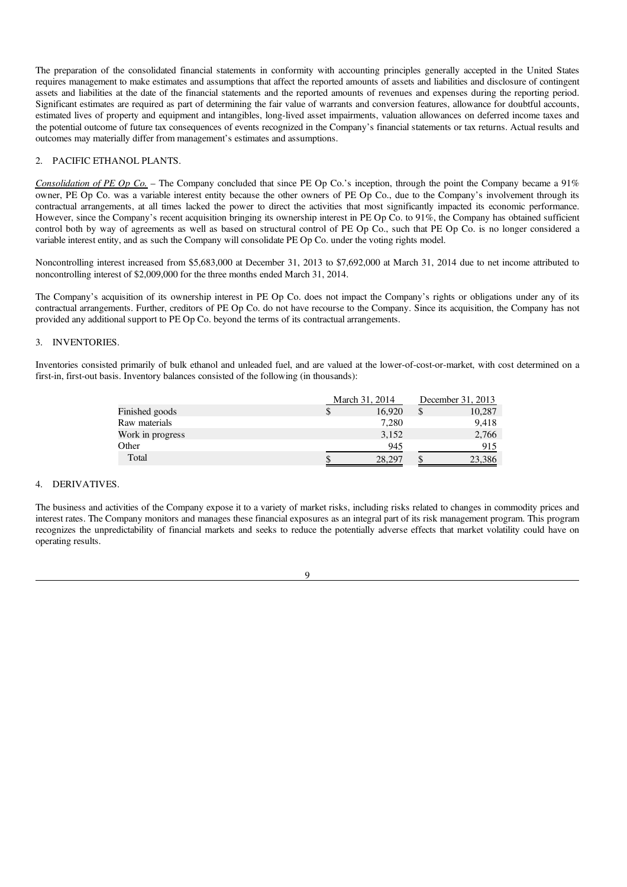The preparation of the consolidated financial statements in conformity with accounting principles generally accepted in the United States requires management to make estimates and assumptions that affect the reported amounts of assets and liabilities and disclosure of contingent assets and liabilities at the date of the financial statements and the reported amounts of revenues and expenses during the reporting period. Significant estimates are required as part of determining the fair value of warrants and conversion features, allowance for doubtful accounts, estimated lives of property and equipment and intangibles, long-lived asset impairments, valuation allowances on deferred income taxes and the potential outcome of future tax consequences of events recognized in the Company's financial statements or tax returns. Actual results and outcomes may materially differ from management's estimates and assumptions.

## 2. PACIFIC ETHANOL PLANTS.

*Consolidation of PE Op Co.* – The Company concluded that since PE Op Co.'s inception, through the point the Company became a 91% owner, PE Op Co. was a variable interest entity because the other owners of PE Op Co., due to the Company's involvement through its contractual arrangements, at all times lacked the power to direct the activities that most significantly impacted its economic performance. However, since the Company's recent acquisition bringing its ownership interest in PE Op Co. to 91%, the Company has obtained sufficient control both by way of agreements as well as based on structural control of PE Op Co., such that PE Op Co. is no longer considered a variable interest entity, and as such the Company will consolidate PE Op Co. under the voting rights model.

Noncontrolling interest increased from $5,683,000 at December 31, 2013 to $7,692,000 at March 31, 2014 due to net income attributed to noncontrolling interest of $2,009,000 for the three months ended March 31, 2014.

The Company's acquisition of its ownership interest in PE Op Co. does not impact the Company's rights or obligations under any of its contractual arrangements. Further, creditors of PE Op Co. do not have recourse to the Company. Since its acquisition, the Company has not provided any additional support to PE Op Co. beyond the terms of its contractual arrangements.

## 3. INVENTORIES.

Inventories consisted primarily of bulk ethanol and unleaded fuel, and are valued at the lower-of-cost-or-market, with cost determined on a first-in, first-out basis. Inventory balances consisted of the following (in thousands):

| | March 31, 2014 | December 31, 2013 |
|---|---|---|
| Finished goods | $ 16,920 | $ 10,287 |
| Raw materials | 7,280 | 9,418 |
| Work in progress | 3,152 | 2,766 |
| Other | 945 | 915 |
| Total | $ 28,297 | $ 23,386 |

## 4. DERIVATIVES.

The business and activities of the Company expose it to a variety of market risks, including risks related to changes in commodity prices and interest rates. The Company monitors and manages these financial exposures as an integral part of its risk management program. This program recognizes the unpredictability of financial markets and seeks to reduce the potentially adverse effects that market volatility could have on operating results.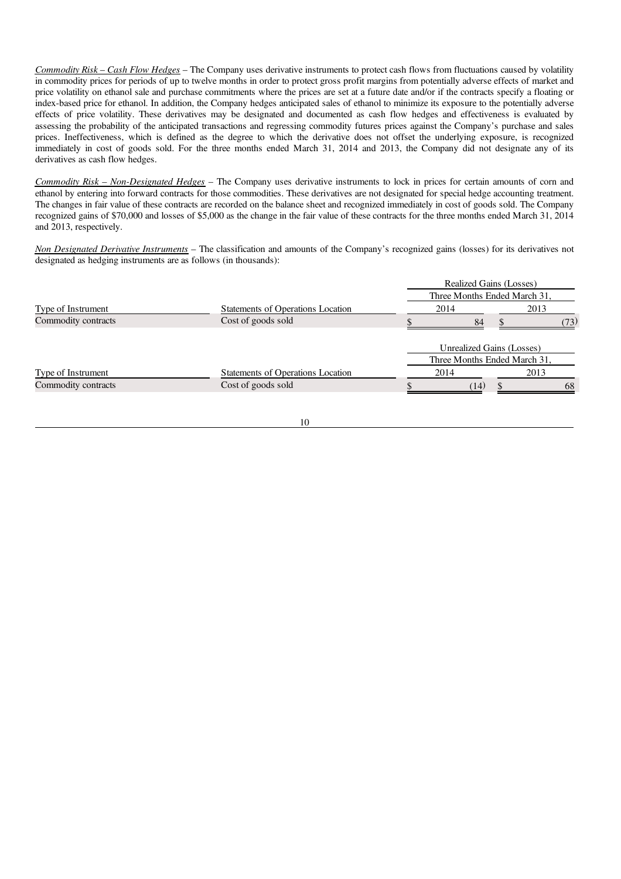*Commodity Risk – Cash Flow Hedges* – The Company uses derivative instruments to protect cash flows from fluctuations caused by volatility in commodity prices for periods of up to twelve months in order to protect gross profit margins from potentially adverse effects of market and price volatility on ethanol sale and purchase commitments where the prices are set at a future date and/or if the contracts specify a floating or index-based price for ethanol. In addition, the Company hedges anticipated sales of ethanol to minimize its exposure to the potentially adverse effects of price volatility. These derivatives may be designated and documented as cash flow hedges and effectiveness is evaluated by assessing the probability of the anticipated transactions and regressing commodity futures prices against the Company's purchase and sales prices. Ineffectiveness, which is defined as the degree to which the derivative does not offset the underlying exposure, is recognized immediately in cost of goods sold. For the three months ended March 31, 2014 and 2013, the Company did not designate any of its derivatives as cash flow hedges.

*Commodity Risk – Non-Designated Hedges* – The Company uses derivative instruments to lock in prices for certain amounts of corn and ethanol by entering into forward contracts for those commodities. These derivatives are not designated for special hedge accounting treatment. The changes in fair value of these contracts are recorded on the balance sheet and recognized immediately in cost of goods sold. The Company recognized gains of $70,000 and losses of $5,000 as the change in the fair value of these contracts for the three months ended March 31, 2014 and 2013, respectively.

*Non Designated Derivative Instruments* – The classification and amounts of the Company's recognized gains (losses) for its derivatives not designated as hedging instruments are as follows (in thousands):

| | | Realized Gains (Losses) | |
|---|---|---|---|
| | | Three Months Ended March 31, | |
| Type of Instrument | Statements of Operations Location | 2014 | 2013 |
| Commodity contracts | Cost of goods sold | $ 84 | $ (73) |

| | | Unrealized Gains (Losses) | |
|---|---|---|---|
| | | Three Months Ended March 31, | |
| Type of Instrument | Statements of Operations Location | 2014 | 2013 |
| Commodity contracts | Cost of goods sold | $ (14) | $ 68 |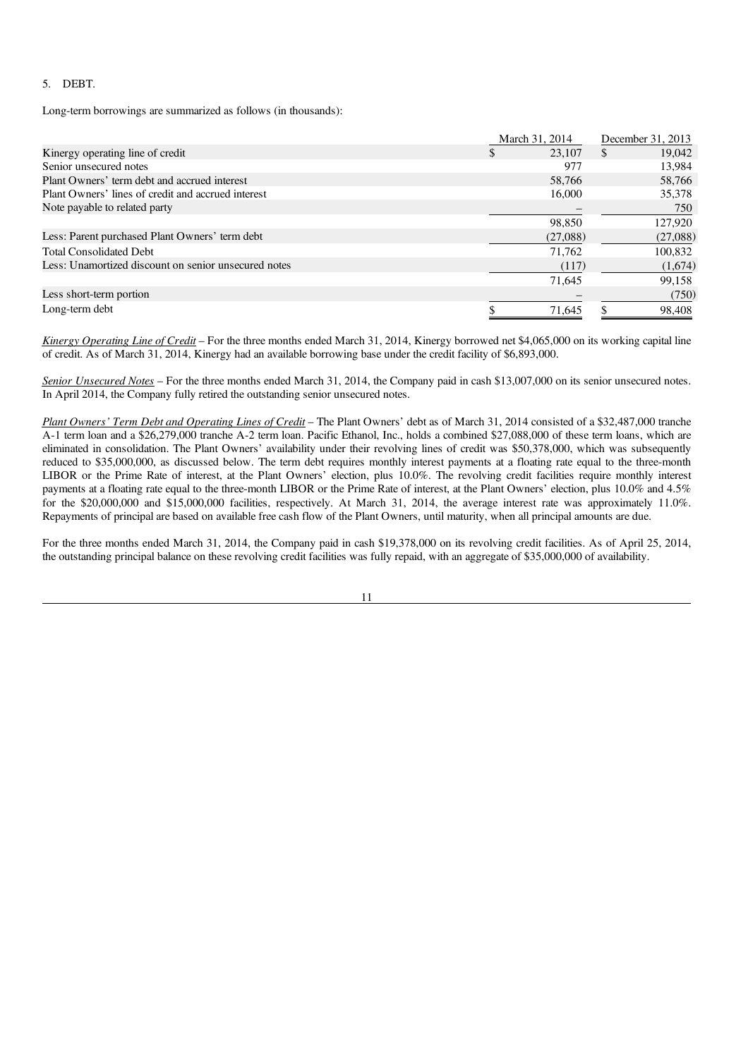5. DEBT.

Long-term borrowings are summarized as follows (in thousands):

| | March 31, 2014 | December 31, 2013 |
|---|---|---|
| Kinergy operating line of credit | $ 23,107 | $ 19,042 |
| Senior unsecured notes | 977 | 13,984 |
| Plant Owners' term debt and accrued interest | 58,766 | 58,766 |
| Plant Owners' lines of credit and accrued interest | 16,000 | 35,378 |
| Note payable to related party | – | 750 |
| | 98,850 | 127,920 |
| Less: Parent purchased Plant Owners' term debt | (27,088) | (27,088) |
| Total Consolidated Debt | 71,762 | 100,832 |
| Less: Unamortized discount on senior unsecured notes | (117) | (1,674) |
| | 71,645 | 99,158 |
| Less short-term portion | – | (750) |
| Long-term debt | $ 71,645 | $ 98,408 |

*Kinergy Operating Line of Credit* – For the three months ended March 31, 2014, Kinergy borrowed net $4,065,000 on its working capital line of credit. As of March 31, 2014, Kinergy had an available borrowing base under the credit facility of $6,893,000.

*Senior Unsecured Notes* – For the three months ended March 31, 2014, the Company paid in cash $13,007,000 on its senior unsecured notes. In April 2014, the Company fully retired the outstanding senior unsecured notes.

*Plant Owners' Term Debt and Operating Lines of Credit* – The Plant Owners' debt as of March 31, 2014 consisted of a $32,487,000 tranche A-1 term loan and a $26,279,000 tranche A-2 term loan. Pacific Ethanol, Inc., holds a combined $27,088,000 of these term loans, which are eliminated in consolidation. The Plant Owners' availability under their revolving lines of credit was $50,378,000, which was subsequently reduced to $35,000,000, as discussed below. The term debt requires monthly interest payments at a floating rate equal to the three-month LIBOR or the Prime Rate of interest, at the Plant Owners' election, plus 10.0%. The revolving credit facilities require monthly interest payments at a floating rate equal to the three-month LIBOR or the Prime Rate of interest, at the Plant Owners' election, plus 10.0% and 4.5% for the $20,000,000 and $15,000,000 facilities, respectively. At March 31, 2014, the average interest rate was approximately 11.0%. Repayments of principal are based on available free cash flow of the Plant Owners, until maturity, when all principal amounts are due.

For the three months ended March 31, 2014, the Company paid in cash $19,378,000 on its revolving credit facilities. As of April 25, 2014, the outstanding principal balance on these revolving credit facilities was fully repaid, with an aggregate of $35,000,000 of availability.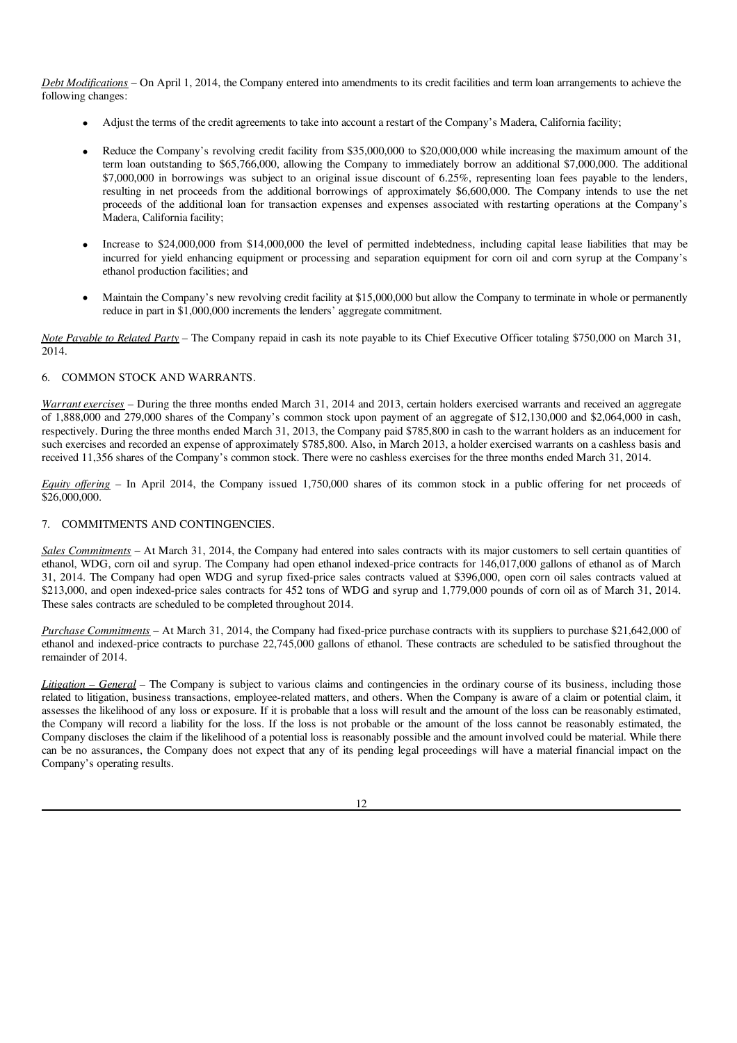*Debt Modifications* – On April 1, 2014, the Company entered into amendments to its credit facilities and term loan arrangements to achieve the following changes:

- Adjust the terms of the credit agreements to take into account a restart of the Company's Madera, California facility;
- Reduce the Company's revolving credit facility from $35,000,000 to $20,000,000 while increasing the maximum amount of the term loan outstanding to $65,766,000, allowing the Company to immediately borrow an additional $7,000,000. The additional $7,000,000 in borrowings was subject to an original issue discount of 6.25%, representing loan fees payable to the lenders, resulting in net proceeds from the additional borrowings of approximately $6,600,000. The Company intends to use the net proceeds of the additional loan for transaction expenses and expenses associated with restarting operations at the Company's Madera, California facility;
- Increase to $24,000,000 from $14,000,000 the level of permitted indebtedness, including capital lease liabilities that may be incurred for yield enhancing equipment or processing and separation equipment for corn oil and corn syrup at the Company's ethanol production facilities; and
- Maintain the Company's new revolving credit facility at $15,000,000 but allow the Company to terminate in whole or permanently reduce in part in $1,000,000 increments the lenders' aggregate commitment.

*Note Payable to Related Party* – The Company repaid in cash its note payable to its Chief Executive Officer totaling $750,000 on March 31, 2014.

## 6. COMMON STOCK AND WARRANTS.

*Warrant exercises* – During the three months ended March 31, 2014 and 2013, certain holders exercised warrants and received an aggregate of 1,888,000 and 279,000 shares of the Company's common stock upon payment of an aggregate of $12,130,000 and $2,064,000 in cash, respectively. During the three months ended March 31, 2013, the Company paid $785,800 in cash to the warrant holders as an inducement for such exercises and recorded an expense of approximately $785,800. Also, in March 2013, a holder exercised warrants on a cashless basis and received 11,356 shares of the Company's common stock. There were no cashless exercises for the three months ended March 31, 2014.

*Equity offering* – In April 2014, the Company issued 1,750,000 shares of its common stock in a public offering for net proceeds of $26,000,000.

## 7. COMMITMENTS AND CONTINGENCIES.

*Sales Commitments* – At March 31, 2014, the Company had entered into sales contracts with its major customers to sell certain quantities of ethanol, WDG, corn oil and syrup. The Company had open ethanol indexed-price contracts for 146,017,000 gallons of ethanol as of March 31, 2014. The Company had open WDG and syrup fixed-price sales contracts valued at $396,000, open corn oil sales contracts valued at $213,000, and open indexed-price sales contracts for 452 tons of WDG and syrup and 1,779,000 pounds of corn oil as of March 31, 2014. These sales contracts are scheduled to be completed throughout 2014.

*Purchase Commitments* – At March 31, 2014, the Company had fixed-price purchase contracts with its suppliers to purchase $21,642,000 of ethanol and indexed-price contracts to purchase 22,745,000 gallons of ethanol. These contracts are scheduled to be satisfied throughout the remainder of 2014.

*Litigation – General* – The Company is subject to various claims and contingencies in the ordinary course of its business, including those related to litigation, business transactions, employee-related matters, and others. When the Company is aware of a claim or potential claim, it assesses the likelihood of any loss or exposure. If it is probable that a loss will result and the amount of the loss can be reasonably estimated, the Company will record a liability for the loss. If the loss is not probable or the amount of the loss cannot be reasonably estimated, the Company discloses the claim if the likelihood of a potential loss is reasonably possible and the amount involved could be material. While there can be no assurances, the Company does not expect that any of its pending legal proceedings will have a material financial impact on the Company's operating results.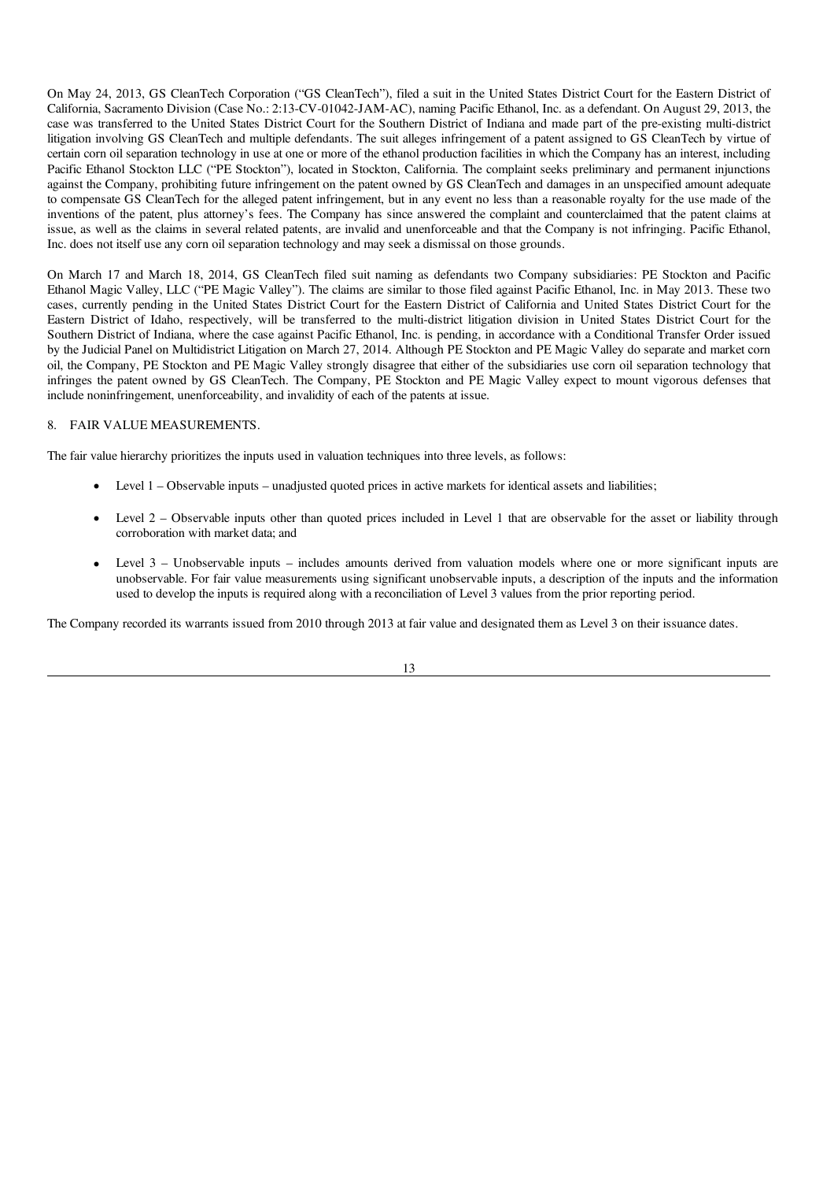On May 24, 2013, GS CleanTech Corporation ("GS CleanTech"), filed a suit in the United States District Court for the Eastern District of California, Sacramento Division (Case No.: 2:13-CV-01042-JAM-AC), naming Pacific Ethanol, Inc. as a defendant. On August 29, 2013, the case was transferred to the United States District Court for the Southern District of Indiana and made part of the pre-existing multi-district litigation involving GS CleanTech and multiple defendants. The suit alleges infringement of a patent assigned to GS CleanTech by virtue of certain corn oil separation technology in use at one or more of the ethanol production facilities in which the Company has an interest, including Pacific Ethanol Stockton LLC ("PE Stockton"), located in Stockton, California. The complaint seeks preliminary and permanent injunctions against the Company, prohibiting future infringement on the patent owned by GS CleanTech and damages in an unspecified amount adequate to compensate GS CleanTech for the alleged patent infringement, but in any event no less than a reasonable royalty for the use made of the inventions of the patent, plus attorney's fees. The Company has since answered the complaint and counterclaimed that the patent claims at issue, as well as the claims in several related patents, are invalid and unenforceable and that the Company is not infringing. Pacific Ethanol, Inc. does not itself use any corn oil separation technology and may seek a dismissal on those grounds.

On March 17 and March 18, 2014, GS CleanTech filed suit naming as defendants two Company subsidiaries: PE Stockton and Pacific Ethanol Magic Valley, LLC ("PE Magic Valley"). The claims are similar to those filed against Pacific Ethanol, Inc. in May 2013. These two cases, currently pending in the United States District Court for the Eastern District of California and United States District Court for the Eastern District of Idaho, respectively, will be transferred to the multi-district litigation division in United States District Court for the Southern District of Indiana, where the case against Pacific Ethanol, Inc. is pending, in accordance with a Conditional Transfer Order issued by the Judicial Panel on Multidistrict Litigation on March 27, 2014. Although PE Stockton and PE Magic Valley do separate and market corn oil, the Company, PE Stockton and PE Magic Valley strongly disagree that either of the subsidiaries use corn oil separation technology that infringes the patent owned by GS CleanTech. The Company, PE Stockton and PE Magic Valley expect to mount vigorous defenses that include noninfringement, unenforceability, and invalidity of each of the patents at issue.

## 8. FAIR VALUE MEASUREMENTS.

The fair value hierarchy prioritizes the inputs used in valuation techniques into three levels, as follows:

- Level 1 – Observable inputs – unadjusted quoted prices in active markets for identical assets and liabilities;
- Level 2 – Observable inputs other than quoted prices included in Level 1 that are observable for the asset or liability through corroboration with market data; and
- Level 3 – Unobservable inputs – includes amounts derived from valuation models where one or more significant inputs are unobservable. For fair value measurements using significant unobservable inputs, a description of the inputs and the information used to develop the inputs is required along with a reconciliation of Level 3 values from the prior reporting period.

The Company recorded its warrants issued from 2010 through 2013 at fair value and designated them as Level 3 on their issuance dates.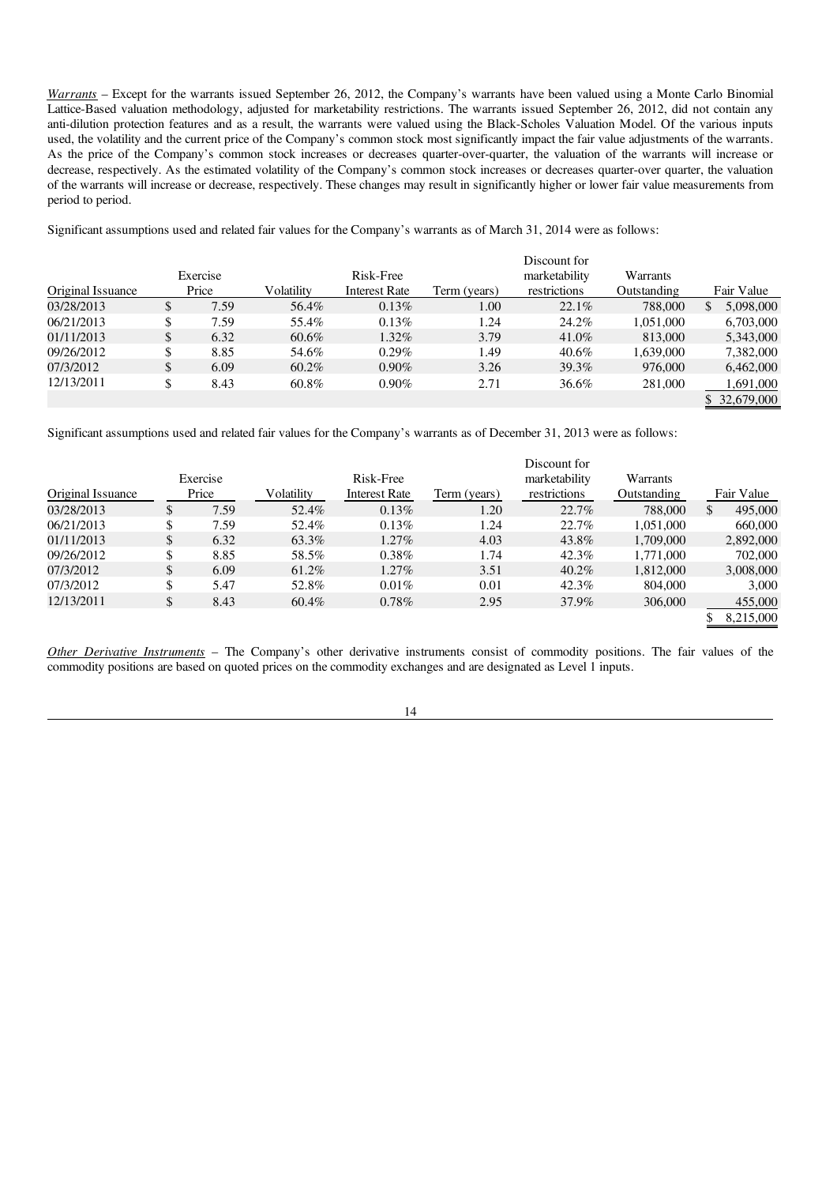*Warrants* – Except for the warrants issued September 26, 2012, the Company's warrants have been valued using a Monte Carlo Binomial Lattice-Based valuation methodology, adjusted for marketability restrictions. The warrants issued September 26, 2012, did not contain any anti-dilution protection features and as a result, the warrants were valued using the Black-Scholes Valuation Model. Of the various inputs used, the volatility and the current price of the Company's common stock most significantly impact the fair value adjustments of the warrants. As the price of the Company's common stock increases or decreases quarter-over-quarter, the valuation of the warrants will increase or decrease, respectively. As the estimated volatility of the Company's common stock increases or decreases quarter-over quarter, the valuation of the warrants will increase or decrease, respectively. These changes may result in significantly higher or lower fair value measurements from period to period.

Significant assumptions used and related fair values for the Company's warrants as of March 31, 2014 were as follows:

| Original Issuance | Exercise Price | Volatility | Risk-Free Interest Rate | Term (years) | Discount for marketability restrictions | Warrants Outstanding | Fair Value |
|---|---|---|---|---|---|---|---|
| 03/28/2013 | $ 7.59 | 56.4% | 0.13% | 1.00 | 22.1% | 788,000 | $ 5,098,000 |
| 06/21/2013 | $ 7.59 | 55.4% | 0.13% | 1.24 | 24.2% | 1,051,000 | 6,703,000 |
| 01/11/2013 | $ 6.32 | 60.6% | 1.32% | 3.79 | 41.0% | 813,000 | 5,343,000 |
| 09/26/2012 | $ 8.85 | 54.6% | 0.29% | 1.49 | 40.6% | 1,639,000 | 7,382,000 |
| 07/3/2012 | $ 6.09 | 60.2% | 0.90% | 3.26 | 39.3% | 976,000 | 6,462,000 |
| 12/13/2011 | $ 8.43 | 60.8% | 0.90% | 2.71 | 36.6% | 281,000 | 1,691,000 |
| | | | | | | | $ 32,679,000 |

Significant assumptions used and related fair values for the Company's warrants as of December 31, 2013 were as follows:

| Original Issuance | Exercise Price | Volatility | Risk-Free Interest Rate | Term (years) | Discount for marketability restrictions | Warrants Outstanding | Fair Value |
|---|---|---|---|---|---|---|---|
| 03/28/2013 | $ 7.59 | 52.4% | 0.13% | 1.20 | 22.7% | 788,000 | $ 495,000 |
| 06/21/2013 | $ 7.59 | 52.4% | 0.13% | 1.24 | 22.7% | 1,051,000 | 660,000 |
| 01/11/2013 | $ 6.32 | 63.3% | 1.27% | 4.03 | 43.8% | 1,709,000 | 2,892,000 |
| 09/26/2012 | $ 8.85 | 58.5% | 0.38% | 1.74 | 42.3% | 1,771,000 | 702,000 |
| 07/3/2012 | $ 6.09 | 61.2% | 1.27% | 3.51 | 40.2% | 1,812,000 | 3,008,000 |
| 07/3/2012 | $ 5.47 | 52.8% | 0.01% | 0.01 | 42.3% | 804,000 | 3,000 |
| 12/13/2011 | $ 8.43 | 60.4% | 0.78% | 2.95 | 37.9% | 306,000 | 455,000 |
| | | | | | | | $ 8,215,000 |

*Other Derivative Instruments* – The Company's other derivative instruments consist of commodity positions. The fair values of the commodity positions are based on quoted prices on the commodity exchanges and are designated as Level 1 inputs.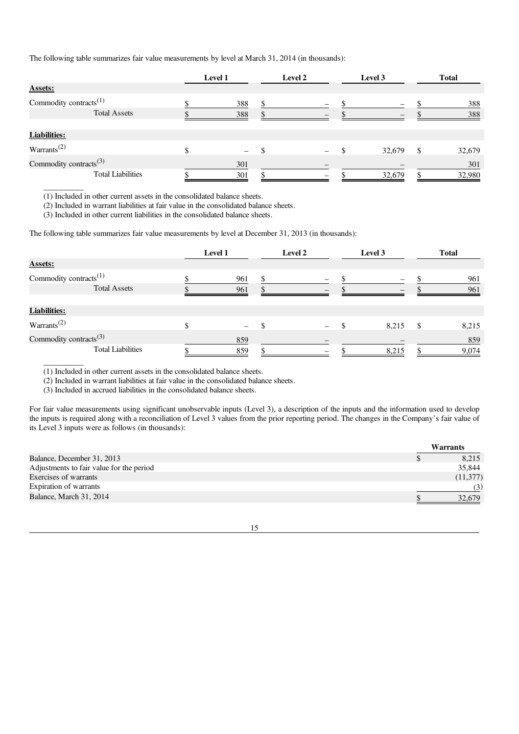The following table summarizes fair value measurements by level at March 31, 2014 (in thousands):

| | Level 1 | Level 2 | Level 3 | Total |
|---|---|---|---|---|
| **Assets:** | | | | |
| Commodity contracts[(1)] | $ 388 | $ – | $ – | $ 388 |
| Total Assets | $ 388 | $ – | $ – | $ 388 |
| **Liabilities:** | | | | |
| Warrants[(2)] | $ – | $ – | $ 32,679 | $ 32,679 |
| Commodity contracts[(3)] | 301 | – | – | 301 |
| Total Liabilities | $ 301 | $ – | $ 32,679 | $ 32,980 |

(1) Included in other current assets in the consolidated balance sheets.
(2) Included in warrant liabilities at fair value in the consolidated balance sheets.
(3) Included in other current liabilities in the consolidated balance sheets.

The following table summarizes fair value measurements by level at December 31, 2013 (in thousands):

| | Level 1 | Level 2 | Level 3 | Total |
|---|---|---|---|---|
| **Assets:** | | | | |
| Commodity contracts[(1)] | $ 961 | $ – | $ – | $ 961 |
| Total Assets | $ 961 | $ – | $ – | $ 961 |
| **Liabilities:** | | | | |
| Warrants[(2)] | $ – | $ – | $ 8,215 | $ 8,215 |
| Commodity contracts[(3)] | 859 | – | – | 859 |
| Total Liabilities | $ 859 | $ – | $ 8,215 | $ 9,074 |

(1) Included in other current assets in the consolidated balance sheets.
(2) Included in warrant liabilities at fair value in the consolidated balance sheets.
(3) Included in accrued liabilities in the consolidated balance sheets.

For fair value measurements using significant unobservable inputs (Level 3), a description of the inputs and the information used to develop the inputs is required along with a reconciliation of Level 3 values from the prior reporting period. The changes in the Company's fair value of its Level 3 inputs were as follows (in thousands):

| | Warrants |
|---|---|
| Balance, December 31, 2013 | $ 8,215 |
| Adjustments to fair value for the period | 35,844 |
| Exercises of warrants | (11,377) |
| Expiration of warrants | (3) |
| Balance, March 31, 2014 | $ 32,679 |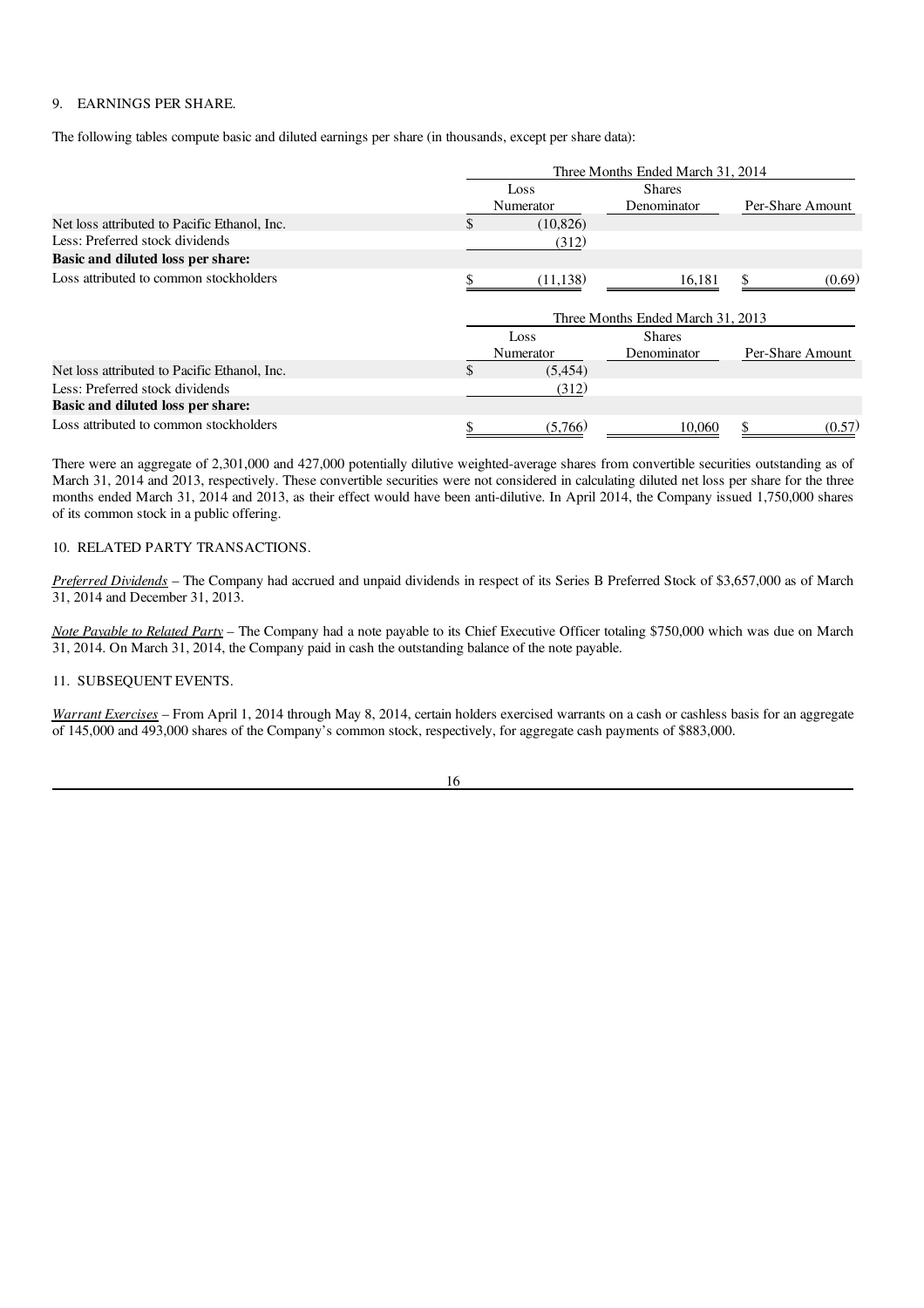9. EARNINGS PER SHARE.

The following tables compute basic and diluted earnings per share (in thousands, except per share data):

| | Three Months Ended March 31, 2014 | | |
|---|---|---|---|
| | Loss Numerator | Shares Denominator | Per-Share Amount |
| Net loss attributed to Pacific Ethanol, Inc. | $ (10,826) | | |
| Less: Preferred stock dividends | (312) | | |
| **Basic and diluted loss per share:** | | | |
| Loss attributed to common stockholders | $ (11,138) | 16,181 | $ (0.69) |

| | Three Months Ended March 31, 2013 | | |
|---|---|---|---|
| | Loss Numerator | Shares Denominator | Per-Share Amount |
| Net loss attributed to Pacific Ethanol, Inc. | $ (5,454) | | |
| Less: Preferred stock dividends | (312) | | |
| **Basic and diluted loss per share:** | | | |
| Loss attributed to common stockholders | $ (5,766) | 10,060 | $ (0.57) |

There were an aggregate of 2,301,000 and 427,000 potentially dilutive weighted-average shares from convertible securities outstanding as of March 31, 2014 and 2013, respectively. These convertible securities were not considered in calculating diluted net loss per share for the three months ended March 31, 2014 and 2013, as their effect would have been anti-dilutive. In April 2014, the Company issued 1,750,000 shares of its common stock in a public offering.

10. RELATED PARTY TRANSACTIONS.

*Preferred Dividends* – The Company had accrued and unpaid dividends in respect of its Series B Preferred Stock of $3,657,000 as of March 31, 2014 and December 31, 2013.

*Note Payable to Related Party* – The Company had a note payable to its Chief Executive Officer totaling $750,000 which was due on March 31, 2014. On March 31, 2014, the Company paid in cash the outstanding balance of the note payable.

11. SUBSEQUENT EVENTS.

*Warrant Exercises* – From April 1, 2014 through May 8, 2014, certain holders exercised warrants on a cash or cashless basis for an aggregate of 145,000 and 493,000 shares of the Company's common stock, respectively, for aggregate cash payments of $883,000.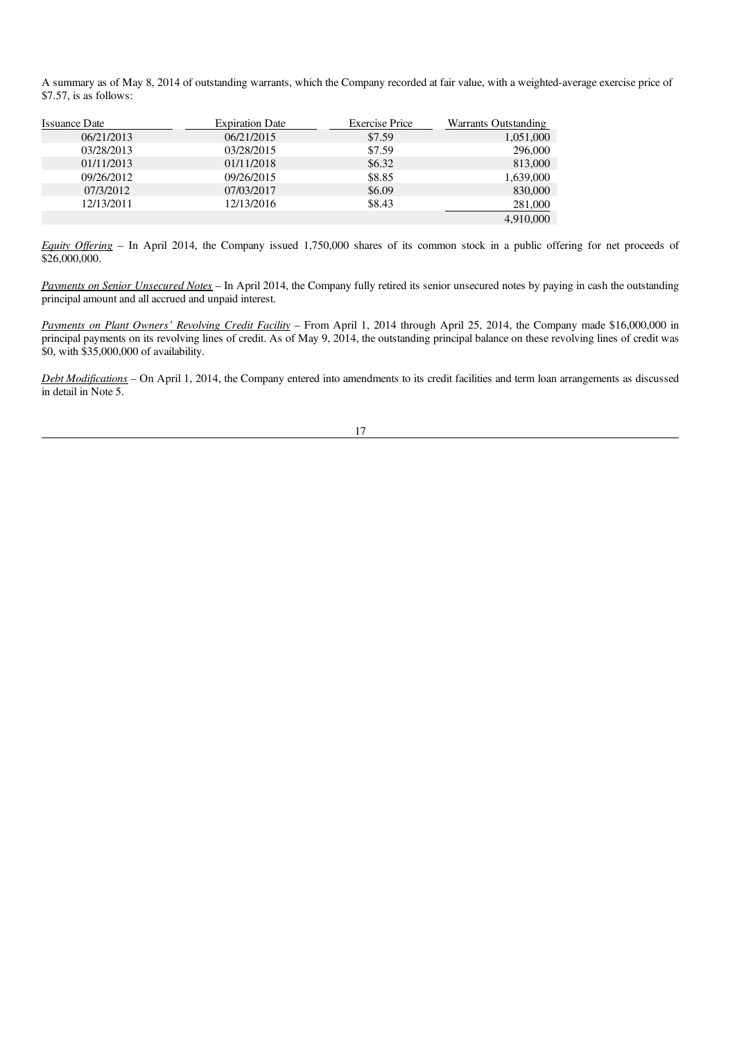A summary as of May 8, 2014 of outstanding warrants, which the Company recorded at fair value, with a weighted-average exercise price of $7.57, is as follows:

| Issuance Date | Expiration Date | Exercise Price | Warrants Outstanding |
|---|---|---|---|
| 06/21/2013 | 06/21/2015 | $7.59 | 1,051,000 |
| 03/28/2013 | 03/28/2015 | $7.59 | 296,000 |
| 01/11/2013 | 01/11/2018 | $6.32 | 813,000 |
| 09/26/2012 | 09/26/2015 | $8.85 | 1,639,000 |
| 07/3/2012 | 07/03/2017 | $6.09 | 830,000 |
| 12/13/2011 | 12/13/2016 | $8.43 | 281,000 |
| | | | 4,910,000 |

*Equity Offering* – In April 2014, the Company issued 1,750,000 shares of its common stock in a public offering for net proceeds of $26,000,000.

*Payments on Senior Unsecured Notes* – In April 2014, the Company fully retired its senior unsecured notes by paying in cash the outstanding principal amount and all accrued and unpaid interest.

*Payments on Plant Owners' Revolving Credit Facility* – From April 1, 2014 through April 25, 2014, the Company made $16,000,000 in principal payments on its revolving lines of credit. As of May 9, 2014, the outstanding principal balance on these revolving lines of credit was $0, with $35,000,000 of availability.

*Debt Modifications* – On April 1, 2014, the Company entered into amendments to its credit facilities and term loan arrangements as discussed in detail in Note 5.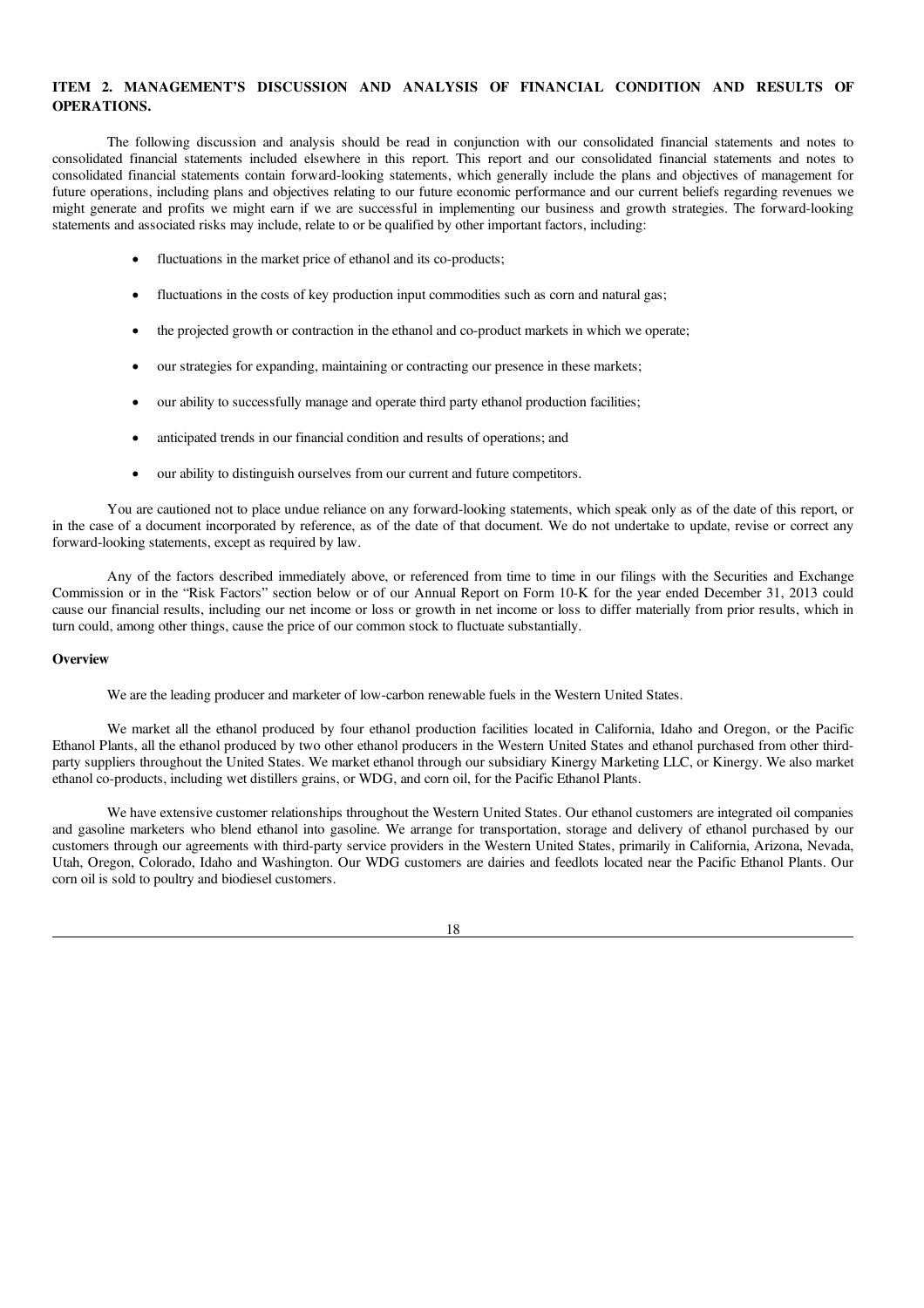## ITEM 2. MANAGEMENT'S DISCUSSION AND ANALYSIS OF FINANCIAL CONDITION AND RESULTS OF OPERATIONS.

The following discussion and analysis should be read in conjunction with our consolidated financial statements and notes to consolidated financial statements included elsewhere in this report. This report and our consolidated financial statements and notes to consolidated financial statements contain forward-looking statements, which generally include the plans and objectives of management for future operations, including plans and objectives relating to our future economic performance and our current beliefs regarding revenues we might generate and profits we might earn if we are successful in implementing our business and growth strategies. The forward-looking statements and associated risks may include, relate to or be qualified by other important factors, including:

- fluctuations in the market price of ethanol and its co-products;
- fluctuations in the costs of key production input commodities such as corn and natural gas;
- the projected growth or contraction in the ethanol and co-product markets in which we operate;
- our strategies for expanding, maintaining or contracting our presence in these markets;
- our ability to successfully manage and operate third party ethanol production facilities;
- anticipated trends in our financial condition and results of operations; and
- our ability to distinguish ourselves from our current and future competitors.

You are cautioned not to place undue reliance on any forward-looking statements, which speak only as of the date of this report, or in the case of a document incorporated by reference, as of the date of that document. We do not undertake to update, revise or correct any forward-looking statements, except as required by law.

Any of the factors described immediately above, or referenced from time to time in our filings with the Securities and Exchange Commission or in the "Risk Factors" section below or of our Annual Report on Form 10-K for the year ended December 31, 2013 could cause our financial results, including our net income or loss or growth in net income or loss to differ materially from prior results, which in turn could, among other things, cause the price of our common stock to fluctuate substantially.

**Overview**

We are the leading producer and marketer of low-carbon renewable fuels in the Western United States.

We market all the ethanol produced by four ethanol production facilities located in California, Idaho and Oregon, or the Pacific Ethanol Plants, all the ethanol produced by two other ethanol producers in the Western United States and ethanol purchased from other third-party suppliers throughout the United States. We market ethanol through our subsidiary Kinergy Marketing LLC, or Kinergy. We also market ethanol co-products, including wet distillers grains, or WDG, and corn oil, for the Pacific Ethanol Plants.

We have extensive customer relationships throughout the Western United States. Our ethanol customers are integrated oil companies and gasoline marketers who blend ethanol into gasoline. We arrange for transportation, storage and delivery of ethanol purchased by our customers through our agreements with third-party service providers in the Western United States, primarily in California, Arizona, Nevada, Utah, Oregon, Colorado, Idaho and Washington. Our WDG customers are dairies and feedlots located near the Pacific Ethanol Plants. Our corn oil is sold to poultry and biodiesel customers.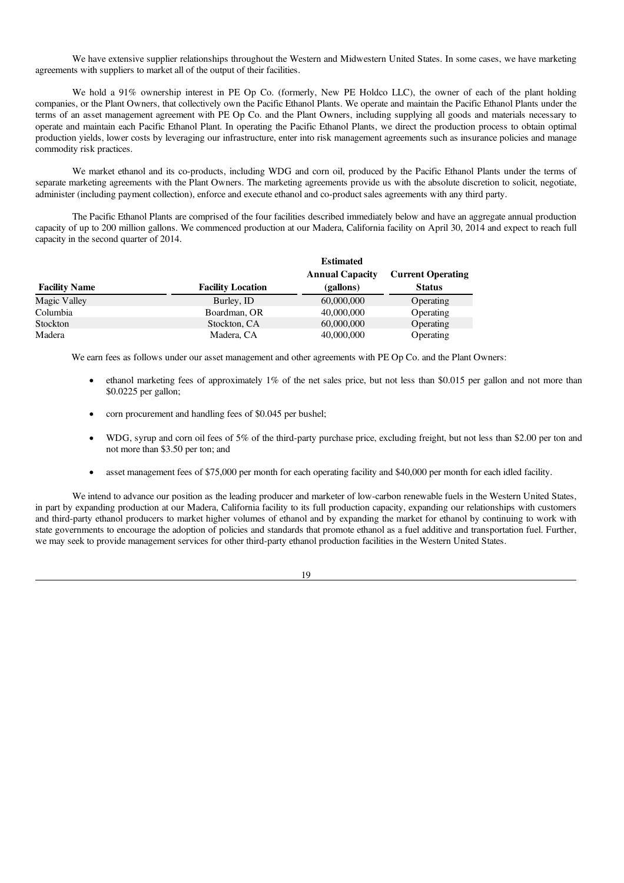We have extensive supplier relationships throughout the Western and Midwestern United States. In some cases, we have marketing agreements with suppliers to market all of the output of their facilities.

We hold a 91% ownership interest in PE Op Co. (formerly, New PE Holdco LLC), the owner of each of the plant holding companies, or the Plant Owners, that collectively own the Pacific Ethanol Plants. We operate and maintain the Pacific Ethanol Plants under the terms of an asset management agreement with PE Op Co. and the Plant Owners, including supplying all goods and materials necessary to operate and maintain each Pacific Ethanol Plant. In operating the Pacific Ethanol Plants, we direct the production process to obtain optimal production yields, lower costs by leveraging our infrastructure, enter into risk management agreements such as insurance policies and manage commodity risk practices.

We market ethanol and its co-products, including WDG and corn oil, produced by the Pacific Ethanol Plants under the terms of separate marketing agreements with the Plant Owners. The marketing agreements provide us with the absolute discretion to solicit, negotiate, administer (including payment collection), enforce and execute ethanol and co-product sales agreements with any third party.

The Pacific Ethanol Plants are comprised of the four facilities described immediately below and have an aggregate annual production capacity of up to 200 million gallons. We commenced production at our Madera, California facility on April 30, 2014 and expect to reach full capacity in the second quarter of 2014.

| Facility Name | Facility Location | Estimated Annual Capacity (gallons) | Current Operating Status |
|---|---|---|---|
| Magic Valley | Burley, ID | 60,000,000 | Operating |
| Columbia | Boardman, OR | 40,000,000 | Operating |
| Stockton | Stockton, CA | 60,000,000 | Operating |
| Madera | Madera, CA | 40,000,000 | Operating |

We earn fees as follows under our asset management and other agreements with PE Op Co. and the Plant Owners:

- ethanol marketing fees of approximately 1% of the net sales price, but not less than $0.015 per gallon and not more than $0.0225 per gallon;
- corn procurement and handling fees of $0.045 per bushel;
- WDG, syrup and corn oil fees of 5% of the third-party purchase price, excluding freight, but not less than $2.00 per ton and not more than $3.50 per ton; and
- asset management fees of $75,000 per month for each operating facility and $40,000 per month for each idled facility.

We intend to advance our position as the leading producer and marketer of low-carbon renewable fuels in the Western United States, in part by expanding production at our Madera, California facility to its full production capacity, expanding our relationships with customers and third-party ethanol producers to market higher volumes of ethanol and by expanding the market for ethanol by continuing to work with state governments to encourage the adoption of policies and standards that promote ethanol as a fuel additive and transportation fuel. Further, we may seek to provide management services for other third-party ethanol production facilities in the Western United States.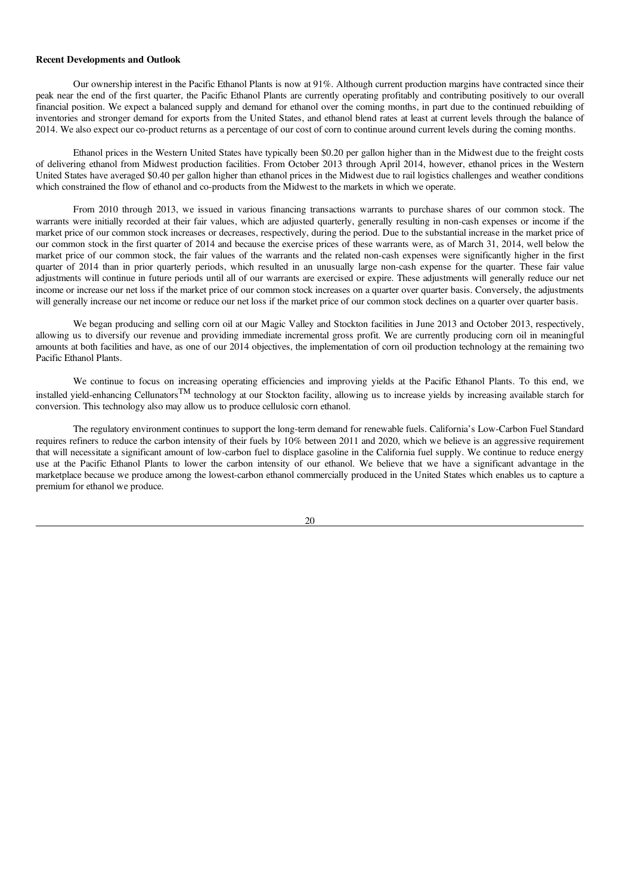**Recent Developments and Outlook**

Our ownership interest in the Pacific Ethanol Plants is now at 91%. Although current production margins have contracted since their peak near the end of the first quarter, the Pacific Ethanol Plants are currently operating profitably and contributing positively to our overall financial position. We expect a balanced supply and demand for ethanol over the coming months, in part due to the continued rebuilding of inventories and stronger demand for exports from the United States, and ethanol blend rates at least at current levels through the balance of 2014. We also expect our co-product returns as a percentage of our cost of corn to continue around current levels during the coming months.

Ethanol prices in the Western United States have typically been $0.20 per gallon higher than in the Midwest due to the freight costs of delivering ethanol from Midwest production facilities. From October 2013 through April 2014, however, ethanol prices in the Western United States have averaged $0.40 per gallon higher than ethanol prices in the Midwest due to rail logistics challenges and weather conditions which constrained the flow of ethanol and co-products from the Midwest to the markets in which we operate.

From 2010 through 2013, we issued in various financing transactions warrants to purchase shares of our common stock. The warrants were initially recorded at their fair values, which are adjusted quarterly, generally resulting in non-cash expenses or income if the market price of our common stock increases or decreases, respectively, during the period. Due to the substantial increase in the market price of our common stock in the first quarter of 2014 and because the exercise prices of these warrants were, as of March 31, 2014, well below the market price of our common stock, the fair values of the warrants and the related non-cash expenses were significantly higher in the first quarter of 2014 than in prior quarterly periods, which resulted in an unusually large non-cash expense for the quarter. These fair value adjustments will continue in future periods until all of our warrants are exercised or expire. These adjustments will generally reduce our net income or increase our net loss if the market price of our common stock increases on a quarter over quarter basis. Conversely, the adjustments will generally increase our net income or reduce our net loss if the market price of our common stock declines on a quarter over quarter basis.

We began producing and selling corn oil at our Magic Valley and Stockton facilities in June 2013 and October 2013, respectively, allowing us to diversify our revenue and providing immediate incremental gross profit. We are currently producing corn oil in meaningful amounts at both facilities and have, as one of our 2014 objectives, the implementation of corn oil production technology at the remaining two Pacific Ethanol Plants.

We continue to focus on increasing operating efficiencies and improving yields at the Pacific Ethanol Plants. To this end, we installed yield-enhancing Cellunators™ technology at our Stockton facility, allowing us to increase yields by increasing available starch for conversion. This technology also may allow us to produce cellulosic corn ethanol.

The regulatory environment continues to support the long-term demand for renewable fuels. California's Low-Carbon Fuel Standard requires refiners to reduce the carbon intensity of their fuels by 10% between 2011 and 2020, which we believe is an aggressive requirement that will necessitate a significant amount of low-carbon fuel to displace gasoline in the California fuel supply. We continue to reduce energy use at the Pacific Ethanol Plants to lower the carbon intensity of our ethanol. We believe that we have a significant advantage in the marketplace because we produce among the lowest-carbon ethanol commercially produced in the United States which enables us to capture a premium for ethanol we produce.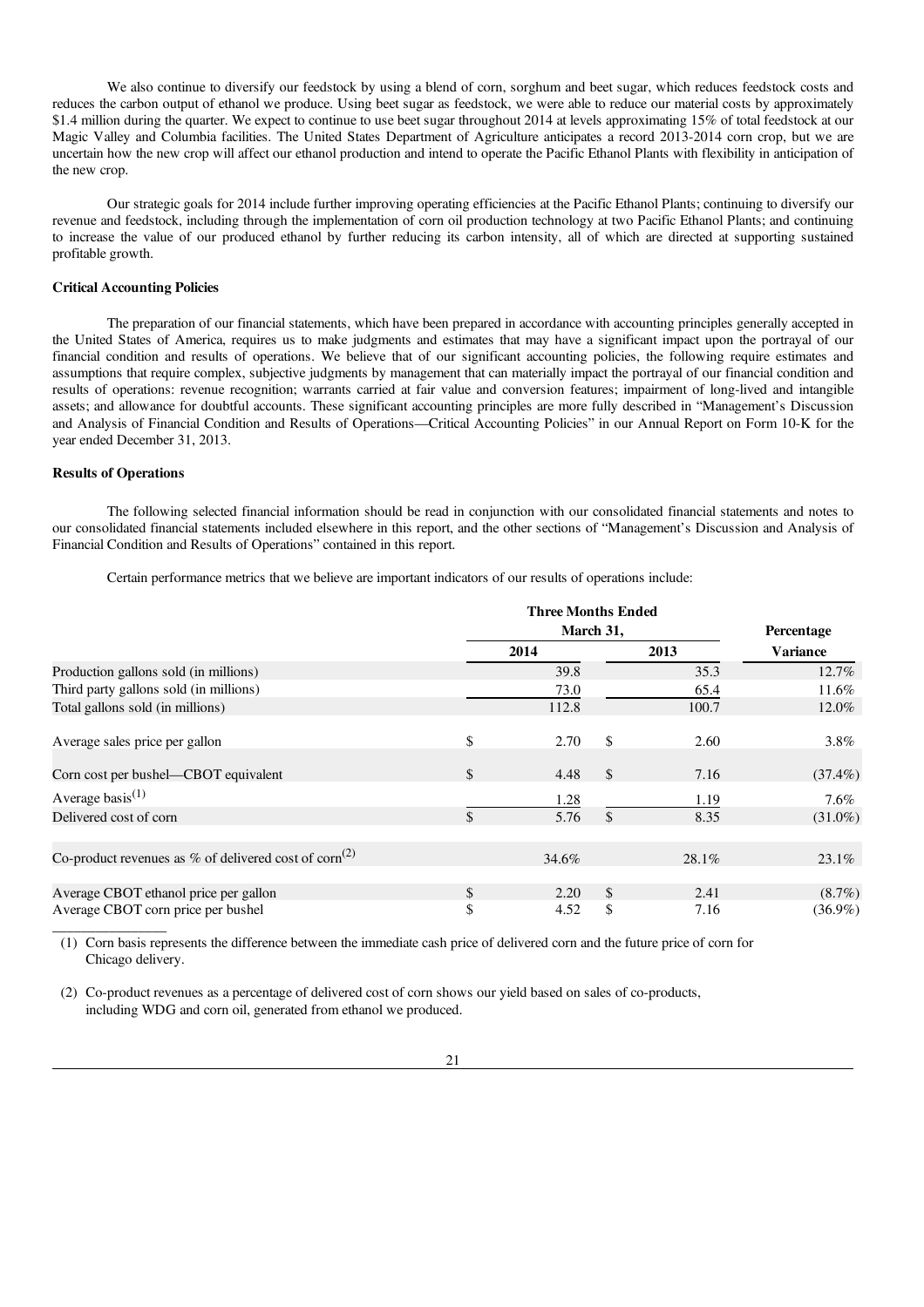We also continue to diversify our feedstock by using a blend of corn, sorghum and beet sugar, which reduces feedstock costs and reduces the carbon output of ethanol we produce. Using beet sugar as feedstock, we were able to reduce our material costs by approximately $1.4 million during the quarter. We expect to continue to use beet sugar throughout 2014 at levels approximating 15% of total feedstock at our Magic Valley and Columbia facilities. The United States Department of Agriculture anticipates a record 2013-2014 corn crop, but we are uncertain how the new crop will affect our ethanol production and intend to operate the Pacific Ethanol Plants with flexibility in anticipation of the new crop.

Our strategic goals for 2014 include further improving operating efficiencies at the Pacific Ethanol Plants; continuing to diversify our revenue and feedstock, including through the implementation of corn oil production technology at two Pacific Ethanol Plants; and continuing to increase the value of our produced ethanol by further reducing its carbon intensity, all of which are directed at supporting sustained profitable growth.

**Critical Accounting Policies**

The preparation of our financial statements, which have been prepared in accordance with accounting principles generally accepted in the United States of America, requires us to make judgments and estimates that may have a significant impact upon the portrayal of our financial condition and results of operations. We believe that of our significant accounting policies, the following require estimates and assumptions that require complex, subjective judgments by management that can materially impact the portrayal of our financial condition and results of operations: revenue recognition; warrants carried at fair value and conversion features; impairment of long-lived and intangible assets; and allowance for doubtful accounts. These significant accounting principles are more fully described in "Management's Discussion and Analysis of Financial Condition and Results of Operations—Critical Accounting Policies" in our Annual Report on Form 10-K for the year ended December 31, 2013.

**Results of Operations**

The following selected financial information should be read in conjunction with our consolidated financial statements and notes to our consolidated financial statements included elsewhere in this report, and the other sections of "Management's Discussion and Analysis of Financial Condition and Results of Operations" contained in this report.

Certain performance metrics that we believe are important indicators of our results of operations include:

| | Three Months Ended March 31, | | Percentage |
|---|---|---|---|
| | 2014 | 2013 | Variance |
| Production gallons sold (in millions) | 39.8 | 35.3 | 12.7% |
| Third party gallons sold (in millions) | 73.0 | 65.4 | 11.6% |
| Total gallons sold (in millions) | 112.8 | 100.7 | 12.0% |
| Average sales price per gallon | $ 2.70 | $ 2.60 | 3.8% |
| Corn cost per bushel—CBOT equivalent | $ 4.48 | $ 7.16 | (37.4%) |
| Average basis[(1)] | 1.28 | 1.19 | 7.6% |
| Delivered cost of corn | $ 5.76 | $ 8.35 | (31.0%) |
| Co-product revenues as % of delivered cost of corn[(2)] | 34.6% | 28.1% | 23.1% |
| Average CBOT ethanol price per gallon | $ 2.20 | $ 2.41 | (8.7%) |
| Average CBOT corn price per bushel | $ 4.52 | $ 7.16 | (36.9%) |

(1) Corn basis represents the difference between the immediate cash price of delivered corn and the future price of corn for Chicago delivery.

(2) Co-product revenues as a percentage of delivered cost of corn shows our yield based on sales of co-products, including WDG and corn oil, generated from ethanol we produced.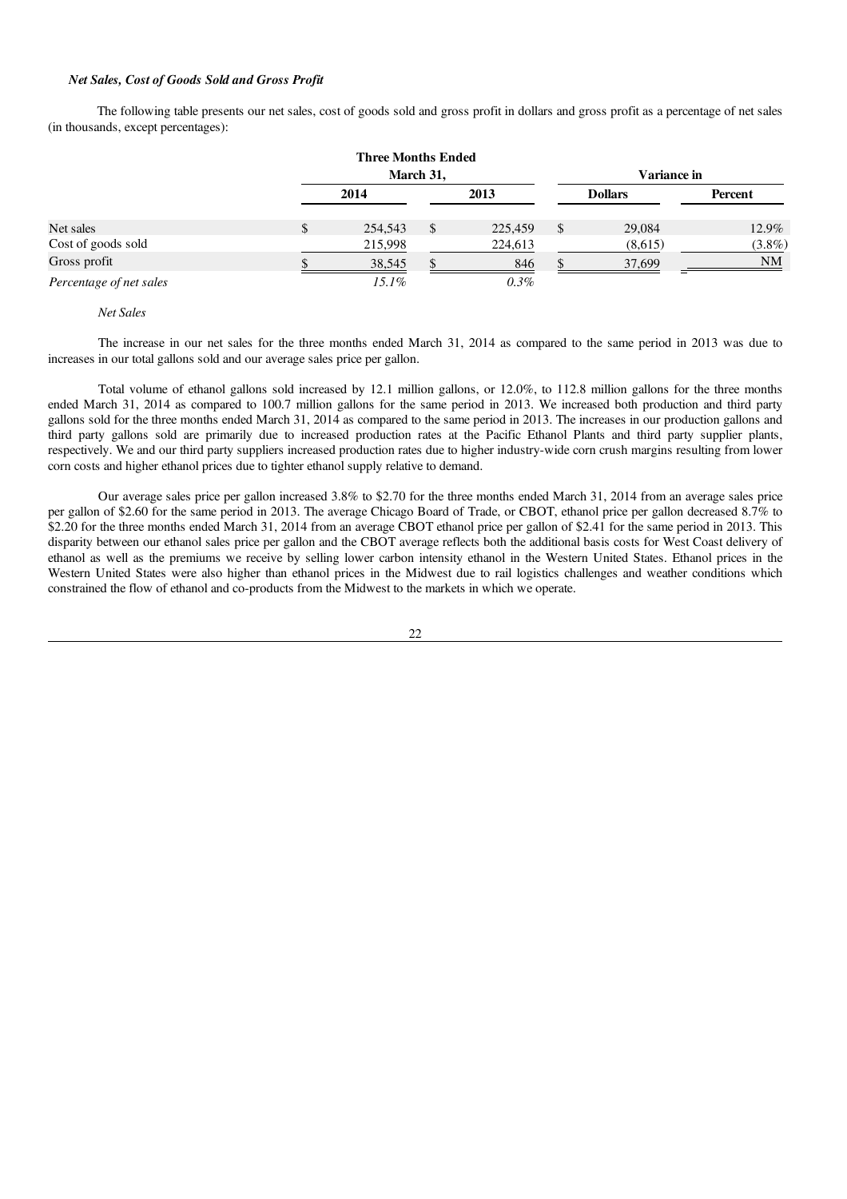### *Net Sales, Cost of Goods Sold and Gross Profit*

The following table presents our net sales, cost of goods sold and gross profit in dollars and gross profit as a percentage of net sales (in thousands, except percentages):

| | Three Months Ended March 31, | | Variance in | |
|---|---|---|---|---|
| | 2014 | 2013 | Dollars | Percent |
| Net sales | $ 254,543 | $ 225,459 | $ 29,084 | 12.9% |
| Cost of goods sold | 215,998 | 224,613 | (8,615) | (3.8%) |
| Gross profit | $ 38,545 | $ 846 | $ 37,699 | NM |
| *Percentage of net sales* | *15.1%* | *0.3%* | | |

*Net Sales*

The increase in our net sales for the three months ended March 31, 2014 as compared to the same period in 2013 was due to increases in our total gallons sold and our average sales price per gallon.

Total volume of ethanol gallons sold increased by 12.1 million gallons, or 12.0%, to 112.8 million gallons for the three months ended March 31, 2014 as compared to 100.7 million gallons for the same period in 2013. We increased both production and third party gallons sold for the three months ended March 31, 2014 as compared to the same period in 2013. The increases in our production gallons and third party gallons sold are primarily due to increased production rates at the Pacific Ethanol Plants and third party supplier plants, respectively. We and our third party suppliers increased production rates due to higher industry-wide corn crush margins resulting from lower corn costs and higher ethanol prices due to tighter ethanol supply relative to demand.

Our average sales price per gallon increased 3.8% to $2.70 for the three months ended March 31, 2014 from an average sales price per gallon of $2.60 for the same period in 2013. The average Chicago Board of Trade, or CBOT, ethanol price per gallon decreased 8.7% to $2.20 for the three months ended March 31, 2014 from an average CBOT ethanol price per gallon of $2.41 for the same period in 2013. This disparity between our ethanol sales price per gallon and the CBOT average reflects both the additional basis costs for West Coast delivery of ethanol as well as the premiums we receive by selling lower carbon intensity ethanol in the Western United States. Ethanol prices in the Western United States were also higher than ethanol prices in the Midwest due to rail logistics challenges and weather conditions which constrained the flow of ethanol and co-products from the Midwest to the markets in which we operate.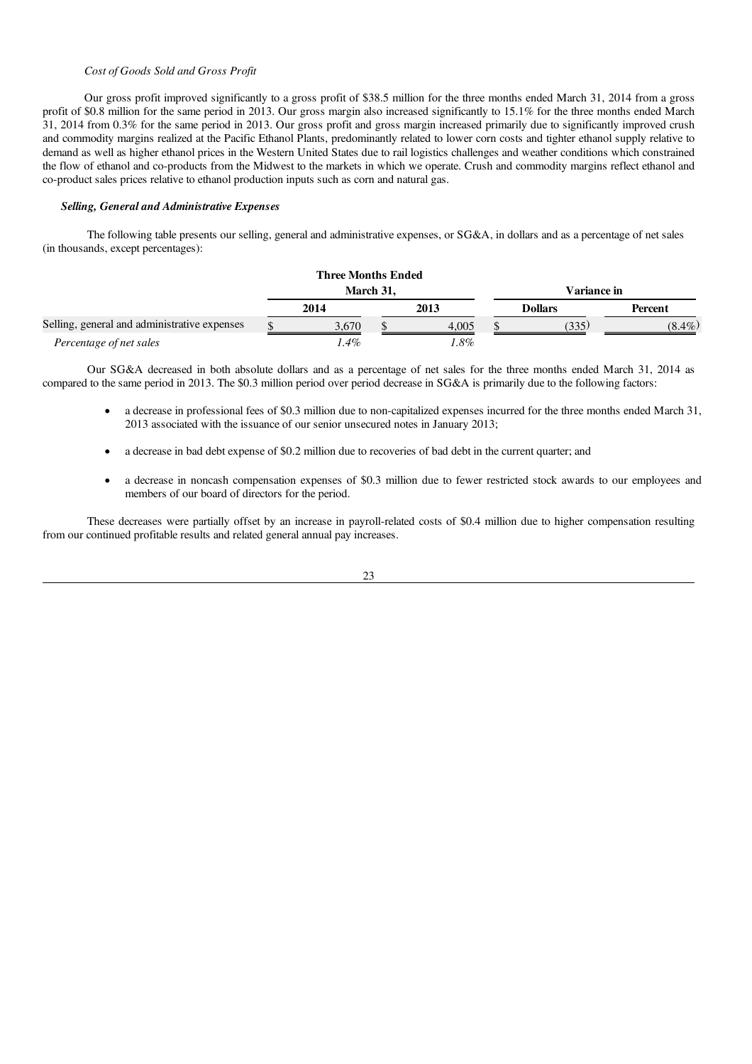*Cost of Goods Sold and Gross Profit*

Our gross profit improved significantly to a gross profit of $38.5 million for the three months ended March 31, 2014 from a gross profit of $0.8 million for the same period in 2013. Our gross margin also increased significantly to 15.1% for the three months ended March 31, 2014 from 0.3% for the same period in 2013. Our gross profit and gross margin increased primarily due to significantly improved crush and commodity margins realized at the Pacific Ethanol Plants, predominantly related to lower corn costs and tighter ethanol supply relative to demand as well as higher ethanol prices in the Western United States due to rail logistics challenges and weather conditions which constrained the flow of ethanol and co-products from the Midwest to the markets in which we operate. Crush and commodity margins reflect ethanol and co-product sales prices relative to ethanol production inputs such as corn and natural gas.

***Selling, General and Administrative Expenses***

The following table presents our selling, general and administrative expenses, or SG&A, in dollars and as a percentage of net sales (in thousands, except percentages):

| | Three Months Ended March 31, | | Variance in | |
|---|---|---|---|---|
| | 2014 | 2013 | Dollars | Percent |
| Selling, general and administrative expenses | $ 3,670 | $ 4,005 | $ (335) | (8.4%) |
| *Percentage of net sales* | *1.4%* | *1.8%* | | |

Our SG&A decreased in both absolute dollars and as a percentage of net sales for the three months ended March 31, 2014 as compared to the same period in 2013. The $0.3 million period over period decrease in SG&A is primarily due to the following factors:

- a decrease in professional fees of $0.3 million due to non-capitalized expenses incurred for the three months ended March 31, 2013 associated with the issuance of our senior unsecured notes in January 2013;
- a decrease in bad debt expense of $0.2 million due to recoveries of bad debt in the current quarter; and
- a decrease in noncash compensation expenses of $0.3 million due to fewer restricted stock awards to our employees and members of our board of directors for the period.

These decreases were partially offset by an increase in payroll-related costs of $0.4 million due to higher compensation resulting from our continued profitable results and related general annual pay increases.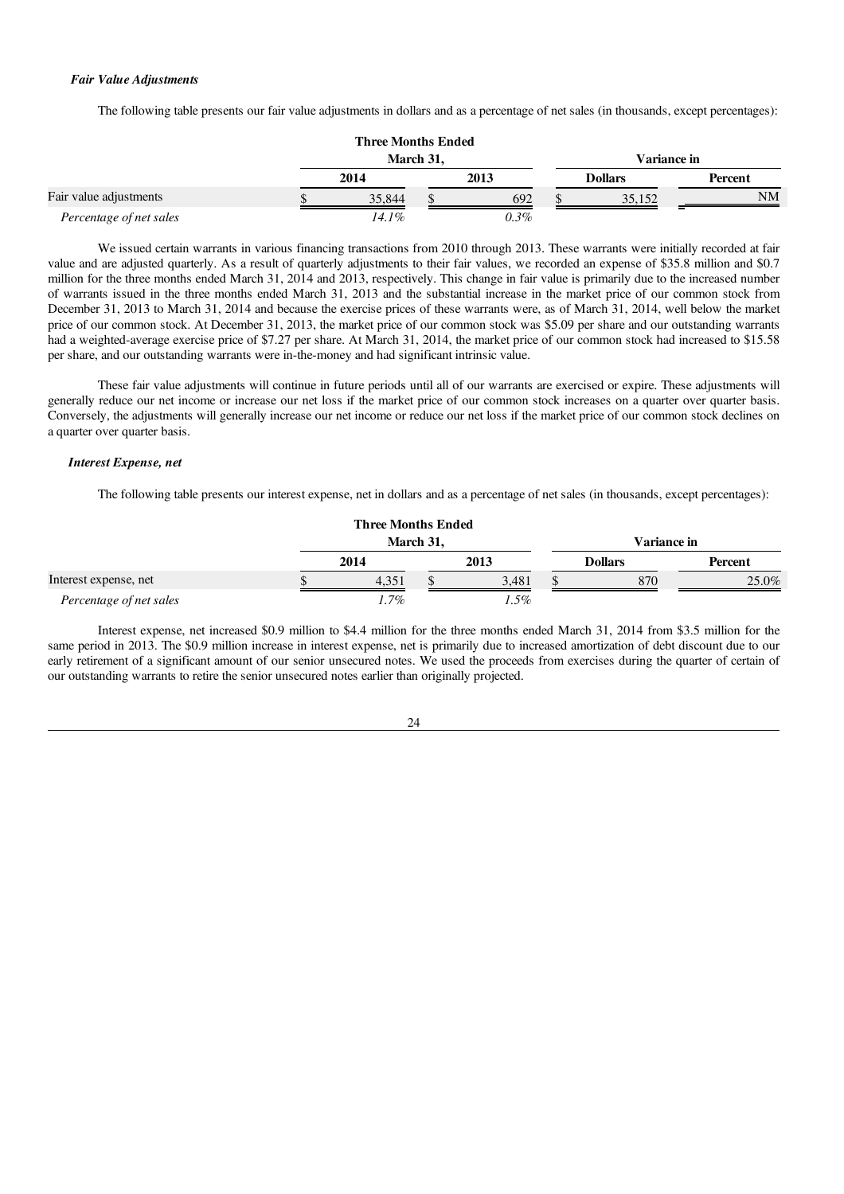### *Fair Value Adjustments*

The following table presents our fair value adjustments in dollars and as a percentage of net sales (in thousands, except percentages):

| | Three Months Ended March 31, | | Variance in | |
|---|---|---|---|---|
| | 2014 | 2013 | Dollars | Percent |
| Fair value adjustments | $ 35,844 | $ 692 | $ 35,152 | NM |
| *Percentage of net sales* | *14.1%* | *0.3%* | | |

We issued certain warrants in various financing transactions from 2010 through 2013. These warrants were initially recorded at fair value and are adjusted quarterly. As a result of quarterly adjustments to their fair values, we recorded an expense of $35.8 million and $0.7 million for the three months ended March 31, 2014 and 2013, respectively. This change in fair value is primarily due to the increased number of warrants issued in the three months ended March 31, 2013 and the substantial increase in the market price of our common stock from December 31, 2013 to March 31, 2014 and because the exercise prices of these warrants were, as of March 31, 2014, well below the market price of our common stock. At December 31, 2013, the market price of our common stock was $5.09 per share and our outstanding warrants had a weighted-average exercise price of $7.27 per share. At March 31, 2014, the market price of our common stock had increased to $15.58 per share, and our outstanding warrants were in-the-money and had significant intrinsic value.

These fair value adjustments will continue in future periods until all of our warrants are exercised or expire. These adjustments will generally reduce our net income or increase our net loss if the market price of our common stock increases on a quarter over quarter basis. Conversely, the adjustments will generally increase our net income or reduce our net loss if the market price of our common stock declines on a quarter over quarter basis.

### *Interest Expense, net*

The following table presents our interest expense, net in dollars and as a percentage of net sales (in thousands, except percentages):

| | Three Months Ended March 31, | | Variance in | |
|---|---|---|---|---|
| | 2014 | 2013 | Dollars | Percent |
| Interest expense, net | $ 4,351 | $ 3,481 | $ 870 | 25.0% |
| *Percentage of net sales* | *1.7%* | *1.5%* | | |

Interest expense, net increased $0.9 million to $4.4 million for the three months ended March 31, 2014 from $3.5 million for the same period in 2013. The $0.9 million increase in interest expense, net is primarily due to increased amortization of debt discount due to our early retirement of a significant amount of our senior unsecured notes. We used the proceeds from exercises during the quarter of certain of our outstanding warrants to retire the senior unsecured notes earlier than originally projected.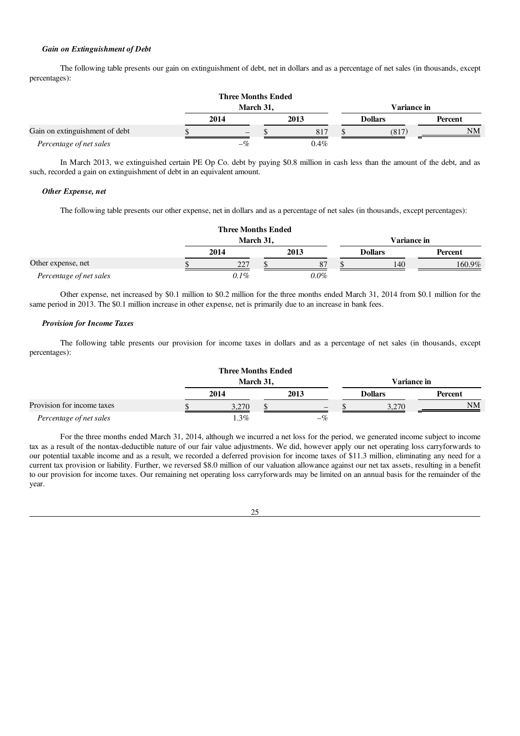### *Gain on Extinguishment of Debt*

The following table presents our gain on extinguishment of debt, net in dollars and as a percentage of net sales (in thousands, except percentages):

| | Three Months Ended March 31, | | Variance in | |
|---|---|---|---|---|
| | 2014 | 2013 | Dollars | Percent |
| Gain on extinguishment of debt | $ – | $ 817 | $ (817) | NM |
| *Percentage of net sales* | –% | 0.4% | | |

In March 2013, we extinguished certain PE Op Co. debt by paying $0.8 million in cash less than the amount of the debt, and as such, recorded a gain on extinguishment of debt in an equivalent amount.

### *Other Expense, net*

The following table presents our other expense, net in dollars and as a percentage of net sales (in thousands, except percentages):

| | Three Months Ended March 31, | | Variance in | |
|---|---|---|---|---|
| | 2014 | 2013 | Dollars | Percent |
| Other expense, net | $ 227 | $ 87 | $ 140 | 160.9% |
| *Percentage of net sales* | *0.1%* | *0.0%* | | |

Other expense, net increased by $0.1 million to $0.2 million for the three months ended March 31, 2014 from $0.1 million for the same period in 2013. The $0.1 million increase in other expense, net is primarily due to an increase in bank fees.

### *Provision for Income Taxes*

The following table presents our provision for income taxes in dollars and as a percentage of net sales (in thousands, except percentages):

| | Three Months Ended March 31, | | Variance in | |
|---|---|---|---|---|
| | 2014 | 2013 | Dollars | Percent |
| Provision for income taxes | $ 3,270 | $ – | $ 3,270 | NM |
| *Percentage of net sales* | 1.3% | –% | | |

For the three months ended March 31, 2014, although we incurred a net loss for the period, we generated income subject to income tax as a result of the nontax-deductible nature of our fair value adjustments. We did, however apply our net operating loss carryforwards to our potential taxable income and as a result, we recorded a deferred provision for income taxes of $11.3 million, eliminating any need for a current tax provision or liability. Further, we reversed $8.0 million of our valuation allowance against our net tax assets, resulting in a benefit to our provision for income taxes. Our remaining net operating loss carryforwards may be limited on an annual basis for the remainder of the year.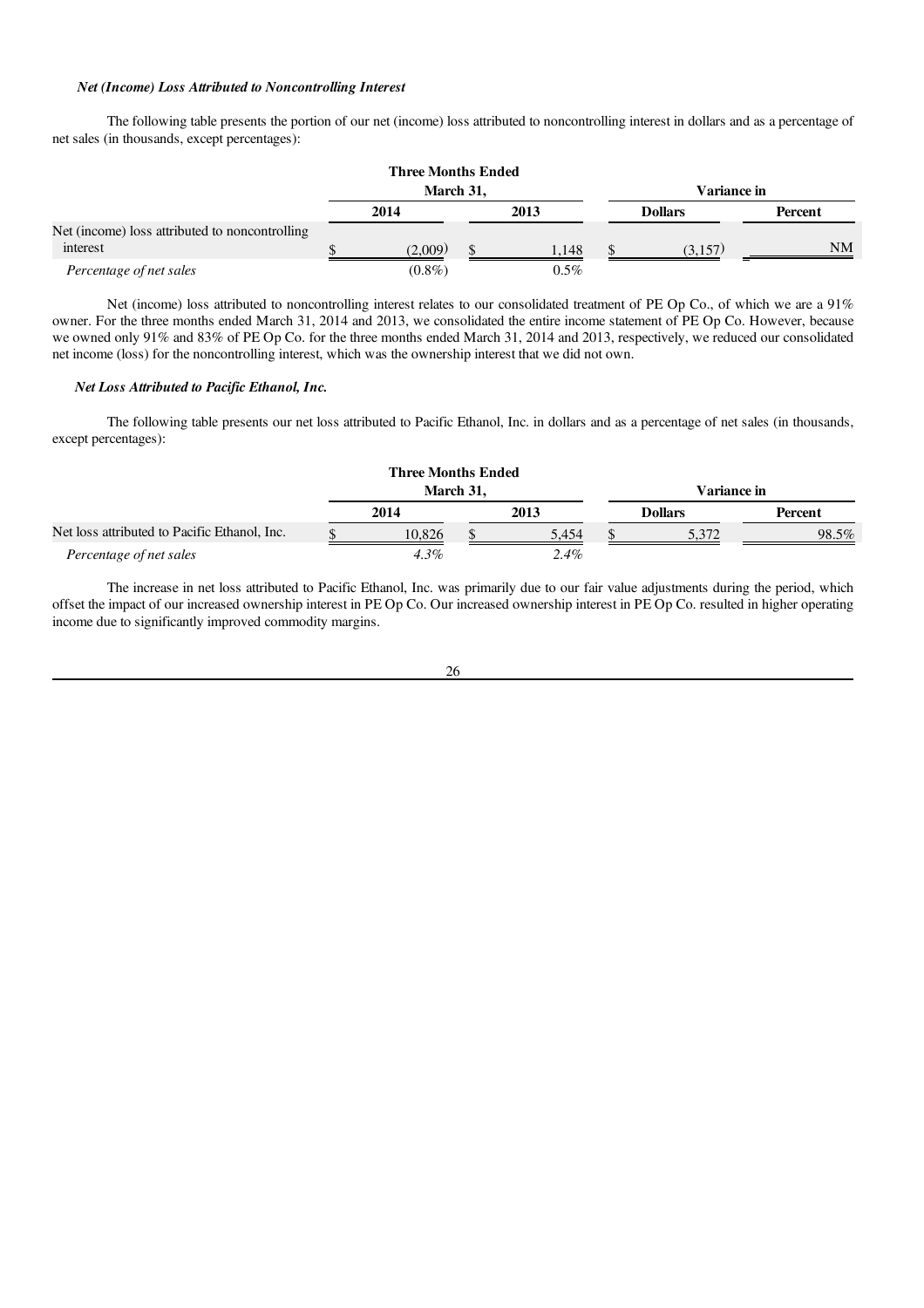*Net (Income) Loss Attributed to Noncontrolling Interest*

The following table presents the portion of our net (income) loss attributed to noncontrolling interest in dollars and as a percentage of net sales (in thousands, except percentages):

| | Three Months Ended March 31, | | Variance in | |
|---|---|---|---|---|
| | 2014 | 2013 | Dollars | Percent |
| Net (income) loss attributed to noncontrolling interest | $ (2,009) | $ 1,148 | $ (3,157) | NM |
| *Percentage of net sales* | (0.8%) | 0.5% | | |

Net (income) loss attributed to noncontrolling interest relates to our consolidated treatment of PE Op Co., of which we are a 91% owner. For the three months ended March 31, 2014 and 2013, we consolidated the entire income statement of PE Op Co. However, because we owned only 91% and 83% of PE Op Co. for the three months ended March 31, 2014 and 2013, respectively, we reduced our consolidated net income (loss) for the noncontrolling interest, which was the ownership interest that we did not own.

*Net Loss Attributed to Pacific Ethanol, Inc.*

The following table presents our net loss attributed to Pacific Ethanol, Inc. in dollars and as a percentage of net sales (in thousands, except percentages):

| | Three Months Ended March 31, | | Variance in | |
|---|---|---|---|---|
| | 2014 | 2013 | Dollars | Percent |
| Net loss attributed to Pacific Ethanol, Inc. | $ 10,826 | $ 5,454 | $ 5,372 | 98.5% |
| *Percentage of net sales* | *4.3%* | *2.4%* | | |

The increase in net loss attributed to Pacific Ethanol, Inc. was primarily due to our fair value adjustments during the period, which offset the impact of our increased ownership interest in PE Op Co. Our increased ownership interest in PE Op Co. resulted in higher operating income due to significantly improved commodity margins.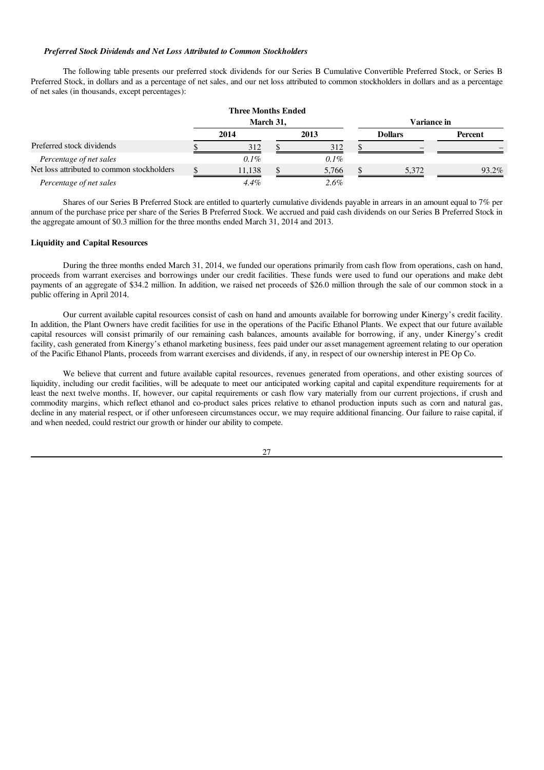### *Preferred Stock Dividends and Net Loss Attributed to Common Stockholders*

The following table presents our preferred stock dividends for our Series B Cumulative Convertible Preferred Stock, or Series B Preferred Stock, in dollars and as a percentage of net sales, and our net loss attributed to common stockholders in dollars and as a percentage of net sales (in thousands, except percentages):

| | Three Months Ended March 31, | | Variance in | |
|---|---|---|---|---|
| | 2014 | 2013 | Dollars | Percent |
| Preferred stock dividends | $ 312 | $ 312 | $ – | – |
| *Percentage of net sales* | *0.1%* | *0.1%* | | |
| Net loss attributed to common stockholders | $ 11,138 | $ 5,766 | $ 5,372 | 93.2% |
| *Percentage of net sales* | *4.4%* | *2.6%* | | |

Shares of our Series B Preferred Stock are entitled to quarterly cumulative dividends payable in arrears in an amount equal to 7% per annum of the purchase price per share of the Series B Preferred Stock. We accrued and paid cash dividends on our Series B Preferred Stock in the aggregate amount of $0.3 million for the three months ended March 31, 2014 and 2013.

### Liquidity and Capital Resources

During the three months ended March 31, 2014, we funded our operations primarily from cash flow from operations, cash on hand, proceeds from warrant exercises and borrowings under our credit facilities. These funds were used to fund our operations and make debt payments of an aggregate of $34.2 million. In addition, we raised net proceeds of $26.0 million through the sale of our common stock in a public offering in April 2014.

Our current available capital resources consist of cash on hand and amounts available for borrowing under Kinergy's credit facility. In addition, the Plant Owners have credit facilities for use in the operations of the Pacific Ethanol Plants. We expect that our future available capital resources will consist primarily of our remaining cash balances, amounts available for borrowing, if any, under Kinergy's credit facility, cash generated from Kinergy's ethanol marketing business, fees paid under our asset management agreement relating to our operation of the Pacific Ethanol Plants, proceeds from warrant exercises and dividends, if any, in respect of our ownership interest in PE Op Co.

We believe that current and future available capital resources, revenues generated from operations, and other existing sources of liquidity, including our credit facilities, will be adequate to meet our anticipated working capital and capital expenditure requirements for at least the next twelve months. If, however, our capital requirements or cash flow vary materially from our current projections, if crush and commodity margins, which reflect ethanol and co-product sales prices relative to ethanol production inputs such as corn and natural gas, decline in any material respect, or if other unforeseen circumstances occur, we may require additional financing. Our failure to raise capital, if and when needed, could restrict our growth or hinder our ability to compete.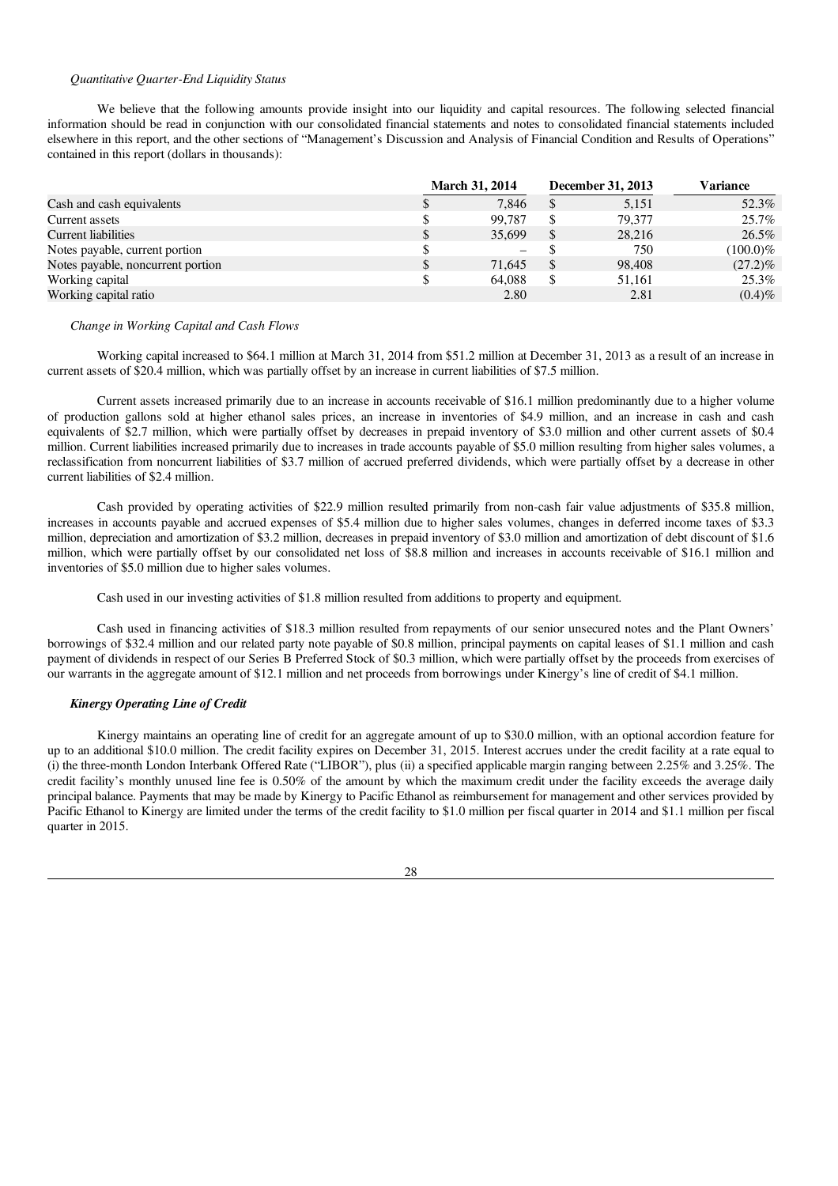*Quantitative Quarter-End Liquidity Status*

We believe that the following amounts provide insight into our liquidity and capital resources. The following selected financial information should be read in conjunction with our consolidated financial statements and notes to consolidated financial statements included elsewhere in this report, and the other sections of "Management's Discussion and Analysis of Financial Condition and Results of Operations" contained in this report (dollars in thousands):

| | March 31, 2014 | December 31, 2013 | Variance |
|---|---|---|---|
| Cash and cash equivalents | $ 7,846 | $ 5,151 | 52.3% |
| Current assets | $ 99,787 | $ 79,377 | 25.7% |
| Current liabilities | $ 35,699 | $ 28,216 | 26.5% |
| Notes payable, current portion | $ – | $ 750 | (100.0)% |
| Notes payable, noncurrent portion | $ 71,645 | $ 98,408 | (27.2)% |
| Working capital | $ 64,088 | $ 51,161 | 25.3% |
| Working capital ratio | 2.80 | 2.81 | (0.4)% |

*Change in Working Capital and Cash Flows*

Working capital increased to $64.1 million at March 31, 2014 from $51.2 million at December 31, 2013 as a result of an increase in current assets of $20.4 million, which was partially offset by an increase in current liabilities of $7.5 million.

Current assets increased primarily due to an increase in accounts receivable of $16.1 million predominantly due to a higher volume of production gallons sold at higher ethanol sales prices, an increase in inventories of $4.9 million, and an increase in cash and cash equivalents of $2.7 million, which were partially offset by decreases in prepaid inventory of $3.0 million and other current assets of $0.4 million. Current liabilities increased primarily due to increases in trade accounts payable of $5.0 million resulting from higher sales volumes, a reclassification from noncurrent liabilities of $3.7 million of accrued preferred dividends, which were partially offset by a decrease in other current liabilities of $2.4 million.

Cash provided by operating activities of $22.9 million resulted primarily from non-cash fair value adjustments of $35.8 million, increases in accounts payable and accrued expenses of $5.4 million due to higher sales volumes, changes in deferred income taxes of $3.3 million, depreciation and amortization of $3.2 million, decreases in prepaid inventory of $3.0 million and amortization of debt discount of $1.6 million, which were partially offset by our consolidated net loss of $8.8 million and increases in accounts receivable of $16.1 million and inventories of $5.0 million due to higher sales volumes.

Cash used in our investing activities of $1.8 million resulted from additions to property and equipment.

Cash used in financing activities of $18.3 million resulted from repayments of our senior unsecured notes and the Plant Owners' borrowings of $32.4 million and our related party note payable of $0.8 million, principal payments on capital leases of $1.1 million and cash payment of dividends in respect of our Series B Preferred Stock of $0.3 million, which were partially offset by the proceeds from exercises of our warrants in the aggregate amount of $12.1 million and net proceeds from borrowings under Kinergy's line of credit of $4.1 million.

***Kinergy Operating Line of Credit***

Kinergy maintains an operating line of credit for an aggregate amount of up to $30.0 million, with an optional accordion feature for up to an additional $10.0 million. The credit facility expires on December 31, 2015. Interest accrues under the credit facility at a rate equal to (i) the three-month London Interbank Offered Rate ("LIBOR"), plus (ii) a specified applicable margin ranging between 2.25% and 3.25%. The credit facility's monthly unused line fee is 0.50% of the amount by which the maximum credit under the facility exceeds the average daily principal balance. Payments that may be made by Kinergy to Pacific Ethanol as reimbursement for management and other services provided by Pacific Ethanol to Kinergy are limited under the terms of the credit facility to $1.0 million per fiscal quarter in 2014 and $1.1 million per fiscal quarter in 2015.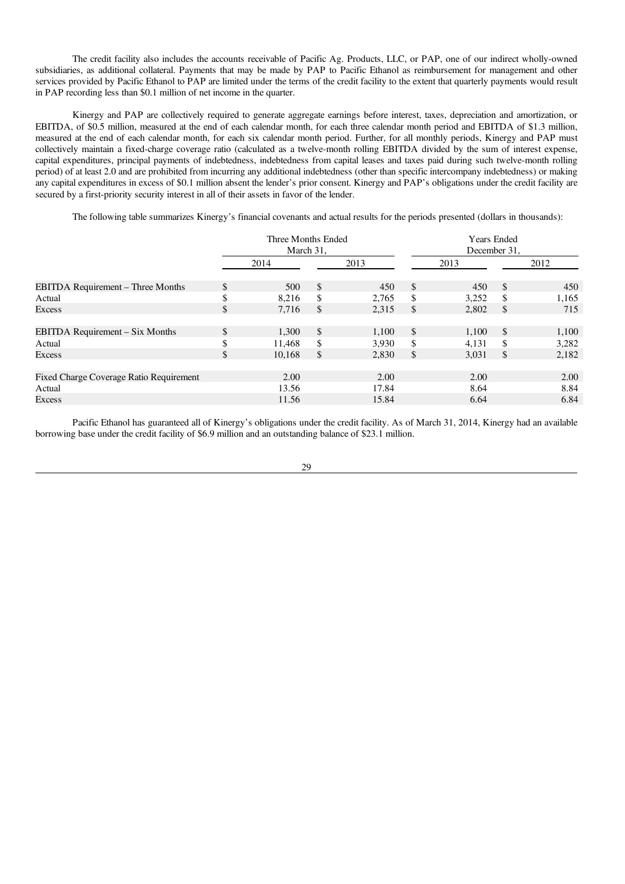The credit facility also includes the accounts receivable of Pacific Ag. Products, LLC, or PAP, one of our indirect wholly-owned subsidiaries, as additional collateral. Payments that may be made by PAP to Pacific Ethanol as reimbursement for management and other services provided by Pacific Ethanol to PAP are limited under the terms of the credit facility to the extent that quarterly payments would result in PAP recording less than $0.1 million of net income in the quarter.

Kinergy and PAP are collectively required to generate aggregate earnings before interest, taxes, depreciation and amortization, or EBITDA, of $0.5 million, measured at the end of each calendar month, for each three calendar month period and EBITDA of $1.3 million, measured at the end of each calendar month, for each six calendar month period. Further, for all monthly periods, Kinergy and PAP must collectively maintain a fixed-charge coverage ratio (calculated as a twelve-month rolling EBITDA divided by the sum of interest expense, capital expenditures, principal payments of indebtedness, indebtedness from capital leases and taxes paid during such twelve-month rolling period) of at least 2.0 and are prohibited from incurring any additional indebtedness (other than specific intercompany indebtedness) or making any capital expenditures in excess of $0.1 million absent the lender's prior consent. Kinergy and PAP's obligations under the credit facility are secured by a first-priority security interest in all of their assets in favor of the lender.

The following table summarizes Kinergy's financial covenants and actual results for the periods presented (dollars in thousands):

| | Three Months Ended March 31, | | Years Ended December 31, | |
|---|---|---|---|---|
| | 2014 | 2013 | 2013 | 2012 |
| EBITDA Requirement – Three Months | $ 500 | $ 450 | $ 450 | $ 450 |
| Actual | $ 8,216 | $ 2,765 | $ 3,252 | $ 1,165 |
| Excess | $ 7,716 | $ 2,315 | $ 2,802 | $ 715 |
| EBITDA Requirement – Six Months | $ 1,300 | $ 1,100 | $ 1,100 | $ 1,100 |
| Actual | $ 11,468 | $ 3,930 | $ 4,131 | $ 3,282 |
| Excess | $ 10,168 | $ 2,830 | $ 3,031 | $ 2,182 |
| Fixed Charge Coverage Ratio Requirement | 2.00 | 2.00 | 2.00 | 2.00 |
| Actual | 13.56 | 17.84 | 8.64 | 8.84 |
| Excess | 11.56 | 15.84 | 6.64 | 6.84 |

Pacific Ethanol has guaranteed all of Kinergy's obligations under the credit facility. As of March 31, 2014, Kinergy had an available borrowing base under the credit facility of $6.9 million and an outstanding balance of $23.1 million.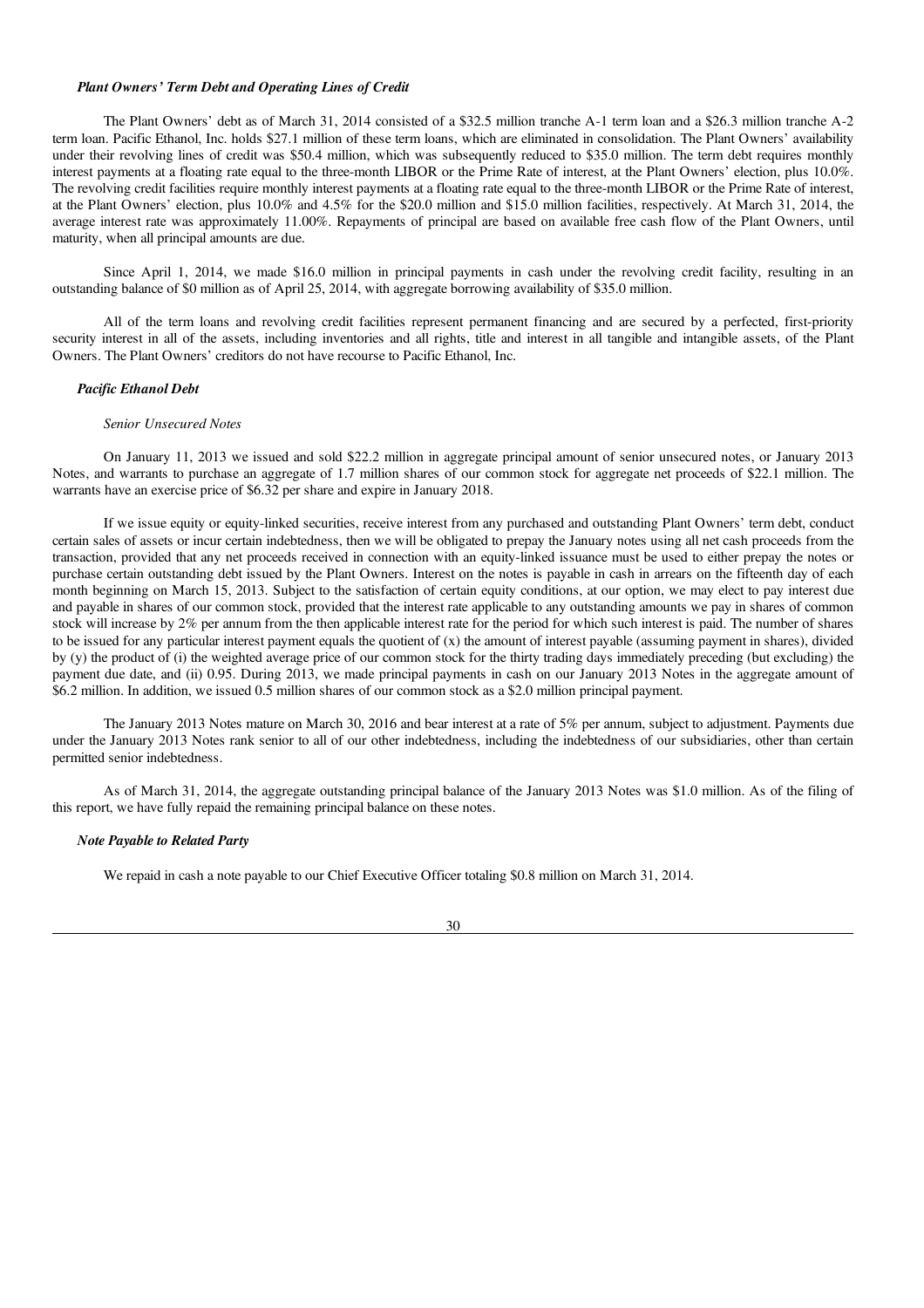***Plant Owners' Term Debt and Operating Lines of Credit***

The Plant Owners' debt as of March 31, 2014 consisted of a $32.5 million tranche A-1 term loan and a $26.3 million tranche A-2 term loan. Pacific Ethanol, Inc. holds $27.1 million of these term loans, which are eliminated in consolidation. The Plant Owners' availability under their revolving lines of credit was $50.4 million, which was subsequently reduced to $35.0 million. The term debt requires monthly interest payments at a floating rate equal to the three-month LIBOR or the Prime Rate of interest, at the Plant Owners' election, plus 10.0%. The revolving credit facilities require monthly interest payments at a floating rate equal to the three-month LIBOR or the Prime Rate of interest, at the Plant Owners' election, plus 10.0% and 4.5% for the $20.0 million and $15.0 million facilities, respectively. At March 31, 2014, the average interest rate was approximately 11.00%. Repayments of principal are based on available free cash flow of the Plant Owners, until maturity, when all principal amounts are due.

Since April 1, 2014, we made $16.0 million in principal payments in cash under the revolving credit facility, resulting in an outstanding balance of $0 million as of April 25, 2014, with aggregate borrowing availability of $35.0 million.

All of the term loans and revolving credit facilities represent permanent financing and are secured by a perfected, first-priority security interest in all of the assets, including inventories and all rights, title and interest in all tangible and intangible assets, of the Plant Owners. The Plant Owners' creditors do not have recourse to Pacific Ethanol, Inc.

***Pacific Ethanol Debt***

*Senior Unsecured Notes*

On January 11, 2013 we issued and sold $22.2 million in aggregate principal amount of senior unsecured notes, or January 2013 Notes, and warrants to purchase an aggregate of 1.7 million shares of our common stock for aggregate net proceeds of $22.1 million. The warrants have an exercise price of $6.32 per share and expire in January 2018.

If we issue equity or equity-linked securities, receive interest from any purchased and outstanding Plant Owners' term debt, conduct certain sales of assets or incur certain indebtedness, then we will be obligated to prepay the January notes using all net cash proceeds from the transaction, provided that any net proceeds received in connection with an equity-linked issuance must be used to either prepay the notes or purchase certain outstanding debt issued by the Plant Owners. Interest on the notes is payable in cash in arrears on the fifteenth day of each month beginning on March 15, 2013. Subject to the satisfaction of certain equity conditions, at our option, we may elect to pay interest due and payable in shares of our common stock, provided that the interest rate applicable to any outstanding amounts we pay in shares of common stock will increase by 2% per annum from the then applicable interest rate for the period for which such interest is paid. The number of shares to be issued for any particular interest payment equals the quotient of (x) the amount of interest payable (assuming payment in shares), divided by (y) the product of (i) the weighted average price of our common stock for the thirty trading days immediately preceding (but excluding) the payment due date, and (ii) 0.95. During 2013, we made principal payments in cash on our January 2013 Notes in the aggregate amount of $6.2 million. In addition, we issued 0.5 million shares of our common stock as a $2.0 million principal payment.

The January 2013 Notes mature on March 30, 2016 and bear interest at a rate of 5% per annum, subject to adjustment. Payments due under the January 2013 Notes rank senior to all of our other indebtedness, including the indebtedness of our subsidiaries, other than certain permitted senior indebtedness.

As of March 31, 2014, the aggregate outstanding principal balance of the January 2013 Notes was $1.0 million. As of the filing of this report, we have fully repaid the remaining principal balance on these notes.

***Note Payable to Related Party***

We repaid in cash a note payable to our Chief Executive Officer totaling $0.8 million on March 31, 2014.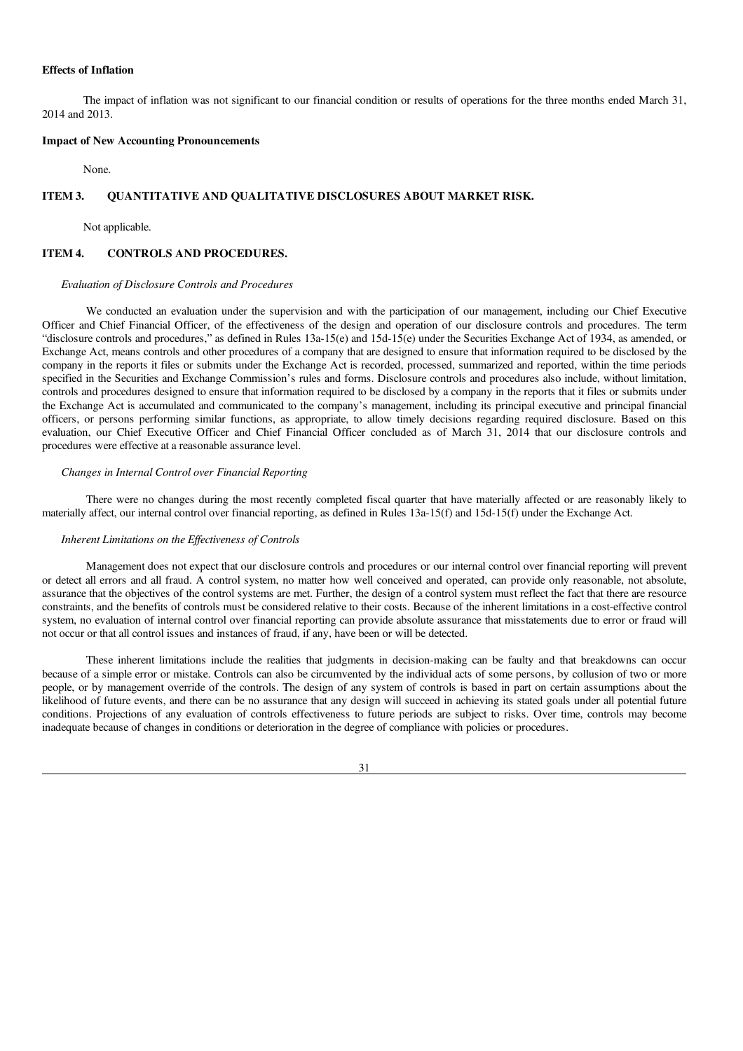**Effects of Inflation**

The impact of inflation was not significant to our financial condition or results of operations for the three months ended March 31, 2014 and 2013.

**Impact of New Accounting Pronouncements**

None.

## ITEM 3. QUANTITATIVE AND QUALITATIVE DISCLOSURES ABOUT MARKET RISK.

Not applicable.

## ITEM 4. CONTROLS AND PROCEDURES.

*Evaluation of Disclosure Controls and Procedures*

We conducted an evaluation under the supervision and with the participation of our management, including our Chief Executive Officer and Chief Financial Officer, of the effectiveness of the design and operation of our disclosure controls and procedures. The term "disclosure controls and procedures," as defined in Rules 13a-15(e) and 15d-15(e) under the Securities Exchange Act of 1934, as amended, or Exchange Act, means controls and other procedures of a company that are designed to ensure that information required to be disclosed by the company in the reports it files or submits under the Exchange Act is recorded, processed, summarized and reported, within the time periods specified in the Securities and Exchange Commission's rules and forms. Disclosure controls and procedures also include, without limitation, controls and procedures designed to ensure that information required to be disclosed by a company in the reports that it files or submits under the Exchange Act is accumulated and communicated to the company's management, including its principal executive and principal financial officers, or persons performing similar functions, as appropriate, to allow timely decisions regarding required disclosure. Based on this evaluation, our Chief Executive Officer and Chief Financial Officer concluded as of March 31, 2014 that our disclosure controls and procedures were effective at a reasonable assurance level.

*Changes in Internal Control over Financial Reporting*

There were no changes during the most recently completed fiscal quarter that have materially affected or are reasonably likely to materially affect, our internal control over financial reporting, as defined in Rules 13a-15(f) and 15d-15(f) under the Exchange Act.

*Inherent Limitations on the Effectiveness of Controls*

Management does not expect that our disclosure controls and procedures or our internal control over financial reporting will prevent or detect all errors and all fraud. A control system, no matter how well conceived and operated, can provide only reasonable, not absolute, assurance that the objectives of the control systems are met. Further, the design of a control system must reflect the fact that there are resource constraints, and the benefits of controls must be considered relative to their costs. Because of the inherent limitations in a cost-effective control system, no evaluation of internal control over financial reporting can provide absolute assurance that misstatements due to error or fraud will not occur or that all control issues and instances of fraud, if any, have been or will be detected.

These inherent limitations include the realities that judgments in decision-making can be faulty and that breakdowns can occur because of a simple error or mistake. Controls can also be circumvented by the individual acts of some persons, by collusion of two or more people, or by management override of the controls. The design of any system of controls is based in part on certain assumptions about the likelihood of future events, and there can be no assurance that any design will succeed in achieving its stated goals under all potential future conditions. Projections of any evaluation of controls effectiveness to future periods are subject to risks. Over time, controls may become inadequate because of changes in conditions or deterioration in the degree of compliance with policies or procedures.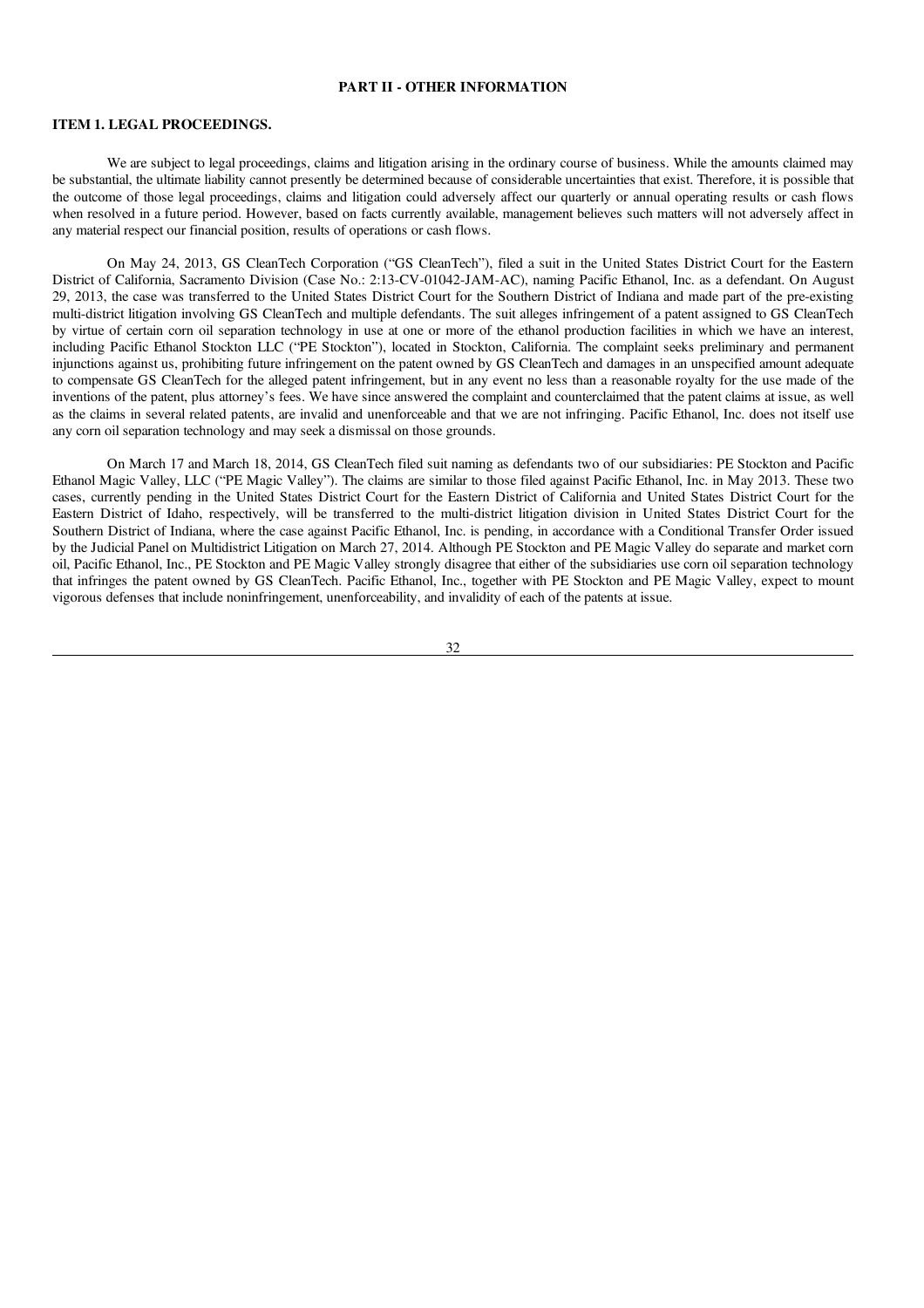# PART II - OTHER INFORMATION

## ITEM 1. LEGAL PROCEEDINGS.

We are subject to legal proceedings, claims and litigation arising in the ordinary course of business. While the amounts claimed may be substantial, the ultimate liability cannot presently be determined because of considerable uncertainties that exist. Therefore, it is possible that the outcome of those legal proceedings, claims and litigation could adversely affect our quarterly or annual operating results or cash flows when resolved in a future period. However, based on facts currently available, management believes such matters will not adversely affect in any material respect our financial position, results of operations or cash flows.

On May 24, 2013, GS CleanTech Corporation ("GS CleanTech"), filed a suit in the United States District Court for the Eastern District of California, Sacramento Division (Case No.: 2:13-CV-01042-JAM-AC), naming Pacific Ethanol, Inc. as a defendant. On August 29, 2013, the case was transferred to the United States District Court for the Southern District of Indiana and made part of the pre-existing multi-district litigation involving GS CleanTech and multiple defendants. The suit alleges infringement of a patent assigned to GS CleanTech by virtue of certain corn oil separation technology in use at one or more of the ethanol production facilities in which we have an interest, including Pacific Ethanol Stockton LLC ("PE Stockton"), located in Stockton, California. The complaint seeks preliminary and permanent injunctions against us, prohibiting future infringement on the patent owned by GS CleanTech and damages in an unspecified amount adequate to compensate GS CleanTech for the alleged patent infringement, but in any event no less than a reasonable royalty for the use made of the inventions of the patent, plus attorney's fees. We have since answered the complaint and counterclaimed that the patent claims at issue, as well as the claims in several related patents, are invalid and unenforceable and that we are not infringing. Pacific Ethanol, Inc. does not itself use any corn oil separation technology and may seek a dismissal on those grounds.

On March 17 and March 18, 2014, GS CleanTech filed suit naming as defendants two of our subsidiaries: PE Stockton and Pacific Ethanol Magic Valley, LLC ("PE Magic Valley"). The claims are similar to those filed against Pacific Ethanol, Inc. in May 2013. These two cases, currently pending in the United States District Court for the Eastern District of California and United States District Court for the Eastern District of Idaho, respectively, will be transferred to the multi-district litigation division in United States District Court for the Southern District of Indiana, where the case against Pacific Ethanol, Inc. is pending, in accordance with a Conditional Transfer Order issued by the Judicial Panel on Multidistrict Litigation on March 27, 2014. Although PE Stockton and PE Magic Valley do separate and market corn oil, Pacific Ethanol, Inc., PE Stockton and PE Magic Valley strongly disagree that either of the subsidiaries use corn oil separation technology that infringes the patent owned by GS CleanTech. Pacific Ethanol, Inc., together with PE Stockton and PE Magic Valley, expect to mount vigorous defenses that include noninfringement, unenforceability, and invalidity of each of the patents at issue.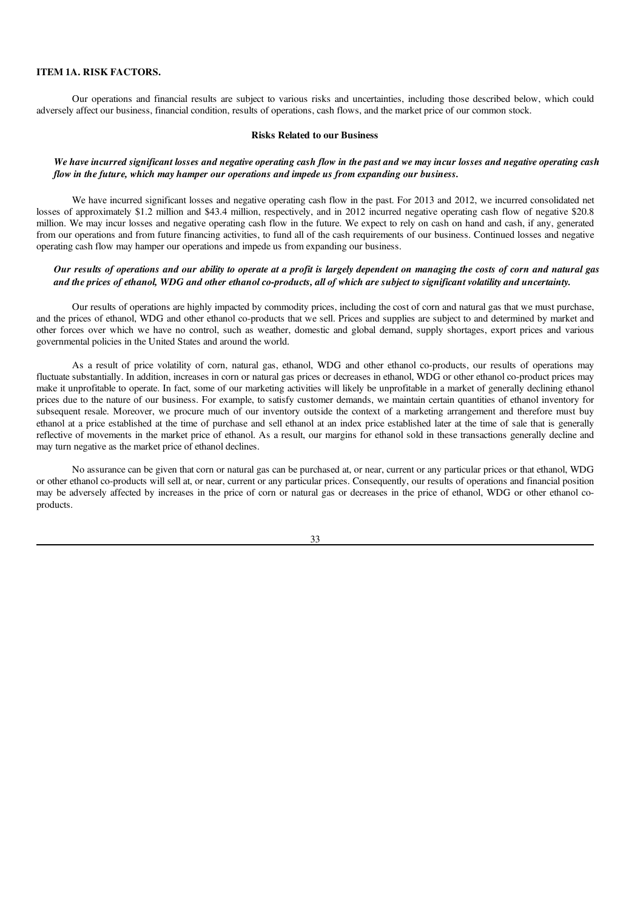## ITEM 1A. RISK FACTORS.

Our operations and financial results are subject to various risks and uncertainties, including those described below, which could adversely affect our business, financial condition, results of operations, cash flows, and the market price of our common stock.

### Risks Related to our Business

***We have incurred significant losses and negative operating cash flow in the past and we may incur losses and negative operating cash flow in the future, which may hamper our operations and impede us from expanding our business.***

We have incurred significant losses and negative operating cash flow in the past. For 2013 and 2012, we incurred consolidated net losses of approximately $1.2 million and $43.4 million, respectively, and in 2012 incurred negative operating cash flow of negative $20.8 million. We may incur losses and negative operating cash flow in the future. We expect to rely on cash on hand and cash, if any, generated from our operations and from future financing activities, to fund all of the cash requirements of our business. Continued losses and negative operating cash flow may hamper our operations and impede us from expanding our business.

***Our results of operations and our ability to operate at a profit is largely dependent on managing the costs of corn and natural gas and the prices of ethanol, WDG and other ethanol co-products, all of which are subject to significant volatility and uncertainty.***

Our results of operations are highly impacted by commodity prices, including the cost of corn and natural gas that we must purchase, and the prices of ethanol, WDG and other ethanol co-products that we sell. Prices and supplies are subject to and determined by market and other forces over which we have no control, such as weather, domestic and global demand, supply shortages, export prices and various governmental policies in the United States and around the world.

As a result of price volatility of corn, natural gas, ethanol, WDG and other ethanol co-products, our results of operations may fluctuate substantially. In addition, increases in corn or natural gas prices or decreases in ethanol, WDG or other ethanol co-product prices may make it unprofitable to operate. In fact, some of our marketing activities will likely be unprofitable in a market of generally declining ethanol prices due to the nature of our business. For example, to satisfy customer demands, we maintain certain quantities of ethanol inventory for subsequent resale. Moreover, we procure much of our inventory outside the context of a marketing arrangement and therefore must buy ethanol at a price established at the time of purchase and sell ethanol at an index price established later at the time of sale that is generally reflective of movements in the market price of ethanol. As a result, our margins for ethanol sold in these transactions generally decline and may turn negative as the market price of ethanol declines.

No assurance can be given that corn or natural gas can be purchased at, or near, current or any particular prices or that ethanol, WDG or other ethanol co-products will sell at, or near, current or any particular prices. Consequently, our results of operations and financial position may be adversely affected by increases in the price of corn or natural gas or decreases in the price of ethanol, WDG or other ethanol co-products.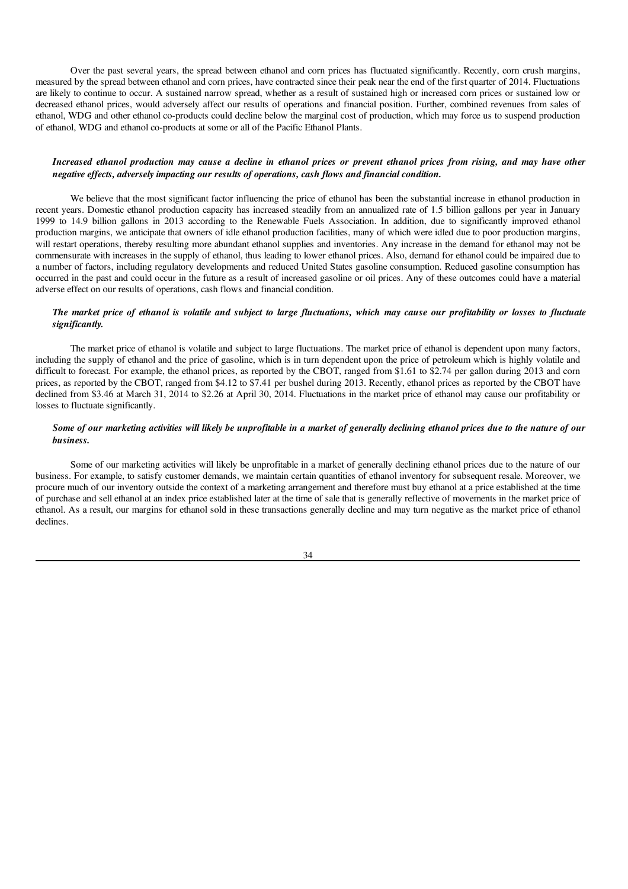Over the past several years, the spread between ethanol and corn prices has fluctuated significantly. Recently, corn crush margins, measured by the spread between ethanol and corn prices, have contracted since their peak near the end of the first quarter of 2014. Fluctuations are likely to continue to occur. A sustained narrow spread, whether as a result of sustained high or increased corn prices or sustained low or decreased ethanol prices, would adversely affect our results of operations and financial position. Further, combined revenues from sales of ethanol, WDG and other ethanol co-products could decline below the marginal cost of production, which may force us to suspend production of ethanol, WDG and ethanol co-products at some or all of the Pacific Ethanol Plants.

***Increased ethanol production may cause a decline in ethanol prices or prevent ethanol prices from rising, and may have other negative effects, adversely impacting our results of operations, cash flows and financial condition.***

We believe that the most significant factor influencing the price of ethanol has been the substantial increase in ethanol production in recent years. Domestic ethanol production capacity has increased steadily from an annualized rate of 1.5 billion gallons per year in January 1999 to 14.9 billion gallons in 2013 according to the Renewable Fuels Association. In addition, due to significantly improved ethanol production margins, we anticipate that owners of idle ethanol production facilities, many of which were idled due to poor production margins, will restart operations, thereby resulting more abundant ethanol supplies and inventories. Any increase in the demand for ethanol may not be commensurate with increases in the supply of ethanol, thus leading to lower ethanol prices. Also, demand for ethanol could be impaired due to a number of factors, including regulatory developments and reduced United States gasoline consumption. Reduced gasoline consumption has occurred in the past and could occur in the future as a result of increased gasoline or oil prices. Any of these outcomes could have a material adverse effect on our results of operations, cash flows and financial condition.

***The market price of ethanol is volatile and subject to large fluctuations, which may cause our profitability or losses to fluctuate significantly.***

The market price of ethanol is volatile and subject to large fluctuations. The market price of ethanol is dependent upon many factors, including the supply of ethanol and the price of gasoline, which is in turn dependent upon the price of petroleum which is highly volatile and difficult to forecast. For example, the ethanol prices, as reported by the CBOT, ranged from $1.61 to $2.74 per gallon during 2013 and corn prices, as reported by the CBOT, ranged from $4.12 to $7.41 per bushel during 2013. Recently, ethanol prices as reported by the CBOT have declined from $3.46 at March 31, 2014 to $2.26 at April 30, 2014. Fluctuations in the market price of ethanol may cause our profitability or losses to fluctuate significantly.

***Some of our marketing activities will likely be unprofitable in a market of generally declining ethanol prices due to the nature of our business.***

Some of our marketing activities will likely be unprofitable in a market of generally declining ethanol prices due to the nature of our business. For example, to satisfy customer demands, we maintain certain quantities of ethanol inventory for subsequent resale. Moreover, we procure much of our inventory outside the context of a marketing arrangement and therefore must buy ethanol at a price established at the time of purchase and sell ethanol at an index price established later at the time of sale that is generally reflective of movements in the market price of ethanol. As a result, our margins for ethanol sold in these transactions generally decline and may turn negative as the market price of ethanol declines.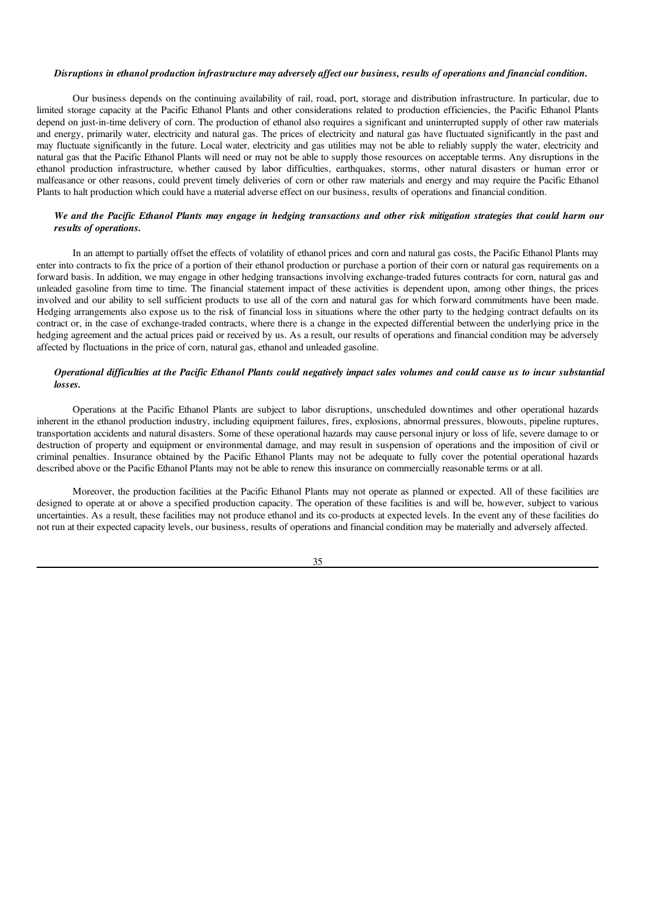***Disruptions in ethanol production infrastructure may adversely affect our business, results of operations and financial condition.***

Our business depends on the continuing availability of rail, road, port, storage and distribution infrastructure. In particular, due to limited storage capacity at the Pacific Ethanol Plants and other considerations related to production efficiencies, the Pacific Ethanol Plants depend on just-in-time delivery of corn. The production of ethanol also requires a significant and uninterrupted supply of other raw materials and energy, primarily water, electricity and natural gas. The prices of electricity and natural gas have fluctuated significantly in the past and may fluctuate significantly in the future. Local water, electricity and gas utilities may not be able to reliably supply the water, electricity and natural gas that the Pacific Ethanol Plants will need or may not be able to supply those resources on acceptable terms. Any disruptions in the ethanol production infrastructure, whether caused by labor difficulties, earthquakes, storms, other natural disasters or human error or malfeasance or other reasons, could prevent timely deliveries of corn or other raw materials and energy and may require the Pacific Ethanol Plants to halt production which could have a material adverse effect on our business, results of operations and financial condition.

***We and the Pacific Ethanol Plants may engage in hedging transactions and other risk mitigation strategies that could harm our results of operations.***

In an attempt to partially offset the effects of volatility of ethanol prices and corn and natural gas costs, the Pacific Ethanol Plants may enter into contracts to fix the price of a portion of their ethanol production or purchase a portion of their corn or natural gas requirements on a forward basis. In addition, we may engage in other hedging transactions involving exchange-traded futures contracts for corn, natural gas and unleaded gasoline from time to time. The financial statement impact of these activities is dependent upon, among other things, the prices involved and our ability to sell sufficient products to use all of the corn and natural gas for which forward commitments have been made. Hedging arrangements also expose us to the risk of financial loss in situations where the other party to the hedging contract defaults on its contract or, in the case of exchange-traded contracts, where there is a change in the expected differential between the underlying price in the hedging agreement and the actual prices paid or received by us. As a result, our results of operations and financial condition may be adversely affected by fluctuations in the price of corn, natural gas, ethanol and unleaded gasoline.

***Operational difficulties at the Pacific Ethanol Plants could negatively impact sales volumes and could cause us to incur substantial losses.***

Operations at the Pacific Ethanol Plants are subject to labor disruptions, unscheduled downtimes and other operational hazards inherent in the ethanol production industry, including equipment failures, fires, explosions, abnormal pressures, blowouts, pipeline ruptures, transportation accidents and natural disasters. Some of these operational hazards may cause personal injury or loss of life, severe damage to or destruction of property and equipment or environmental damage, and may result in suspension of operations and the imposition of civil or criminal penalties. Insurance obtained by the Pacific Ethanol Plants may not be adequate to fully cover the potential operational hazards described above or the Pacific Ethanol Plants may not be able to renew this insurance on commercially reasonable terms or at all.

Moreover, the production facilities at the Pacific Ethanol Plants may not operate as planned or expected. All of these facilities are designed to operate at or above a specified production capacity. The operation of these facilities is and will be, however, subject to various uncertainties. As a result, these facilities may not produce ethanol and its co-products at expected levels. In the event any of these facilities do not run at their expected capacity levels, our business, results of operations and financial condition may be materially and adversely affected.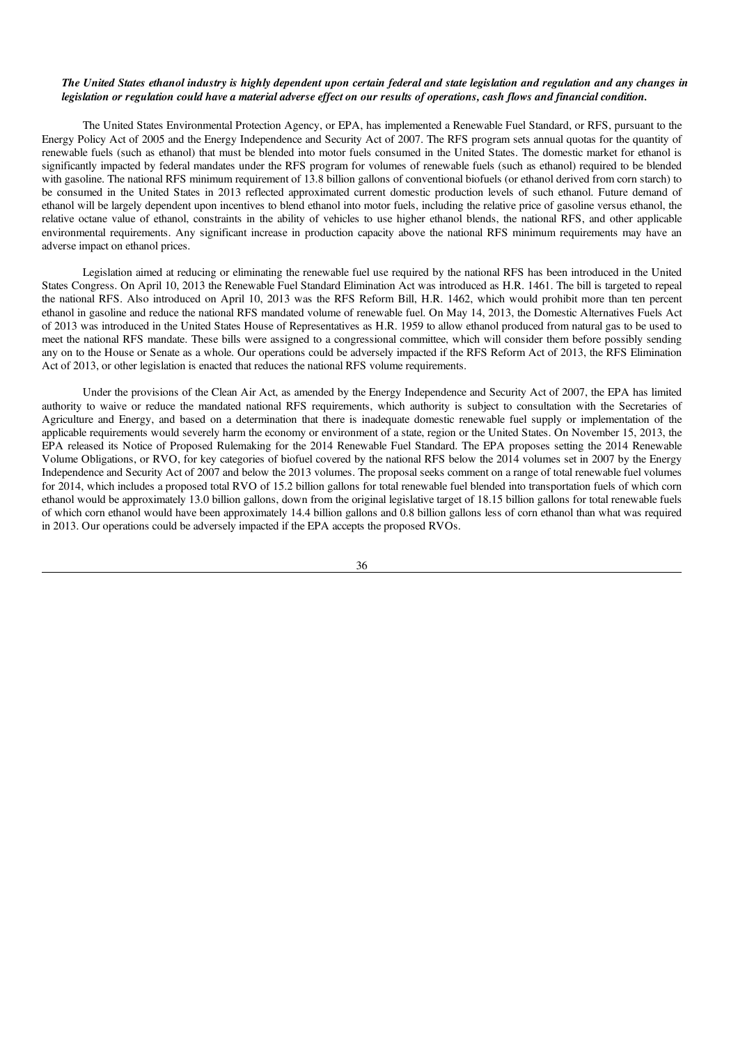***The United States ethanol industry is highly dependent upon certain federal and state legislation and regulation and any changes in legislation or regulation could have a material adverse effect on our results of operations, cash flows and financial condition.***

The United States Environmental Protection Agency, or EPA, has implemented a Renewable Fuel Standard, or RFS, pursuant to the Energy Policy Act of 2005 and the Energy Independence and Security Act of 2007. The RFS program sets annual quotas for the quantity of renewable fuels (such as ethanol) that must be blended into motor fuels consumed in the United States. The domestic market for ethanol is significantly impacted by federal mandates under the RFS program for volumes of renewable fuels (such as ethanol) required to be blended with gasoline. The national RFS minimum requirement of 13.8 billion gallons of conventional biofuels (or ethanol derived from corn starch) to be consumed in the United States in 2013 reflected approximated current domestic production levels of such ethanol. Future demand of ethanol will be largely dependent upon incentives to blend ethanol into motor fuels, including the relative price of gasoline versus ethanol, the relative octane value of ethanol, constraints in the ability of vehicles to use higher ethanol blends, the national RFS, and other applicable environmental requirements. Any significant increase in production capacity above the national RFS minimum requirements may have an adverse impact on ethanol prices.

Legislation aimed at reducing or eliminating the renewable fuel use required by the national RFS has been introduced in the United States Congress. On April 10, 2013 the Renewable Fuel Standard Elimination Act was introduced as H.R. 1461. The bill is targeted to repeal the national RFS. Also introduced on April 10, 2013 was the RFS Reform Bill, H.R. 1462, which would prohibit more than ten percent ethanol in gasoline and reduce the national RFS mandated volume of renewable fuel. On May 14, 2013, the Domestic Alternatives Fuels Act of 2013 was introduced in the United States House of Representatives as H.R. 1959 to allow ethanol produced from natural gas to be used to meet the national RFS mandate. These bills were assigned to a congressional committee, which will consider them before possibly sending any on to the House or Senate as a whole. Our operations could be adversely impacted if the RFS Reform Act of 2013, the RFS Elimination Act of 2013, or other legislation is enacted that reduces the national RFS volume requirements.

Under the provisions of the Clean Air Act, as amended by the Energy Independence and Security Act of 2007, the EPA has limited authority to waive or reduce the mandated national RFS requirements, which authority is subject to consultation with the Secretaries of Agriculture and Energy, and based on a determination that there is inadequate domestic renewable fuel supply or implementation of the applicable requirements would severely harm the economy or environment of a state, region or the United States. On November 15, 2013, the EPA released its Notice of Proposed Rulemaking for the 2014 Renewable Fuel Standard. The EPA proposes setting the 2014 Renewable Volume Obligations, or RVO, for key categories of biofuel covered by the national RFS below the 2014 volumes set in 2007 by the Energy Independence and Security Act of 2007 and below the 2013 volumes. The proposal seeks comment on a range of total renewable fuel volumes for 2014, which includes a proposed total RVO of 15.2 billion gallons for total renewable fuel blended into transportation fuels of which corn ethanol would be approximately 13.0 billion gallons, down from the original legislative target of 18.15 billion gallons for total renewable fuels of which corn ethanol would have been approximately 14.4 billion gallons and 0.8 billion gallons less of corn ethanol than what was required in 2013. Our operations could be adversely impacted if the EPA accepts the proposed RVOs.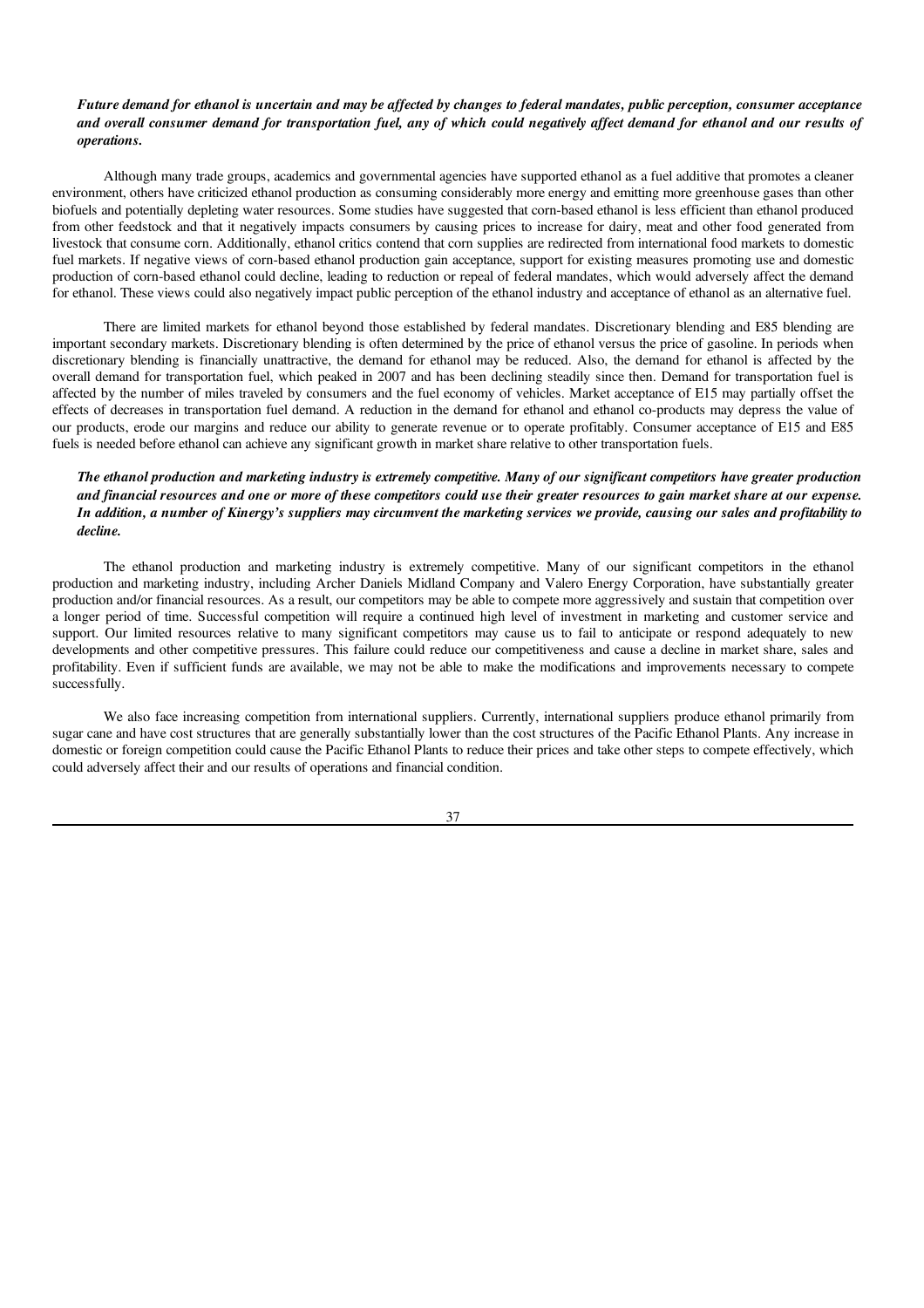***Future demand for ethanol is uncertain and may be affected by changes to federal mandates, public perception, consumer acceptance and overall consumer demand for transportation fuel, any of which could negatively affect demand for ethanol and our results of operations.***

Although many trade groups, academics and governmental agencies have supported ethanol as a fuel additive that promotes a cleaner environment, others have criticized ethanol production as consuming considerably more energy and emitting more greenhouse gases than other biofuels and potentially depleting water resources. Some studies have suggested that corn-based ethanol is less efficient than ethanol produced from other feedstock and that it negatively impacts consumers by causing prices to increase for dairy, meat and other food generated from livestock that consume corn. Additionally, ethanol critics contend that corn supplies are redirected from international food markets to domestic fuel markets. If negative views of corn-based ethanol production gain acceptance, support for existing measures promoting use and domestic production of corn-based ethanol could decline, leading to reduction or repeal of federal mandates, which would adversely affect the demand for ethanol. These views could also negatively impact public perception of the ethanol industry and acceptance of ethanol as an alternative fuel.

There are limited markets for ethanol beyond those established by federal mandates. Discretionary blending and E85 blending are important secondary markets. Discretionary blending is often determined by the price of ethanol versus the price of gasoline. In periods when discretionary blending is financially unattractive, the demand for ethanol may be reduced. Also, the demand for ethanol is affected by the overall demand for transportation fuel, which peaked in 2007 and has been declining steadily since then. Demand for transportation fuel is affected by the number of miles traveled by consumers and the fuel economy of vehicles. Market acceptance of E15 may partially offset the effects of decreases in transportation fuel demand. A reduction in the demand for ethanol and ethanol co-products may depress the value of our products, erode our margins and reduce our ability to generate revenue or to operate profitably. Consumer acceptance of E15 and E85 fuels is needed before ethanol can achieve any significant growth in market share relative to other transportation fuels.

***The ethanol production and marketing industry is extremely competitive. Many of our significant competitors have greater production and financial resources and one or more of these competitors could use their greater resources to gain market share at our expense. In addition, a number of Kinergy's suppliers may circumvent the marketing services we provide, causing our sales and profitability to decline.***

The ethanol production and marketing industry is extremely competitive. Many of our significant competitors in the ethanol production and marketing industry, including Archer Daniels Midland Company and Valero Energy Corporation, have substantially greater production and/or financial resources. As a result, our competitors may be able to compete more aggressively and sustain that competition over a longer period of time. Successful competition will require a continued high level of investment in marketing and customer service and support. Our limited resources relative to many significant competitors may cause us to fail to anticipate or respond adequately to new developments and other competitive pressures. This failure could reduce our competitiveness and cause a decline in market share, sales and profitability. Even if sufficient funds are available, we may not be able to make the modifications and improvements necessary to compete successfully.

We also face increasing competition from international suppliers. Currently, international suppliers produce ethanol primarily from sugar cane and have cost structures that are generally substantially lower than the cost structures of the Pacific Ethanol Plants. Any increase in domestic or foreign competition could cause the Pacific Ethanol Plants to reduce their prices and take other steps to compete effectively, which could adversely affect their and our results of operations and financial condition.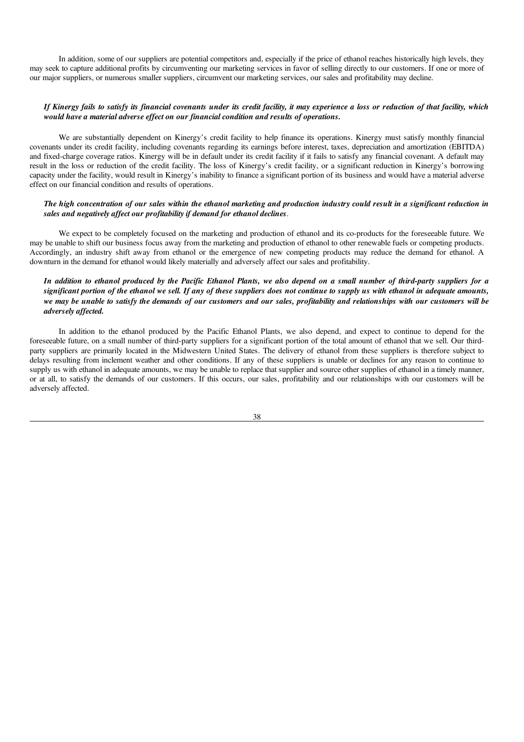In addition, some of our suppliers are potential competitors and, especially if the price of ethanol reaches historically high levels, they may seek to capture additional profits by circumventing our marketing services in favor of selling directly to our customers. If one or more of our major suppliers, or numerous smaller suppliers, circumvent our marketing services, our sales and profitability may decline.

***If Kinergy fails to satisfy its financial covenants under its credit facility, it may experience a loss or reduction of that facility, which would have a material adverse effect on our financial condition and results of operations.***

We are substantially dependent on Kinergy's credit facility to help finance its operations. Kinergy must satisfy monthly financial covenants under its credit facility, including covenants regarding its earnings before interest, taxes, depreciation and amortization (EBITDA) and fixed-charge coverage ratios. Kinergy will be in default under its credit facility if it fails to satisfy any financial covenant. A default may result in the loss or reduction of the credit facility. The loss of Kinergy's credit facility, or a significant reduction in Kinergy's borrowing capacity under the facility, would result in Kinergy's inability to finance a significant portion of its business and would have a material adverse effect on our financial condition and results of operations.

***The high concentration of our sales within the ethanol marketing and production industry could result in a significant reduction in sales and negatively affect our profitability if demand for ethanol declines.***

We expect to be completely focused on the marketing and production of ethanol and its co-products for the foreseeable future. We may be unable to shift our business focus away from the marketing and production of ethanol to other renewable fuels or competing products. Accordingly, an industry shift away from ethanol or the emergence of new competing products may reduce the demand for ethanol. A downturn in the demand for ethanol would likely materially and adversely affect our sales and profitability.

***In addition to ethanol produced by the Pacific Ethanol Plants, we also depend on a small number of third-party suppliers for a significant portion of the ethanol we sell. If any of these suppliers does not continue to supply us with ethanol in adequate amounts, we may be unable to satisfy the demands of our customers and our sales, profitability and relationships with our customers will be adversely affected.***

In addition to the ethanol produced by the Pacific Ethanol Plants, we also depend, and expect to continue to depend for the foreseeable future, on a small number of third-party suppliers for a significant portion of the total amount of ethanol that we sell. Our third-party suppliers are primarily located in the Midwestern United States. The delivery of ethanol from these suppliers is therefore subject to delays resulting from inclement weather and other conditions. If any of these suppliers is unable or declines for any reason to continue to supply us with ethanol in adequate amounts, we may be unable to replace that supplier and source other supplies of ethanol in a timely manner, or at all, to satisfy the demands of our customers. If this occurs, our sales, profitability and our relationships with our customers will be adversely affected.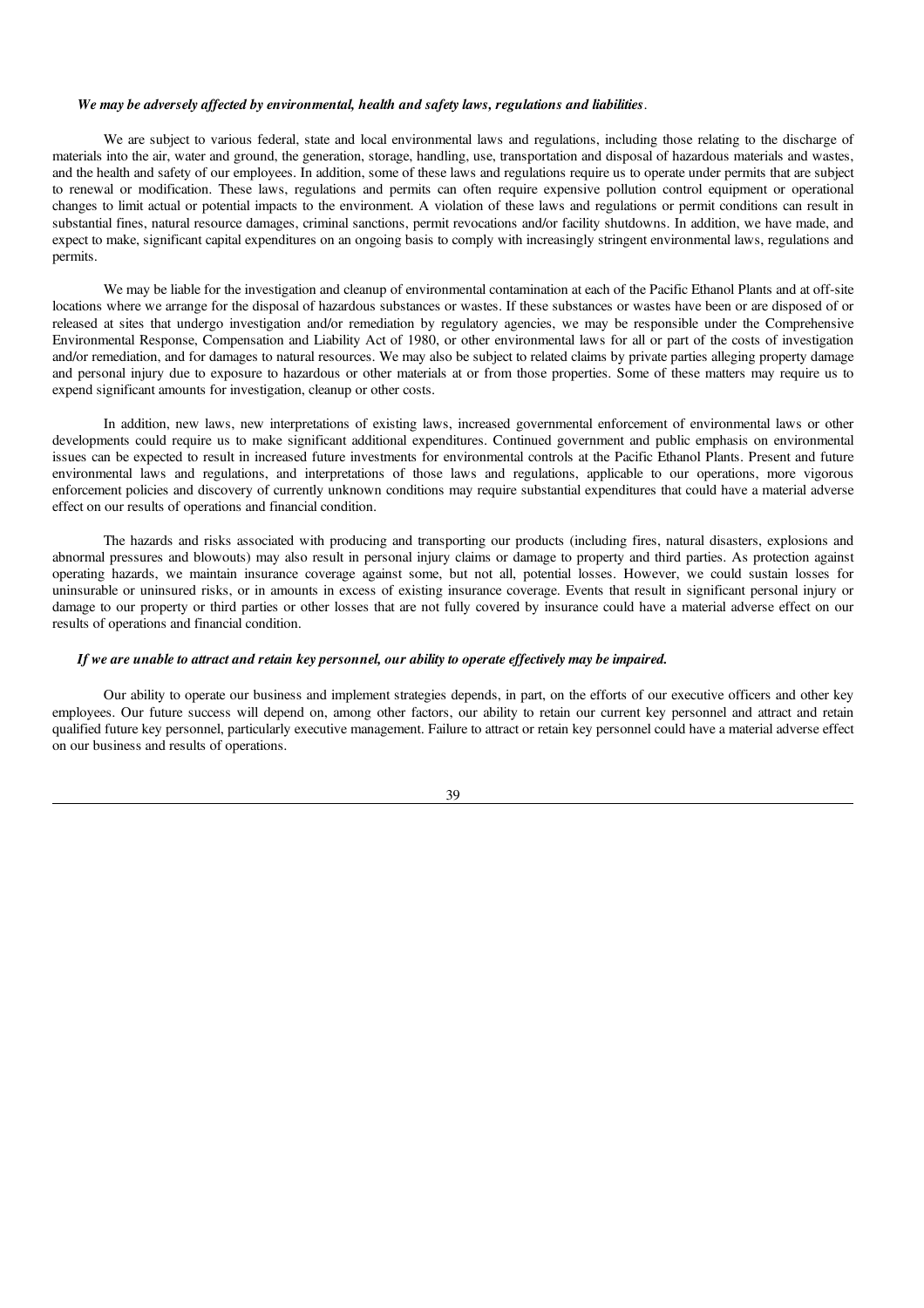***We may be adversely affected by environmental, health and safety laws, regulations and liabilities*.**

We are subject to various federal, state and local environmental laws and regulations, including those relating to the discharge of materials into the air, water and ground, the generation, storage, handling, use, transportation and disposal of hazardous materials and wastes, and the health and safety of our employees. In addition, some of these laws and regulations require us to operate under permits that are subject to renewal or modification. These laws, regulations and permits can often require expensive pollution control equipment or operational changes to limit actual or potential impacts to the environment. A violation of these laws and regulations or permit conditions can result in substantial fines, natural resource damages, criminal sanctions, permit revocations and/or facility shutdowns. In addition, we have made, and expect to make, significant capital expenditures on an ongoing basis to comply with increasingly stringent environmental laws, regulations and permits.

We may be liable for the investigation and cleanup of environmental contamination at each of the Pacific Ethanol Plants and at off-site locations where we arrange for the disposal of hazardous substances or wastes. If these substances or wastes have been or are disposed of or released at sites that undergo investigation and/or remediation by regulatory agencies, we may be responsible under the Comprehensive Environmental Response, Compensation and Liability Act of 1980, or other environmental laws for all or part of the costs of investigation and/or remediation, and for damages to natural resources. We may also be subject to related claims by private parties alleging property damage and personal injury due to exposure to hazardous or other materials at or from those properties. Some of these matters may require us to expend significant amounts for investigation, cleanup or other costs.

In addition, new laws, new interpretations of existing laws, increased governmental enforcement of environmental laws or other developments could require us to make significant additional expenditures. Continued government and public emphasis on environmental issues can be expected to result in increased future investments for environmental controls at the Pacific Ethanol Plants. Present and future environmental laws and regulations, and interpretations of those laws and regulations, applicable to our operations, more vigorous enforcement policies and discovery of currently unknown conditions may require substantial expenditures that could have a material adverse effect on our results of operations and financial condition.

The hazards and risks associated with producing and transporting our products (including fires, natural disasters, explosions and abnormal pressures and blowouts) may also result in personal injury claims or damage to property and third parties. As protection against operating hazards, we maintain insurance coverage against some, but not all, potential losses. However, we could sustain losses for uninsurable or uninsured risks, or in amounts in excess of existing insurance coverage. Events that result in significant personal injury or damage to our property or third parties or other losses that are not fully covered by insurance could have a material adverse effect on our results of operations and financial condition.

***If we are unable to attract and retain key personnel, our ability to operate effectively may be impaired.***

Our ability to operate our business and implement strategies depends, in part, on the efforts of our executive officers and other key employees. Our future success will depend on, among other factors, our ability to retain our current key personnel and attract and retain qualified future key personnel, particularly executive management. Failure to attract or retain key personnel could have a material adverse effect on our business and results of operations.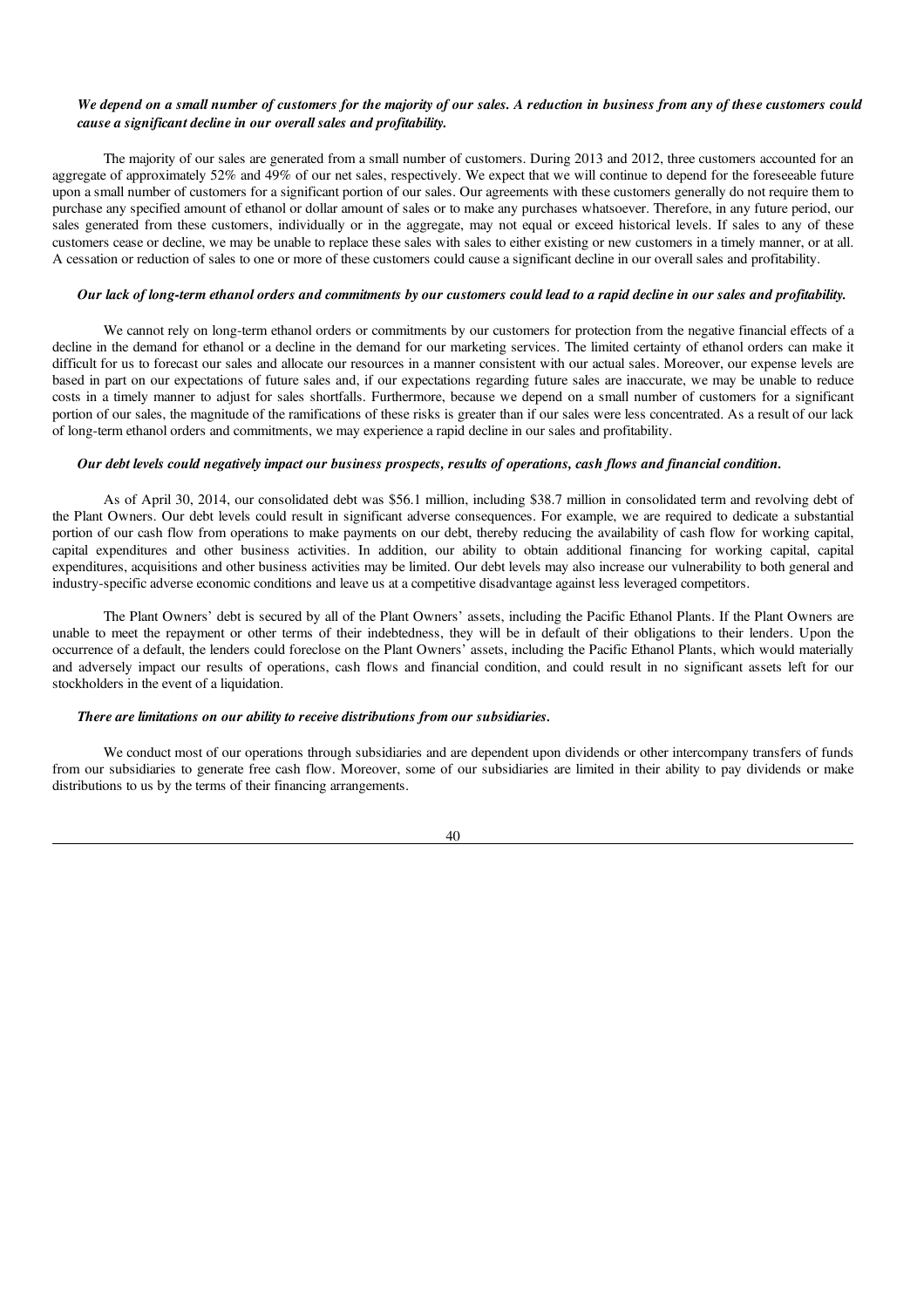***We depend on a small number of customers for the majority of our sales. A reduction in business from any of these customers could cause a significant decline in our overall sales and profitability.***

The majority of our sales are generated from a small number of customers. During 2013 and 2012, three customers accounted for an aggregate of approximately 52% and 49% of our net sales, respectively. We expect that we will continue to depend for the foreseeable future upon a small number of customers for a significant portion of our sales. Our agreements with these customers generally do not require them to purchase any specified amount of ethanol or dollar amount of sales or to make any purchases whatsoever. Therefore, in any future period, our sales generated from these customers, individually or in the aggregate, may not equal or exceed historical levels. If sales to any of these customers cease or decline, we may be unable to replace these sales with sales to either existing or new customers in a timely manner, or at all. A cessation or reduction of sales to one or more of these customers could cause a significant decline in our overall sales and profitability.

***Our lack of long-term ethanol orders and commitments by our customers could lead to a rapid decline in our sales and profitability.***

We cannot rely on long-term ethanol orders or commitments by our customers for protection from the negative financial effects of a decline in the demand for ethanol or a decline in the demand for our marketing services. The limited certainty of ethanol orders can make it difficult for us to forecast our sales and allocate our resources in a manner consistent with our actual sales. Moreover, our expense levels are based in part on our expectations of future sales and, if our expectations regarding future sales are inaccurate, we may be unable to reduce costs in a timely manner to adjust for sales shortfalls. Furthermore, because we depend on a small number of customers for a significant portion of our sales, the magnitude of the ramifications of these risks is greater than if our sales were less concentrated. As a result of our lack of long-term ethanol orders and commitments, we may experience a rapid decline in our sales and profitability.

***Our debt levels could negatively impact our business prospects, results of operations, cash flows and financial condition.***

As of April 30, 2014, our consolidated debt was $56.1 million, including $38.7 million in consolidated term and revolving debt of the Plant Owners. Our debt levels could result in significant adverse consequences. For example, we are required to dedicate a substantial portion of our cash flow from operations to make payments on our debt, thereby reducing the availability of cash flow for working capital, capital expenditures and other business activities. In addition, our ability to obtain additional financing for working capital, capital expenditures, acquisitions and other business activities may be limited. Our debt levels may also increase our vulnerability to both general and industry-specific adverse economic conditions and leave us at a competitive disadvantage against less leveraged competitors.

The Plant Owners' debt is secured by all of the Plant Owners' assets, including the Pacific Ethanol Plants. If the Plant Owners are unable to meet the repayment or other terms of their indebtedness, they will be in default of their obligations to their lenders. Upon the occurrence of a default, the lenders could foreclose on the Plant Owners' assets, including the Pacific Ethanol Plants, which would materially and adversely impact our results of operations, cash flows and financial condition, and could result in no significant assets left for our stockholders in the event of a liquidation.

***There are limitations on our ability to receive distributions from our subsidiaries.***

We conduct most of our operations through subsidiaries and are dependent upon dividends or other intercompany transfers of funds from our subsidiaries to generate free cash flow. Moreover, some of our subsidiaries are limited in their ability to pay dividends or make distributions to us by the terms of their financing arrangements.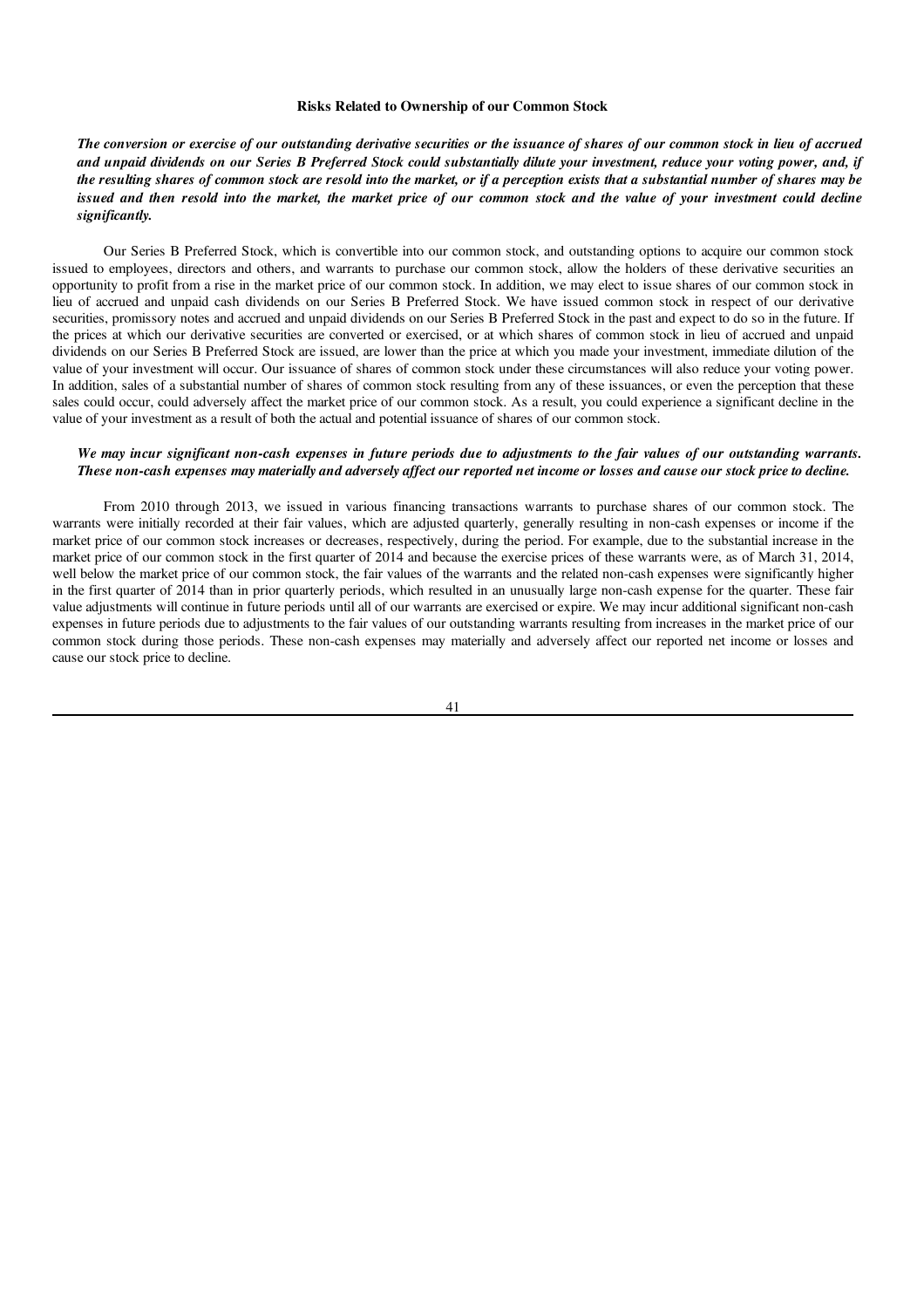### Risks Related to Ownership of our Common Stock

***The conversion or exercise of our outstanding derivative securities or the issuance of shares of our common stock in lieu of accrued and unpaid dividends on our Series B Preferred Stock could substantially dilute your investment, reduce your voting power, and, if the resulting shares of common stock are resold into the market, or if a perception exists that a substantial number of shares may be issued and then resold into the market, the market price of our common stock and the value of your investment could decline significantly.***

Our Series B Preferred Stock, which is convertible into our common stock, and outstanding options to acquire our common stock issued to employees, directors and others, and warrants to purchase our common stock, allow the holders of these derivative securities an opportunity to profit from a rise in the market price of our common stock. In addition, we may elect to issue shares of our common stock in lieu of accrued and unpaid cash dividends on our Series B Preferred Stock. We have issued common stock in respect of our derivative securities, promissory notes and accrued and unpaid dividends on our Series B Preferred Stock in the past and expect to do so in the future. If the prices at which our derivative securities are converted or exercised, or at which shares of common stock in lieu of accrued and unpaid dividends on our Series B Preferred Stock are issued, are lower than the price at which you made your investment, immediate dilution of the value of your investment will occur. Our issuance of shares of common stock under these circumstances will also reduce your voting power. In addition, sales of a substantial number of shares of common stock resulting from any of these issuances, or even the perception that these sales could occur, could adversely affect the market price of our common stock. As a result, you could experience a significant decline in the value of your investment as a result of both the actual and potential issuance of shares of our common stock.

***We may incur significant non-cash expenses in future periods due to adjustments to the fair values of our outstanding warrants. These non-cash expenses may materially and adversely affect our reported net income or losses and cause our stock price to decline.***

From 2010 through 2013, we issued in various financing transactions warrants to purchase shares of our common stock. The warrants were initially recorded at their fair values, which are adjusted quarterly, generally resulting in non-cash expenses or income if the market price of our common stock increases or decreases, respectively, during the period. For example, due to the substantial increase in the market price of our common stock in the first quarter of 2014 and because the exercise prices of these warrants were, as of March 31, 2014, well below the market price of our common stock, the fair values of the warrants and the related non-cash expenses were significantly higher in the first quarter of 2014 than in prior quarterly periods, which resulted in an unusually large non-cash expense for the quarter. These fair value adjustments will continue in future periods until all of our warrants are exercised or expire. We may incur additional significant non-cash expenses in future periods due to adjustments to the fair values of our outstanding warrants resulting from increases in the market price of our common stock during those periods. These non-cash expenses may materially and adversely affect our reported net income or losses and cause our stock price to decline.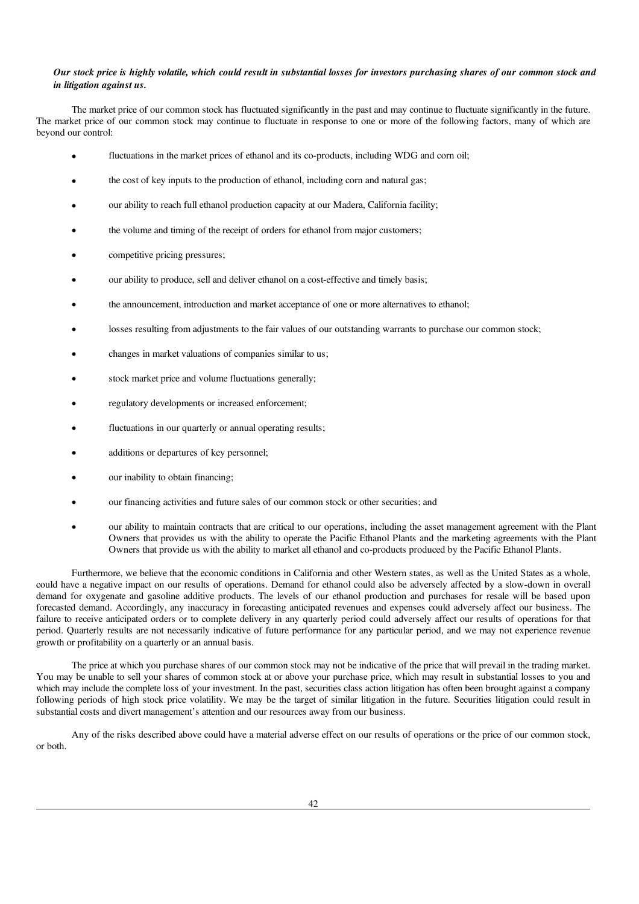***Our stock price is highly volatile, which could result in substantial losses for investors purchasing shares of our common stock and in litigation against us.***

The market price of our common stock has fluctuated significantly in the past and may continue to fluctuate significantly in the future. The market price of our common stock may continue to fluctuate in response to one or more of the following factors, many of which are beyond our control:

- fluctuations in the market prices of ethanol and its co-products, including WDG and corn oil;
- the cost of key inputs to the production of ethanol, including corn and natural gas;
- our ability to reach full ethanol production capacity at our Madera, California facility;
- the volume and timing of the receipt of orders for ethanol from major customers;
- competitive pricing pressures;
- our ability to produce, sell and deliver ethanol on a cost-effective and timely basis;
- the announcement, introduction and market acceptance of one or more alternatives to ethanol;
- losses resulting from adjustments to the fair values of our outstanding warrants to purchase our common stock;
- changes in market valuations of companies similar to us;
- stock market price and volume fluctuations generally;
- regulatory developments or increased enforcement;
- fluctuations in our quarterly or annual operating results;
- additions or departures of key personnel;
- our inability to obtain financing;
- our financing activities and future sales of our common stock or other securities; and
- our ability to maintain contracts that are critical to our operations, including the asset management agreement with the Plant Owners that provides us with the ability to operate the Pacific Ethanol Plants and the marketing agreements with the Plant Owners that provide us with the ability to market all ethanol and co-products produced by the Pacific Ethanol Plants.

Furthermore, we believe that the economic conditions in California and other Western states, as well as the United States as a whole, could have a negative impact on our results of operations. Demand for ethanol could also be adversely affected by a slow-down in overall demand for oxygenate and gasoline additive products. The levels of our ethanol production and purchases for resale will be based upon forecasted demand. Accordingly, any inaccuracy in forecasting anticipated revenues and expenses could adversely affect our business. The failure to receive anticipated orders or to complete delivery in any quarterly period could adversely affect our results of operations for that period. Quarterly results are not necessarily indicative of future performance for any particular period, and we may not experience revenue growth or profitability on a quarterly or an annual basis.

The price at which you purchase shares of our common stock may not be indicative of the price that will prevail in the trading market. You may be unable to sell your shares of common stock at or above your purchase price, which may result in substantial losses to you and which may include the complete loss of your investment. In the past, securities class action litigation has often been brought against a company following periods of high stock price volatility. We may be the target of similar litigation in the future. Securities litigation could result in substantial costs and divert management's attention and our resources away from our business.

Any of the risks described above could have a material adverse effect on our results of operations or the price of our common stock, or both.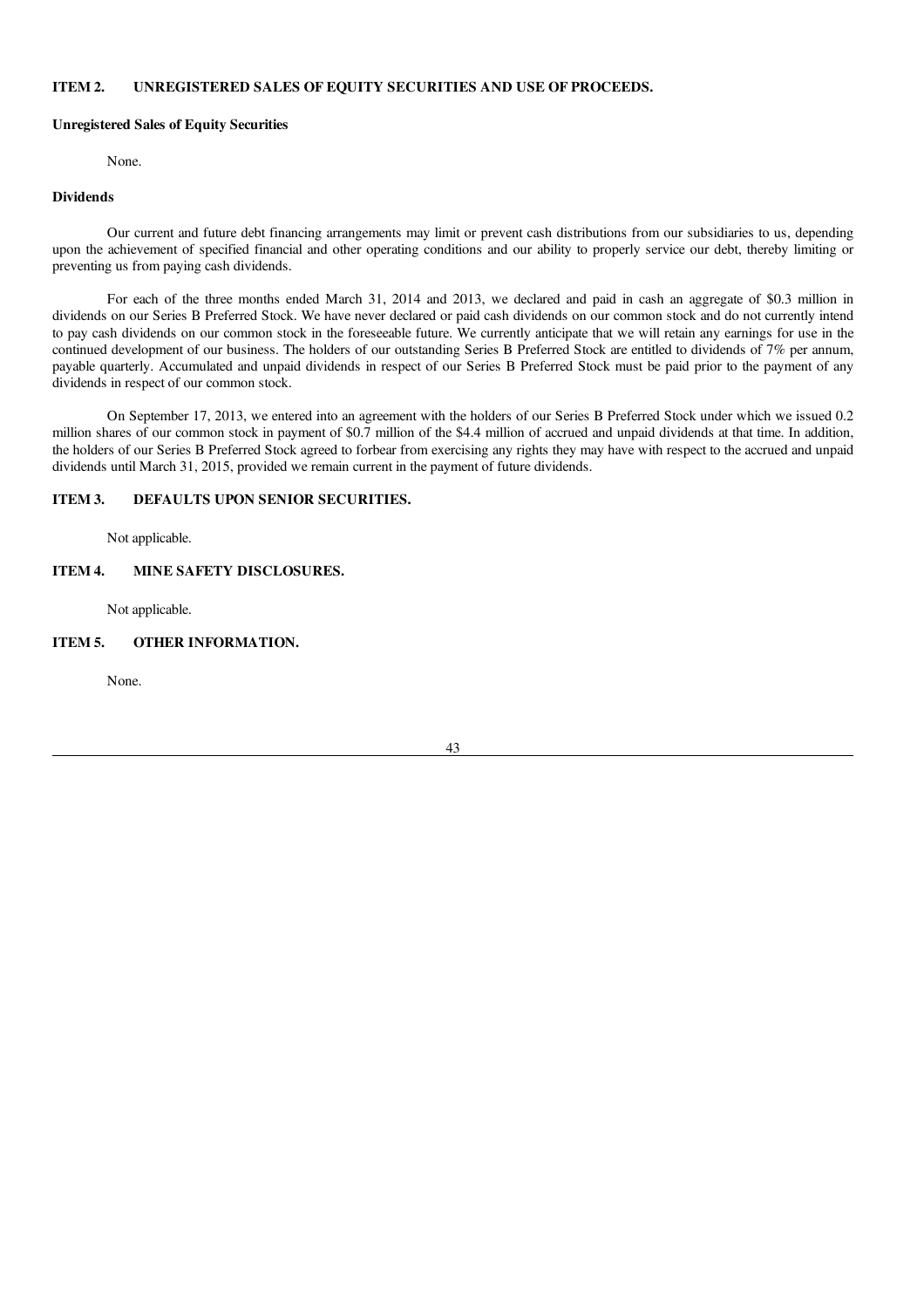## ITEM 2. UNREGISTERED SALES OF EQUITY SECURITIES AND USE OF PROCEEDS.

### Unregistered Sales of Equity Securities

None.

### Dividends

Our current and future debt financing arrangements may limit or prevent cash distributions from our subsidiaries to us, depending upon the achievement of specified financial and other operating conditions and our ability to properly service our debt, thereby limiting or preventing us from paying cash dividends.

For each of the three months ended March 31, 2014 and 2013, we declared and paid in cash an aggregate of $0.3 million in dividends on our Series B Preferred Stock. We have never declared or paid cash dividends on our common stock and do not currently intend to pay cash dividends on our common stock in the foreseeable future. We currently anticipate that we will retain any earnings for use in the continued development of our business. The holders of our outstanding Series B Preferred Stock are entitled to dividends of 7% per annum, payable quarterly. Accumulated and unpaid dividends in respect of our Series B Preferred Stock must be paid prior to the payment of any dividends in respect of our common stock.

On September 17, 2013, we entered into an agreement with the holders of our Series B Preferred Stock under which we issued 0.2 million shares of our common stock in payment of $0.7 million of the $4.4 million of accrued and unpaid dividends at that time. In addition, the holders of our Series B Preferred Stock agreed to forbear from exercising any rights they may have with respect to the accrued and unpaid dividends until March 31, 2015, provided we remain current in the payment of future dividends.

## ITEM 3. DEFAULTS UPON SENIOR SECURITIES.

Not applicable.

## ITEM 4. MINE SAFETY DISCLOSURES.

Not applicable.

## ITEM 5. OTHER INFORMATION.

None.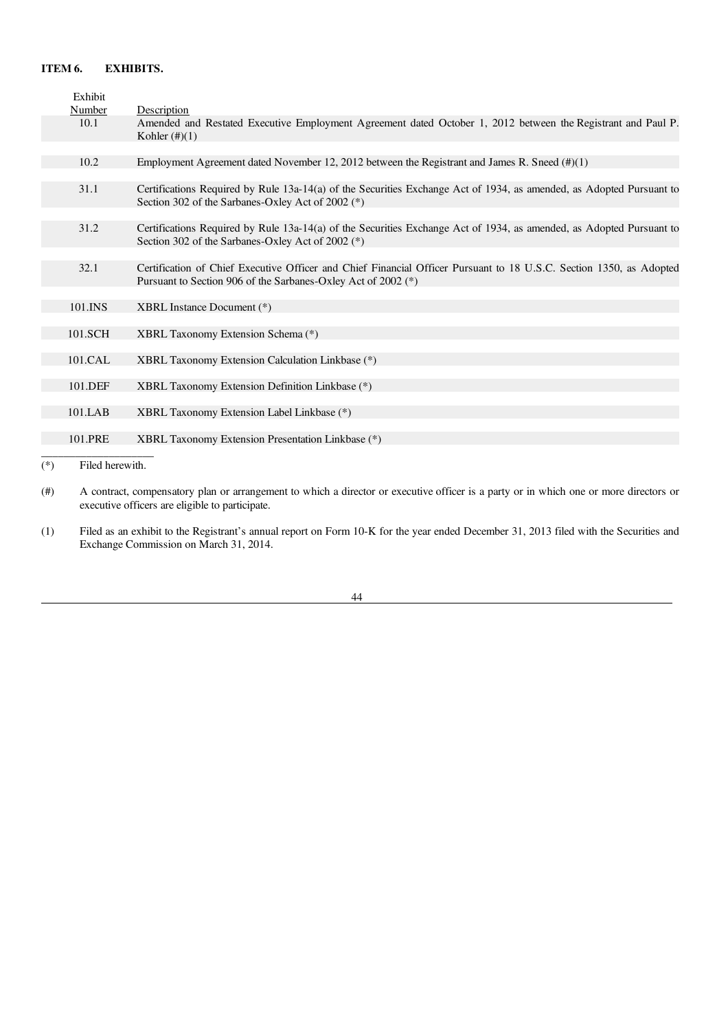## ITEM 6. EXHIBITS.

| Exhibit Number | Description |
|---|---|
| 10.1 | Amended and Restated Executive Employment Agreement dated October 1, 2012 between the Registrant and Paul P. Kohler (#)(1) |
| 10.2 | Employment Agreement dated November 12, 2012 between the Registrant and James R. Sneed (#)(1) |
| 31.1 | Certifications Required by Rule 13a-14(a) of the Securities Exchange Act of 1934, as amended, as Adopted Pursuant to Section 302 of the Sarbanes-Oxley Act of 2002 (*) |
| 31.2 | Certifications Required by Rule 13a-14(a) of the Securities Exchange Act of 1934, as amended, as Adopted Pursuant to Section 302 of the Sarbanes-Oxley Act of 2002 (*) |
| 32.1 | Certification of Chief Executive Officer and Chief Financial Officer Pursuant to 18 U.S.C. Section 1350, as Adopted Pursuant to Section 906 of the Sarbanes-Oxley Act of 2002 (*) |
| 101.INS | XBRL Instance Document (*) |
| 101.SCH | XBRL Taxonomy Extension Schema (*) |
| 101.CAL | XBRL Taxonomy Extension Calculation Linkbase (*) |
| 101.DEF | XBRL Taxonomy Extension Definition Linkbase (*) |
| 101.LAB | XBRL Taxonomy Extension Label Linkbase (*) |
| 101.PRE | XBRL Taxonomy Extension Presentation Linkbase (*) |

(*) Filed herewith.

(#) A contract, compensatory plan or arrangement to which a director or executive officer is a party or in which one or more directors or executive officers are eligible to participate.

(1) Filed as an exhibit to the Registrant's annual report on Form 10-K for the year ended December 31, 2013 filed with the Securities and Exchange Commission on March 31, 2014.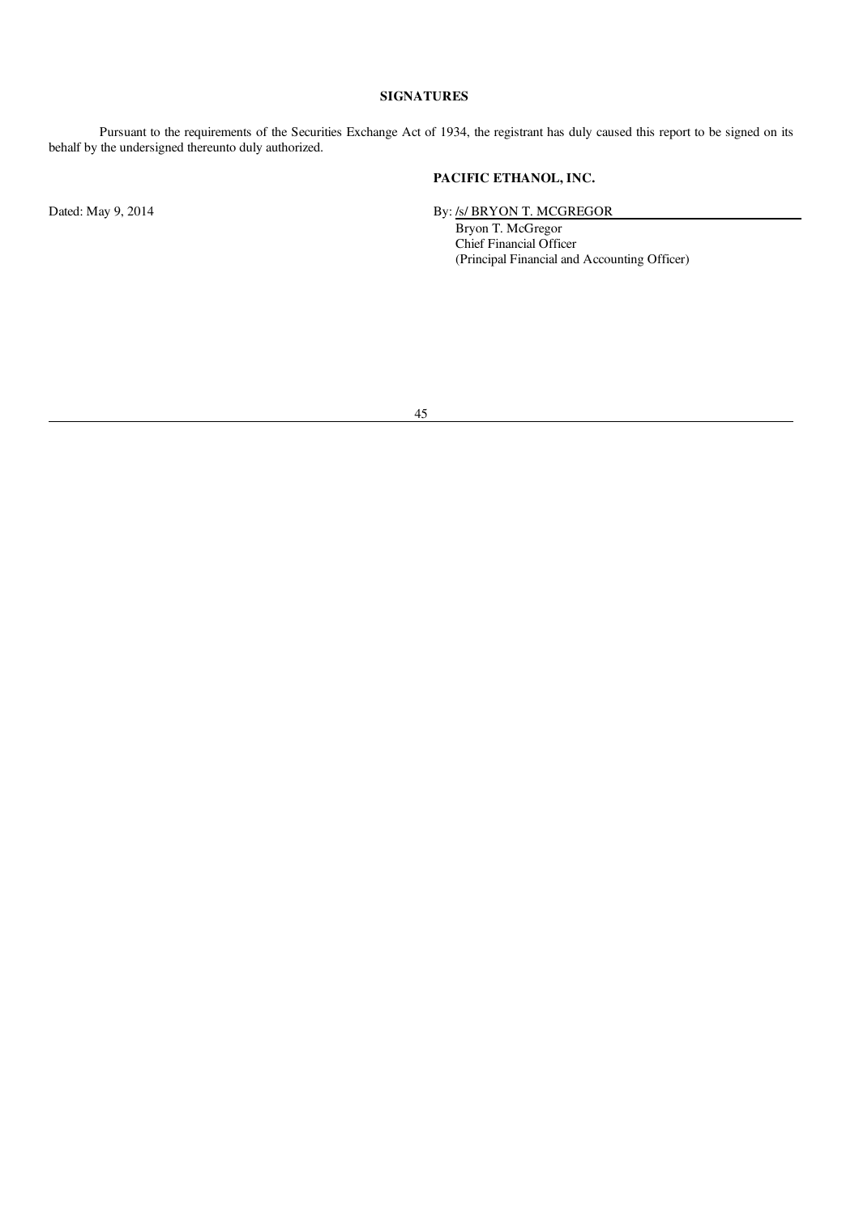**SIGNATURES**

Pursuant to the requirements of the Securities Exchange Act of 1934, the registrant has duly caused this report to be signed on its behalf by the undersigned thereunto duly authorized.

**PACIFIC ETHANOL, INC.**

Dated: May 9, 2014

By: /s/ BRYON T. MCGREGOR
Bryon T. McGregor
Chief Financial Officer
(Principal Financial and Accounting Officer)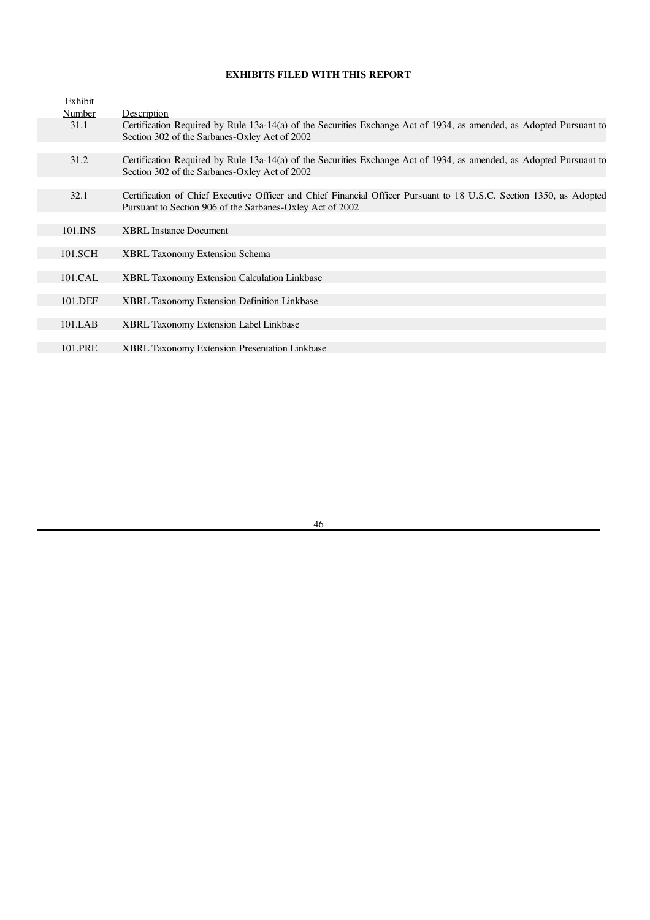**EXHIBITS FILED WITH THIS REPORT**

| Exhibit Number | Description |
| --- | --- |
| 31.1 | Certification Required by Rule 13a-14(a) of the Securities Exchange Act of 1934, as amended, as Adopted Pursuant to Section 302 of the Sarbanes-Oxley Act of 2002 |
| 31.2 | Certification Required by Rule 13a-14(a) of the Securities Exchange Act of 1934, as amended, as Adopted Pursuant to Section 302 of the Sarbanes-Oxley Act of 2002 |
| 32.1 | Certification of Chief Executive Officer and Chief Financial Officer Pursuant to 18 U.S.C. Section 1350, as Adopted Pursuant to Section 906 of the Sarbanes-Oxley Act of 2002 |
| 101.INS | XBRL Instance Document |
| 101.SCH | XBRL Taxonomy Extension Schema |
| 101.CAL | XBRL Taxonomy Extension Calculation Linkbase |
| 101.DEF | XBRL Taxonomy Extension Definition Linkbase |
| 101.LAB | XBRL Taxonomy Extension Label Linkbase |
| 101.PRE | XBRL Taxonomy Extension Presentation Linkbase |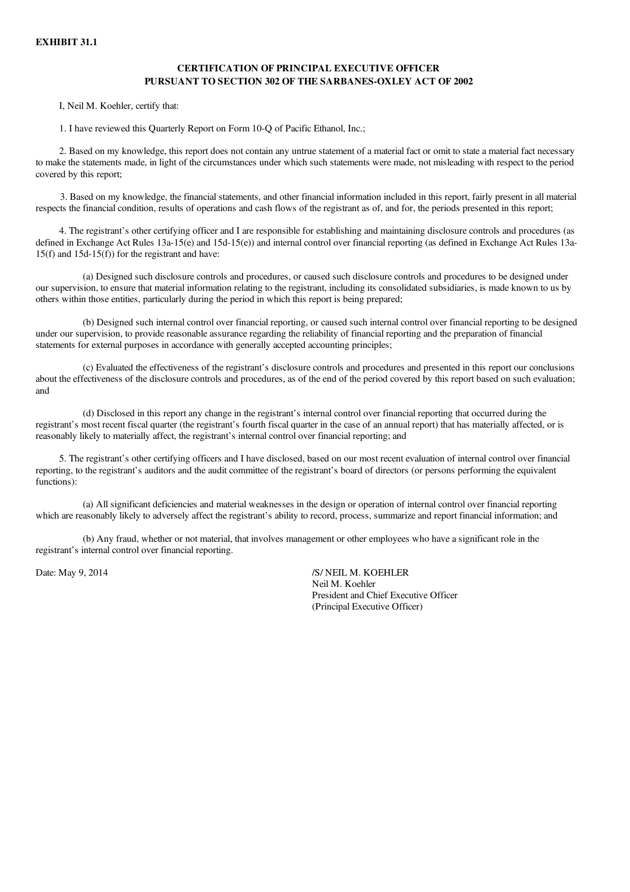**EXHIBIT 31.1**

**CERTIFICATION OF PRINCIPAL EXECUTIVE OFFICER PURSUANT TO SECTION 302 OF THE SARBANES-OXLEY ACT OF 2002**

I, Neil M. Koehler, certify that:

1. I have reviewed this Quarterly Report on Form 10-Q of Pacific Ethanol, Inc.;

2. Based on my knowledge, this report does not contain any untrue statement of a material fact or omit to state a material fact necessary to make the statements made, in light of the circumstances under which such statements were made, not misleading with respect to the period covered by this report;

3. Based on my knowledge, the financial statements, and other financial information included in this report, fairly present in all material respects the financial condition, results of operations and cash flows of the registrant as of, and for, the periods presented in this report;

4. The registrant's other certifying officer and I are responsible for establishing and maintaining disclosure controls and procedures (as defined in Exchange Act Rules 13a-15(e) and 15d-15(e)) and internal control over financial reporting (as defined in Exchange Act Rules 13a-15(f) and 15d-15(f)) for the registrant and have:

(a) Designed such disclosure controls and procedures, or caused such disclosure controls and procedures to be designed under our supervision, to ensure that material information relating to the registrant, including its consolidated subsidiaries, is made known to us by others within those entities, particularly during the period in which this report is being prepared;

(b) Designed such internal control over financial reporting, or caused such internal control over financial reporting to be designed under our supervision, to provide reasonable assurance regarding the reliability of financial reporting and the preparation of financial statements for external purposes in accordance with generally accepted accounting principles;

(c) Evaluated the effectiveness of the registrant's disclosure controls and procedures and presented in this report our conclusions about the effectiveness of the disclosure controls and procedures, as of the end of the period covered by this report based on such evaluation; and

(d) Disclosed in this report any change in the registrant's internal control over financial reporting that occurred during the registrant's most recent fiscal quarter (the registrant's fourth fiscal quarter in the case of an annual report) that has materially affected, or is reasonably likely to materially affect, the registrant's internal control over financial reporting; and

5. The registrant's other certifying officers and I have disclosed, based on our most recent evaluation of internal control over financial reporting, to the registrant's auditors and the audit committee of the registrant's board of directors (or persons performing the equivalent functions):

(a) All significant deficiencies and material weaknesses in the design or operation of internal control over financial reporting which are reasonably likely to adversely affect the registrant's ability to record, process, summarize and report financial information; and

(b) Any fraud, whether or not material, that involves management or other employees who have a significant role in the registrant's internal control over financial reporting.

Date: May 9, 2014

/S/ NEIL M. KOEHLER
Neil M. Koehler
President and Chief Executive Officer
(Principal Executive Officer)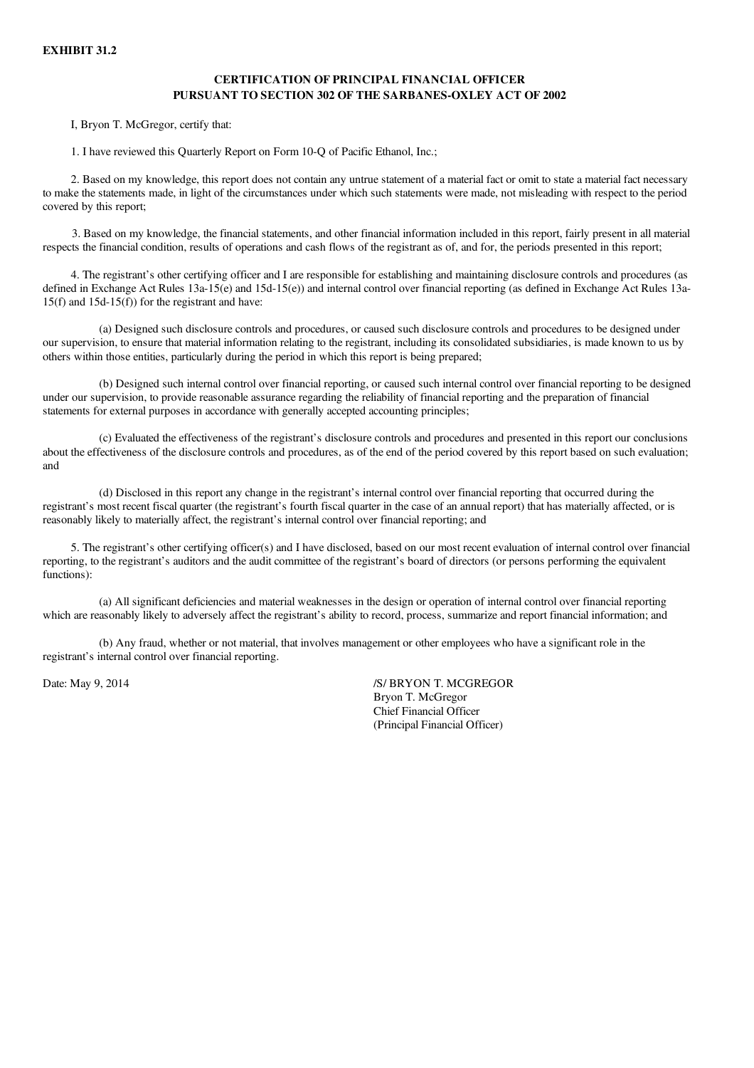**EXHIBIT 31.2**

**CERTIFICATION OF PRINCIPAL FINANCIAL OFFICER**
**PURSUANT TO SECTION 302 OF THE SARBANES-OXLEY ACT OF 2002**

I, Bryon T. McGregor, certify that:

1. I have reviewed this Quarterly Report on Form 10-Q of Pacific Ethanol, Inc.;

2. Based on my knowledge, this report does not contain any untrue statement of a material fact or omit to state a material fact necessary to make the statements made, in light of the circumstances under which such statements were made, not misleading with respect to the period covered by this report;

3. Based on my knowledge, the financial statements, and other financial information included in this report, fairly present in all material respects the financial condition, results of operations and cash flows of the registrant as of, and for, the periods presented in this report;

4. The registrant's other certifying officer and I are responsible for establishing and maintaining disclosure controls and procedures (as defined in Exchange Act Rules 13a-15(e) and 15d-15(e)) and internal control over financial reporting (as defined in Exchange Act Rules 13a-15(f) and 15d-15(f)) for the registrant and have:

(a) Designed such disclosure controls and procedures, or caused such disclosure controls and procedures to be designed under our supervision, to ensure that material information relating to the registrant, including its consolidated subsidiaries, is made known to us by others within those entities, particularly during the period in which this report is being prepared;

(b) Designed such internal control over financial reporting, or caused such internal control over financial reporting to be designed under our supervision, to provide reasonable assurance regarding the reliability of financial reporting and the preparation of financial statements for external purposes in accordance with generally accepted accounting principles;

(c) Evaluated the effectiveness of the registrant's disclosure controls and procedures and presented in this report our conclusions about the effectiveness of the disclosure controls and procedures, as of the end of the period covered by this report based on such evaluation; and

(d) Disclosed in this report any change in the registrant's internal control over financial reporting that occurred during the registrant's most recent fiscal quarter (the registrant's fourth fiscal quarter in the case of an annual report) that has materially affected, or is reasonably likely to materially affect, the registrant's internal control over financial reporting; and

5. The registrant's other certifying officer(s) and I have disclosed, based on our most recent evaluation of internal control over financial reporting, to the registrant's auditors and the audit committee of the registrant's board of directors (or persons performing the equivalent functions):

(a) All significant deficiencies and material weaknesses in the design or operation of internal control over financial reporting which are reasonably likely to adversely affect the registrant's ability to record, process, summarize and report financial information; and

(b) Any fraud, whether or not material, that involves management or other employees who have a significant role in the registrant's internal control over financial reporting.

Date: May 9, 2014

/S/ BRYON T. MCGREGOR
Bryon T. McGregor
Chief Financial Officer
(Principal Financial Officer)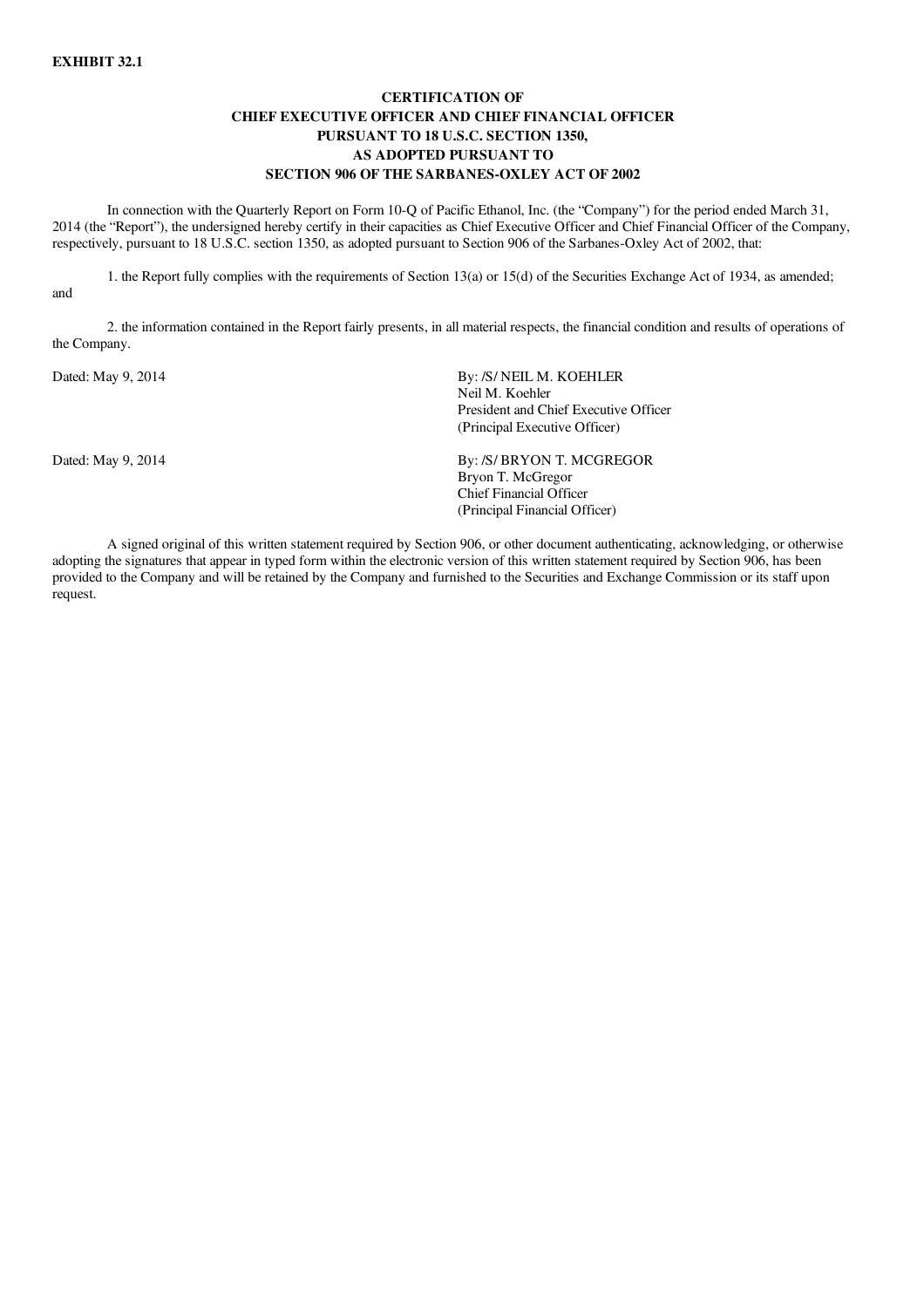**EXHIBIT 32.1**

**CERTIFICATION OF**
**CHIEF EXECUTIVE OFFICER AND CHIEF FINANCIAL OFFICER**
**PURSUANT TO 18 U.S.C. SECTION 1350,**
**AS ADOPTED PURSUANT TO**
**SECTION 906 OF THE SARBANES-OXLEY ACT OF 2002**

In connection with the Quarterly Report on Form 10-Q of Pacific Ethanol, Inc. (the "Company") for the period ended March 31, 2014 (the "Report"), the undersigned hereby certify in their capacities as Chief Executive Officer and Chief Financial Officer of the Company, respectively, pursuant to 18 U.S.C. section 1350, as adopted pursuant to Section 906 of the Sarbanes-Oxley Act of 2002, that:

1. the Report fully complies with the requirements of Section 13(a) or 15(d) of the Securities Exchange Act of 1934, as amended; and

2. the information contained in the Report fairly presents, in all material respects, the financial condition and results of operations of the Company.

Dated: May 9, 2014

By: /S/ NEIL M. KOEHLER
Neil M. Koehler
President and Chief Executive Officer
(Principal Executive Officer)

Dated: May 9, 2014

By: /S/ BRYON T. MCGREGOR
Bryon T. McGregor
Chief Financial Officer
(Principal Financial Officer)

A signed original of this written statement required by Section 906, or other document authenticating, acknowledging, or otherwise adopting the signatures that appear in typed form within the electronic version of this written statement required by Section 906, has been provided to the Company and will be retained by the Company and furnished to the Securities and Exchange Commission or its staff upon request.